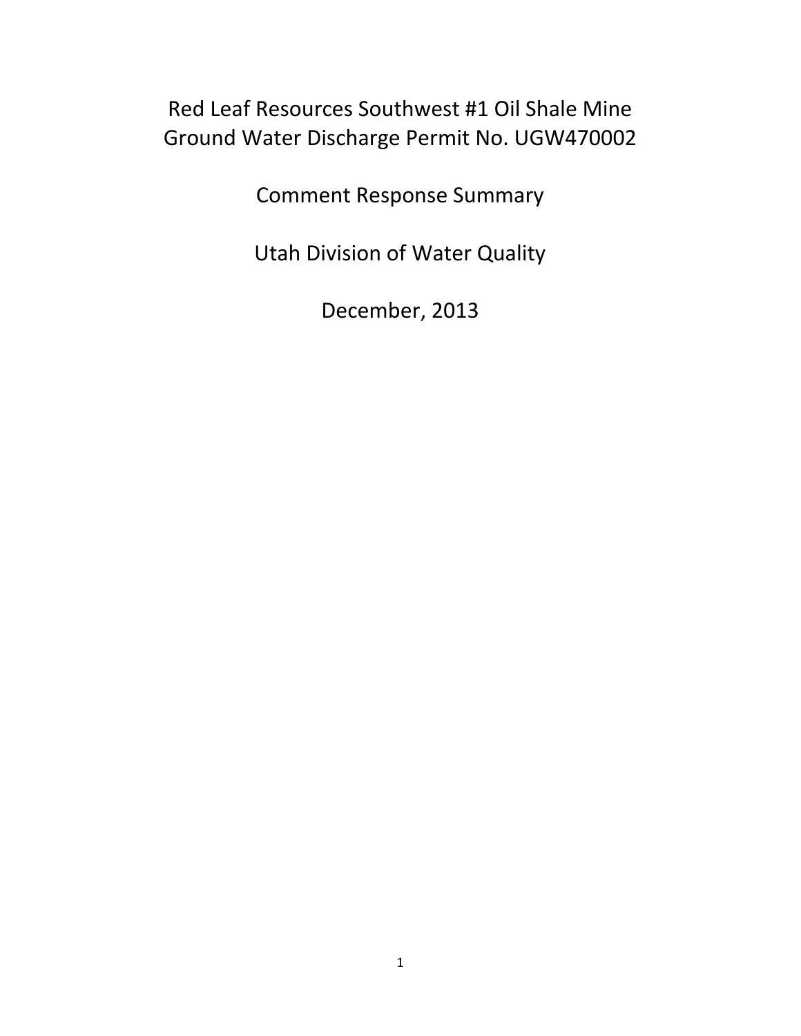# Red Leaf Resources Southwest #1 Oil Shale Mine Ground Water Discharge Permit No. UGW470002

## Comment Response Summary

## Utah Division of Water Quality

## December, 2013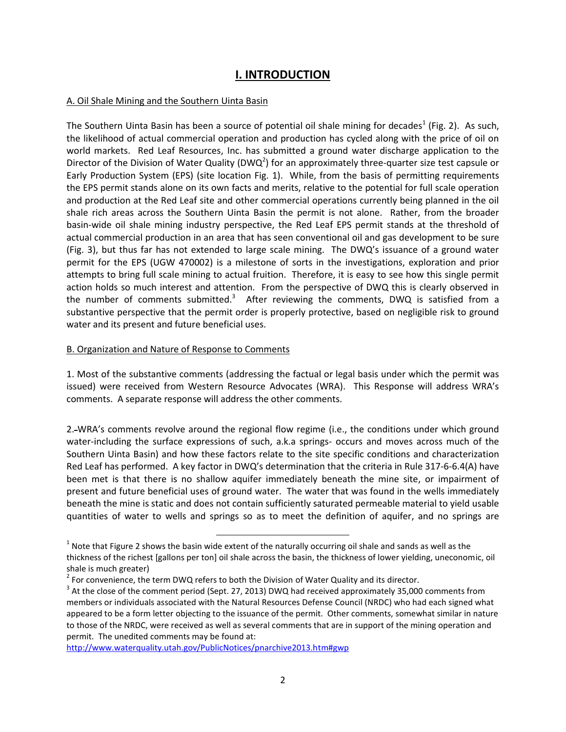# I. INTRODUCTION

A. Oil Shale Mining and the Southern Uinta Basin

The Southern Uinta Basin has been a source of potential oil shale mining for decades[1] (Fig. 2). As such, the likelihood of actual commercial operation and production has cycled along with the price of oil on world markets. Red Leaf Resources, Inc. has submitted a ground water discharge application to the Director of the Division of Water Quality (DWQ[2]) for an approximately three-quarter size test capsule or Early Production System (EPS) (site location Fig. 1). While, from the basis of permitting requirements the EPS permit stands alone on its own facts and merits, relative to the potential for full scale operation and production at the Red Leaf site and other commercial operations currently being planned in the oil shale rich areas across the Southern Uinta Basin the permit is not alone. Rather, from the broader basin-wide oil shale mining industry perspective, the Red Leaf EPS permit stands at the threshold of actual commercial production in an area that has seen conventional oil and gas development to be sure (Fig. 3), but thus far has not extended to large scale mining. The DWQ's issuance of a ground water permit for the EPS (UGW 470002) is a milestone of sorts in the investigations, exploration and prior attempts to bring full scale mining to actual fruition. Therefore, it is easy to see how this single permit action holds so much interest and attention. From the perspective of DWQ this is clearly observed in the number of comments submitted.[3] After reviewing the comments, DWQ is satisfied from a substantive perspective that the permit order is properly protective, based on negligible risk to ground water and its present and future beneficial uses.

B. Organization and Nature of Response to Comments

1. Most of the substantive comments (addressing the factual or legal basis under which the permit was issued) were received from Western Resource Advocates (WRA). This Response will address WRA's comments. A separate response will address the other comments.

2. WRA's comments revolve around the regional flow regime (i.e., the conditions under which ground water-including the surface expressions of such, a.k.a springs- occurs and moves across much of the Southern Uinta Basin) and how these factors relate to the site specific conditions and characterization Red Leaf has performed. A key factor in DWQ's determination that the criteria in Rule 317-6-6.4(A) have been met is that there is no shallow aquifer immediately beneath the mine site, or impairment of present and future beneficial uses of ground water. The water that was found in the wells immediately beneath the mine is static and does not contain sufficiently saturated permeable material to yield usable quantities of water to wells and springs so as to meet the definition of aquifer, and no springs are

---

[1] Note that Figure 2 shows the basin wide extent of the naturally occurring oil shale and sands as well as the thickness of the richest [gallons per ton] oil shale across the basin, the thickness of lower yielding, uneconomic, oil shale is much greater)

[2] For convenience, the term DWQ refers to both the Division of Water Quality and its director.

[3] At the close of the comment period (Sept. 27, 2013) DWQ had received approximately 35,000 comments from members or individuals associated with the Natural Resources Defense Council (NRDC) who had each signed what appeared to be a form letter objecting to the issuance of the permit. Other comments, somewhat similar in nature to those of the NRDC, were received as well as several comments that are in support of the mining operation and permit. The unedited comments may be found at: http://www.waterquality.utah.gov/PublicNotices/pnarchive2013.htm#gwp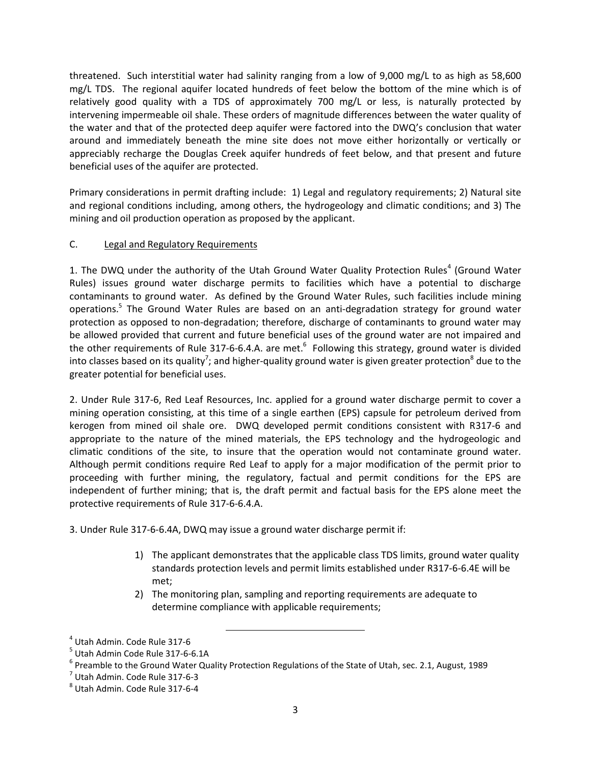threatened. Such interstitial water had salinity ranging from a low of 9,000 mg/L to as high as 58,600 mg/L TDS. The regional aquifer located hundreds of feet below the bottom of the mine which is of relatively good quality with a TDS of approximately 700 mg/L or less, is naturally protected by intervening impermeable oil shale. These orders of magnitude differences between the water quality of the water and that of the protected deep aquifer were factored into the DWQ's conclusion that water around and immediately beneath the mine site does not move either horizontally or vertically or appreciably recharge the Douglas Creek aquifer hundreds of feet below, and that present and future beneficial uses of the aquifer are protected.

Primary considerations in permit drafting include: 1) Legal and regulatory requirements; 2) Natural site and regional conditions including, among others, the hydrogeology and climatic conditions; and 3) The mining and oil production operation as proposed by the applicant.

C. Legal and Regulatory Requirements

1. The DWQ under the authority of the Utah Ground Water Quality Protection Rules[4] (Ground Water Rules) issues ground water discharge permits to facilities which have a potential to discharge contaminants to ground water. As defined by the Ground Water Rules, such facilities include mining operations.[5] The Ground Water Rules are based on an anti-degradation strategy for ground water protection as opposed to non-degradation; therefore, discharge of contaminants to ground water may be allowed provided that current and future beneficial uses of the ground water are not impaired and the other requirements of Rule 317-6-6.4.A. are met.[6] Following this strategy, ground water is divided into classes based on its quality[7]; and higher-quality ground water is given greater protection[8] due to the greater potential for beneficial uses.

2. Under Rule 317-6, Red Leaf Resources, Inc. applied for a ground water discharge permit to cover a mining operation consisting, at this time of a single earthen (EPS) capsule for petroleum derived from kerogen from mined oil shale ore. DWQ developed permit conditions consistent with R317-6 and appropriate to the nature of the mined materials, the EPS technology and the hydrogeologic and climatic conditions of the site, to insure that the operation would not contaminate ground water. Although permit conditions require Red Leaf to apply for a major modification of the permit prior to proceeding with further mining, the regulatory, factual and permit conditions for the EPS are independent of further mining; that is, the draft permit and factual basis for the EPS alone meet the protective requirements of Rule 317-6-6.4.A.

3. Under Rule 317-6-6.4A, DWQ may issue a ground water discharge permit if:

1) The applicant demonstrates that the applicable class TDS limits, ground water quality standards protection levels and permit limits established under R317-6-6.4E will be met;
2) The monitoring plan, sampling and reporting requirements are adequate to determine compliance with applicable requirements;

[4] Utah Admin. Code Rule 317-6
[5] Utah Admin Code Rule 317-6-6.1A
[6] Preamble to the Ground Water Quality Protection Regulations of the State of Utah, sec. 2.1, August, 1989
[7] Utah Admin. Code Rule 317-6-3
[8] Utah Admin. Code Rule 317-6-4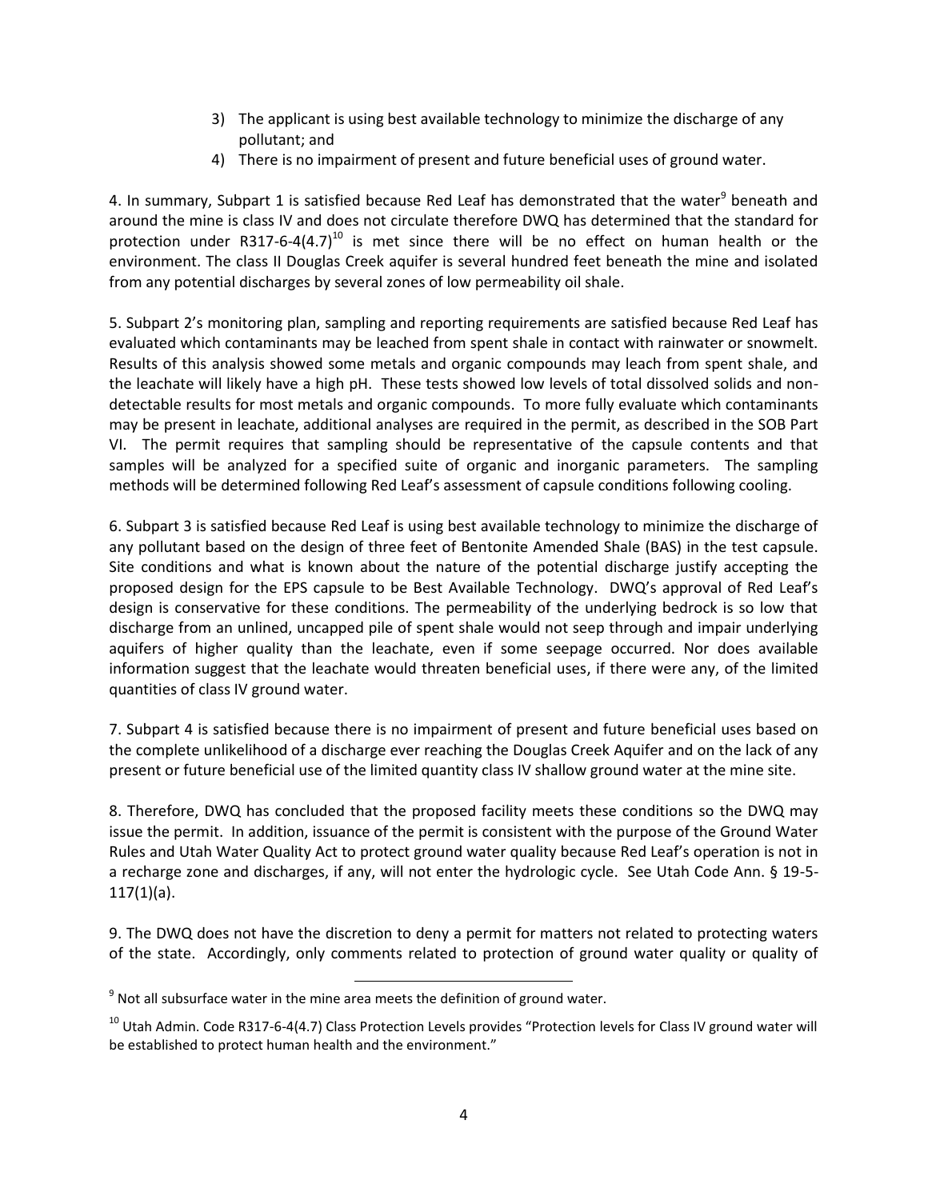3) The applicant is using best available technology to minimize the discharge of any pollutant; and
4) There is no impairment of present and future beneficial uses of ground water.

4. In summary, Subpart 1 is satisfied because Red Leaf has demonstrated that the water[9] beneath and around the mine is class IV and does not circulate therefore DWQ has determined that the standard for protection under R317-6-4(4.7)[10] is met since there will be no effect on human health or the environment. The class II Douglas Creek aquifer is several hundred feet beneath the mine and isolated from any potential discharges by several zones of low permeability oil shale.

5. Subpart 2's monitoring plan, sampling and reporting requirements are satisfied because Red Leaf has evaluated which contaminants may be leached from spent shale in contact with rainwater or snowmelt. Results of this analysis showed some metals and organic compounds may leach from spent shale, and the leachate will likely have a high pH. These tests showed low levels of total dissolved solids and non-detectable results for most metals and organic compounds. To more fully evaluate which contaminants may be present in leachate, additional analyses are required in the permit, as described in the SOB Part VI. The permit requires that sampling should be representative of the capsule contents and that samples will be analyzed for a specified suite of organic and inorganic parameters. The sampling methods will be determined following Red Leaf's assessment of capsule conditions following cooling.

6. Subpart 3 is satisfied because Red Leaf is using best available technology to minimize the discharge of any pollutant based on the design of three feet of Bentonite Amended Shale (BAS) in the test capsule. Site conditions and what is known about the nature of the potential discharge justify accepting the proposed design for the EPS capsule to be Best Available Technology. DWQ's approval of Red Leaf's design is conservative for these conditions. The permeability of the underlying bedrock is so low that discharge from an unlined, uncapped pile of spent shale would not seep through and impair underlying aquifers of higher quality than the leachate, even if some seepage occurred. Nor does available information suggest that the leachate would threaten beneficial uses, if there were any, of the limited quantities of class IV ground water.

7. Subpart 4 is satisfied because there is no impairment of present and future beneficial uses based on the complete unlikelihood of a discharge ever reaching the Douglas Creek Aquifer and on the lack of any present or future beneficial use of the limited quantity class IV shallow ground water at the mine site.

8. Therefore, DWQ has concluded that the proposed facility meets these conditions so the DWQ may issue the permit. In addition, issuance of the permit is consistent with the purpose of the Ground Water Rules and Utah Water Quality Act to protect ground water quality because Red Leaf's operation is not in a recharge zone and discharges, if any, will not enter the hydrologic cycle. See Utah Code Ann. § 19-5-117(1)(a).

9. The DWQ does not have the discretion to deny a permit for matters not related to protecting waters of the state. Accordingly, only comments related to protection of ground water quality or quality of

---

[9] Not all subsurface water in the mine area meets the definition of ground water.

[10] Utah Admin. Code R317-6-4(4.7) Class Protection Levels provides "Protection levels for Class IV ground water will be established to protect human health and the environment."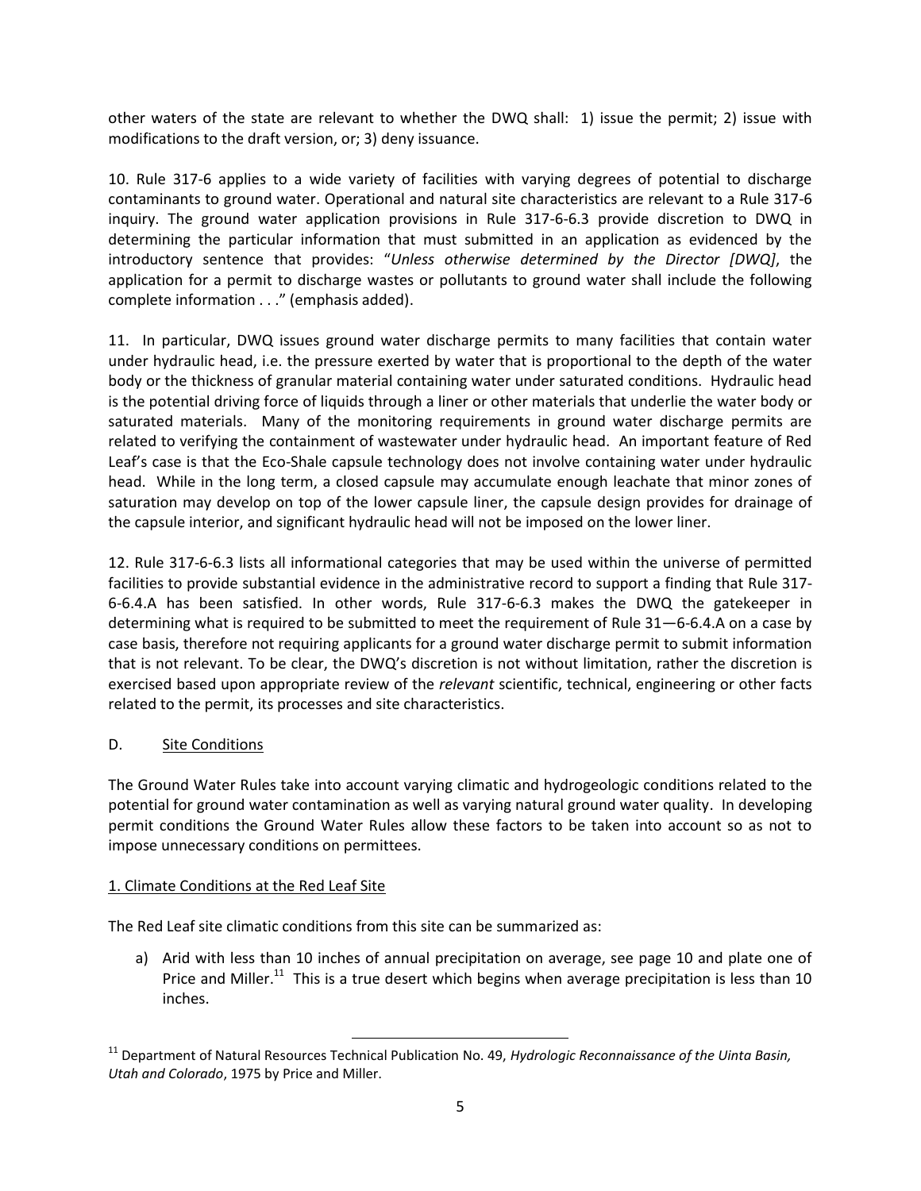other waters of the state are relevant to whether the DWQ shall: 1) issue the permit; 2) issue with modifications to the draft version, or; 3) deny issuance.

10. Rule 317-6 applies to a wide variety of facilities with varying degrees of potential to discharge contaminants to ground water. Operational and natural site characteristics are relevant to a Rule 317-6 inquiry. The ground water application provisions in Rule 317-6-6.3 provide discretion to DWQ in determining the particular information that must submitted in an application as evidenced by the introductory sentence that provides: "*Unless otherwise determined by the Director [DWQ]*, the application for a permit to discharge wastes or pollutants to ground water shall include the following complete information . . ." (emphasis added).

11. In particular, DWQ issues ground water discharge permits to many facilities that contain water under hydraulic head, i.e. the pressure exerted by water that is proportional to the depth of the water body or the thickness of granular material containing water under saturated conditions. Hydraulic head is the potential driving force of liquids through a liner or other materials that underlie the water body or saturated materials. Many of the monitoring requirements in ground water discharge permits are related to verifying the containment of wastewater under hydraulic head. An important feature of Red Leaf's case is that the Eco-Shale capsule technology does not involve containing water under hydraulic head. While in the long term, a closed capsule may accumulate enough leachate that minor zones of saturation may develop on top of the lower capsule liner, the capsule design provides for drainage of the capsule interior, and significant hydraulic head will not be imposed on the lower liner.

12. Rule 317-6-6.3 lists all informational categories that may be used within the universe of permitted facilities to provide substantial evidence in the administrative record to support a finding that Rule 317-6-6.4.A has been satisfied. In other words, Rule 317-6-6.3 makes the DWQ the gatekeeper in determining what is required to be submitted to meet the requirement of Rule 31—6-6.4.A on a case by case basis, therefore not requiring applicants for a ground water discharge permit to submit information that is not relevant. To be clear, the DWQ's discretion is not without limitation, rather the discretion is exercised based upon appropriate review of the *relevant* scientific, technical, engineering or other facts related to the permit, its processes and site characteristics.

D. Site Conditions

The Ground Water Rules take into account varying climatic and hydrogeologic conditions related to the potential for ground water contamination as well as varying natural ground water quality. In developing permit conditions the Ground Water Rules allow these factors to be taken into account so as not to impose unnecessary conditions on permittees.

1. Climate Conditions at the Red Leaf Site

The Red Leaf site climatic conditions from this site can be summarized as:

a) Arid with less than 10 inches of annual precipitation on average, see page 10 and plate one of Price and Miller.[11] This is a true desert which begins when average precipitation is less than 10 inches.

[11] Department of Natural Resources Technical Publication No. 49, *Hydrologic Reconnaissance of the Uinta Basin, Utah and Colorado*, 1975 by Price and Miller.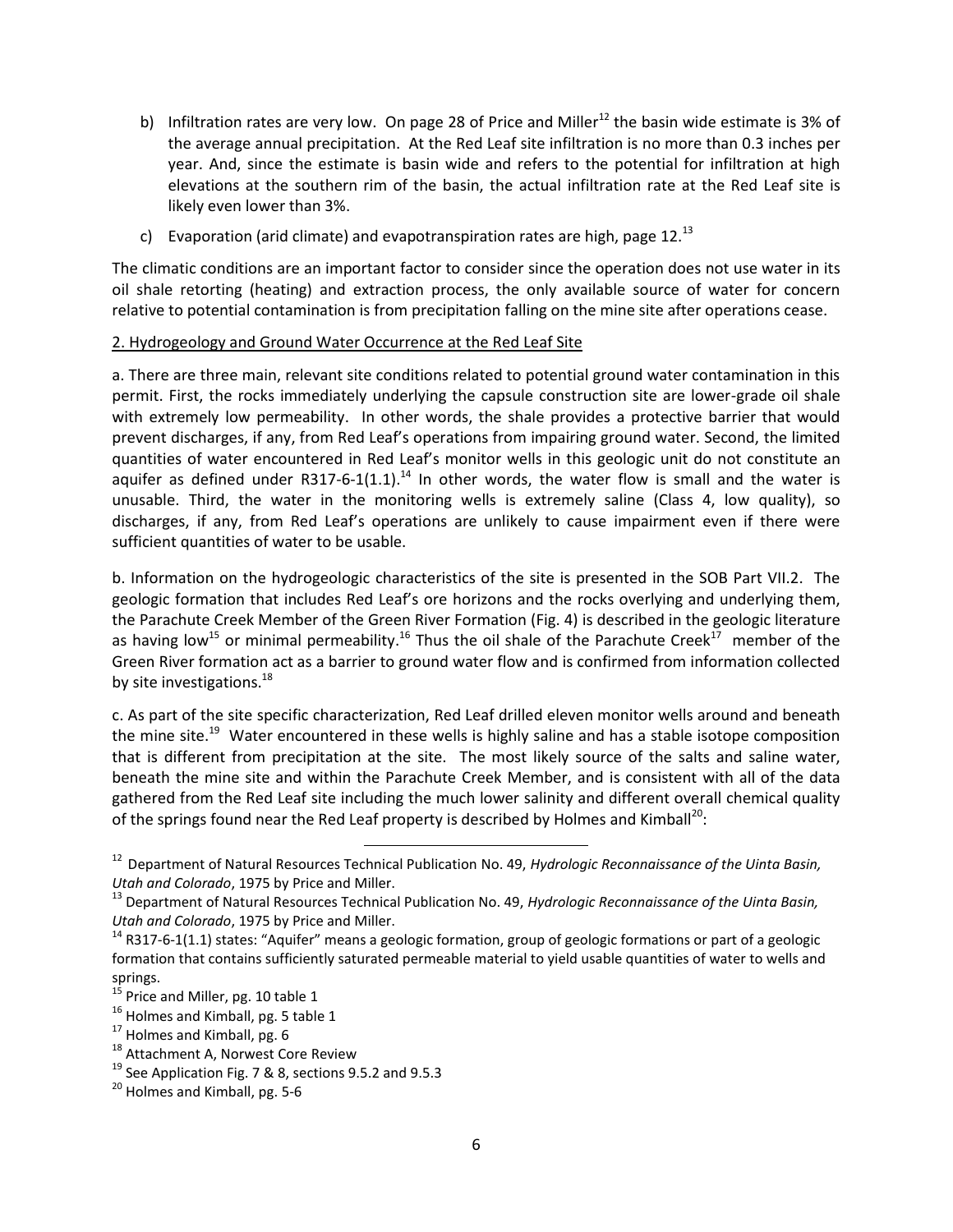b) Infiltration rates are very low. On page 28 of Price and Miller[12] the basin wide estimate is 3% of the average annual precipitation. At the Red Leaf site infiltration is no more than 0.3 inches per year. And, since the estimate is basin wide and refers to the potential for infiltration at high elevations at the southern rim of the basin, the actual infiltration rate at the Red Leaf site is likely even lower than 3%.

c) Evaporation (arid climate) and evapotranspiration rates are high, page 12.[13]

The climatic conditions are an important factor to consider since the operation does not use water in its oil shale retorting (heating) and extraction process, the only available source of water for concern relative to potential contamination is from precipitation falling on the mine site after operations cease.

2. Hydrogeology and Ground Water Occurrence at the Red Leaf Site

a. There are three main, relevant site conditions related to potential ground water contamination in this permit. First, the rocks immediately underlying the capsule construction site are lower-grade oil shale with extremely low permeability. In other words, the shale provides a protective barrier that would prevent discharges, if any, from Red Leaf's operations from impairing ground water. Second, the limited quantities of water encountered in Red Leaf's monitor wells in this geologic unit do not constitute an aquifer as defined under R317-6-1(1.1).[14] In other words, the water flow is small and the water is unusable. Third, the water in the monitoring wells is extremely saline (Class 4, low quality), so discharges, if any, from Red Leaf's operations are unlikely to cause impairment even if there were sufficient quantities of water to be usable.

b. Information on the hydrogeologic characteristics of the site is presented in the SOB Part VII.2. The geologic formation that includes Red Leaf's ore horizons and the rocks overlying and underlying them, the Parachute Creek Member of the Green River Formation (Fig. 4) is described in the geologic literature as having low[15] or minimal permeability.[16] Thus the oil shale of the Parachute Creek[17] member of the Green River formation act as a barrier to ground water flow and is confirmed from information collected by site investigations.[18]

c. As part of the site specific characterization, Red Leaf drilled eleven monitor wells around and beneath the mine site.[19] Water encountered in these wells is highly saline and has a stable isotope composition that is different from precipitation at the site. The most likely source of the salts and saline water, beneath the mine site and within the Parachute Creek Member, and is consistent with all of the data gathered from the Red Leaf site including the much lower salinity and different overall chemical quality of the springs found near the Red Leaf property is described by Holmes and Kimball[20]:

---

[12] Department of Natural Resources Technical Publication No. 49, *Hydrologic Reconnaissance of the Uinta Basin, Utah and Colorado*, 1975 by Price and Miller.

[13] Department of Natural Resources Technical Publication No. 49, *Hydrologic Reconnaissance of the Uinta Basin, Utah and Colorado*, 1975 by Price and Miller.

[14] R317-6-1(1.1) states: "Aquifer" means a geologic formation, group of geologic formations or part of a geologic formation that contains sufficiently saturated permeable material to yield usable quantities of water to wells and springs.

[15] Price and Miller, pg. 10 table 1

[16] Holmes and Kimball, pg. 5 table 1

[17] Holmes and Kimball, pg. 6

[18] Attachment A, Norwest Core Review

[19] See Application Fig. 7 & 8, sections 9.5.2 and 9.5.3

[20] Holmes and Kimball, pg. 5-6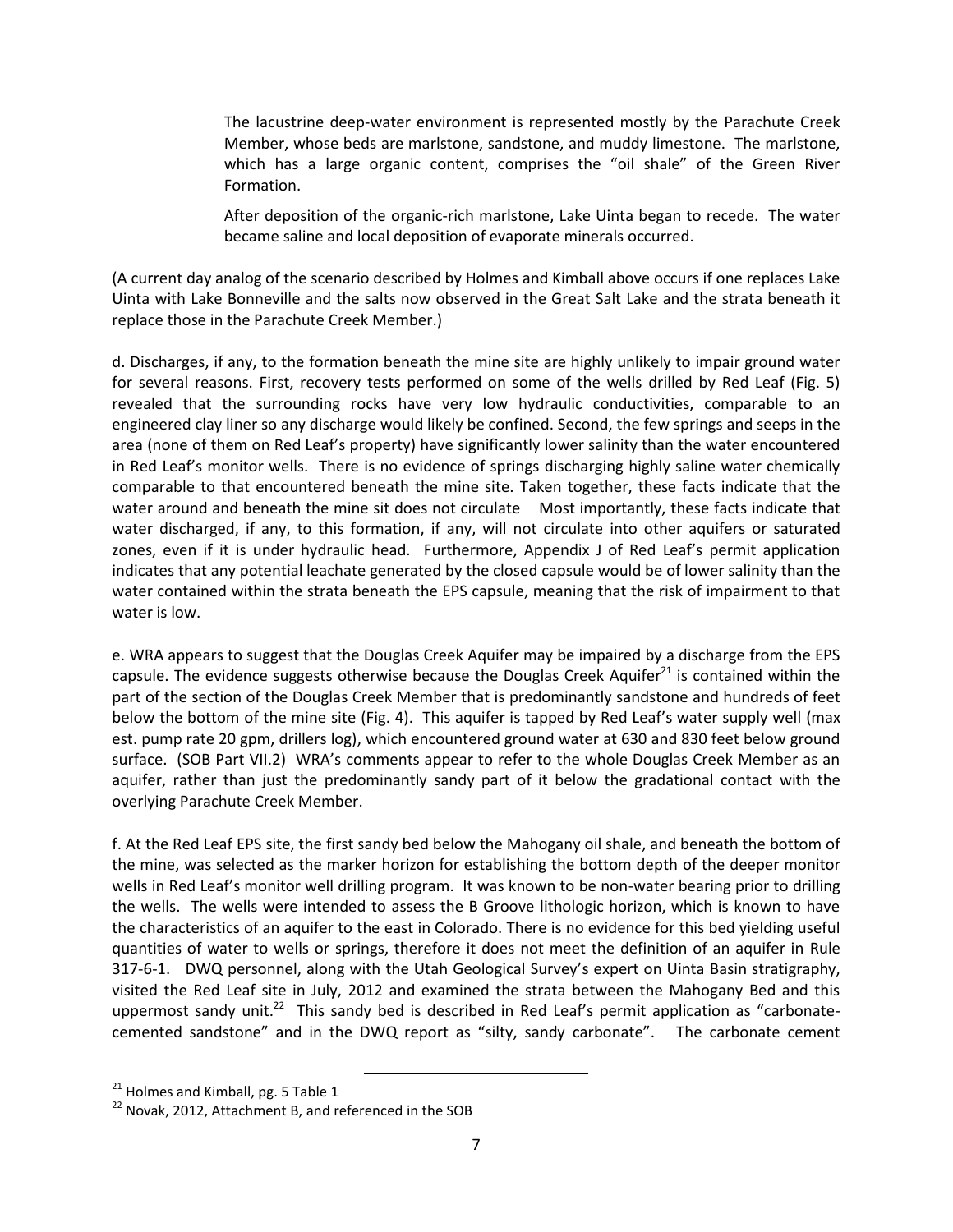> The lacustrine deep-water environment is represented mostly by the Parachute Creek Member, whose beds are marlstone, sandstone, and muddy limestone. The marlstone, which has a large organic content, comprises the "oil shale" of the Green River Formation.
>
> After deposition of the organic-rich marlstone, Lake Uinta began to recede. The water became saline and local deposition of evaporate minerals occurred.

(A current day analog of the scenario described by Holmes and Kimball above occurs if one replaces Lake Uinta with Lake Bonneville and the salts now observed in the Great Salt Lake and the strata beneath it replace those in the Parachute Creek Member.)

d. Discharges, if any, to the formation beneath the mine site are highly unlikely to impair ground water for several reasons. First, recovery tests performed on some of the wells drilled by Red Leaf (Fig. 5) revealed that the surrounding rocks have very low hydraulic conductivities, comparable to an engineered clay liner so any discharge would likely be confined. Second, the few springs and seeps in the area (none of them on Red Leaf's property) have significantly lower salinity than the water encountered in Red Leaf's monitor wells. There is no evidence of springs discharging highly saline water chemically comparable to that encountered beneath the mine site. Taken together, these facts indicate that the water around and beneath the mine sit does not circulate Most importantly, these facts indicate that water discharged, if any, to this formation, if any, will not circulate into other aquifers or saturated zones, even if it is under hydraulic head. Furthermore, Appendix J of Red Leaf's permit application indicates that any potential leachate generated by the closed capsule would be of lower salinity than the water contained within the strata beneath the EPS capsule, meaning that the risk of impairment to that water is low.

e. WRA appears to suggest that the Douglas Creek Aquifer may be impaired by a discharge from the EPS capsule. The evidence suggests otherwise because the Douglas Creek Aquifer[21] is contained within the part of the section of the Douglas Creek Member that is predominantly sandstone and hundreds of feet below the bottom of the mine site (Fig. 4). This aquifer is tapped by Red Leaf's water supply well (max est. pump rate 20 gpm, drillers log), which encountered ground water at 630 and 830 feet below ground surface. (SOB Part VII.2) WRA's comments appear to refer to the whole Douglas Creek Member as an aquifer, rather than just the predominantly sandy part of it below the gradational contact with the overlying Parachute Creek Member.

f. At the Red Leaf EPS site, the first sandy bed below the Mahogany oil shale, and beneath the bottom of the mine, was selected as the marker horizon for establishing the bottom depth of the deeper monitor wells in Red Leaf's monitor well drilling program. It was known to be non-water bearing prior to drilling the wells. The wells were intended to assess the B Groove lithologic horizon, which is known to have the characteristics of an aquifer to the east in Colorado. There is no evidence for this bed yielding useful quantities of water to wells or springs, therefore it does not meet the definition of an aquifer in Rule 317-6-1. DWQ personnel, along with the Utah Geological Survey's expert on Uinta Basin stratigraphy, visited the Red Leaf site in July, 2012 and examined the strata between the Mahogany Bed and this uppermost sandy unit.[22] This sandy bed is described in Red Leaf's permit application as "carbonate-cemented sandstone" and in the DWQ report as "silty, sandy carbonate". The carbonate cement

---

[21] Holmes and Kimball, pg. 5 Table 1

[22] Novak, 2012, Attachment B, and referenced in the SOB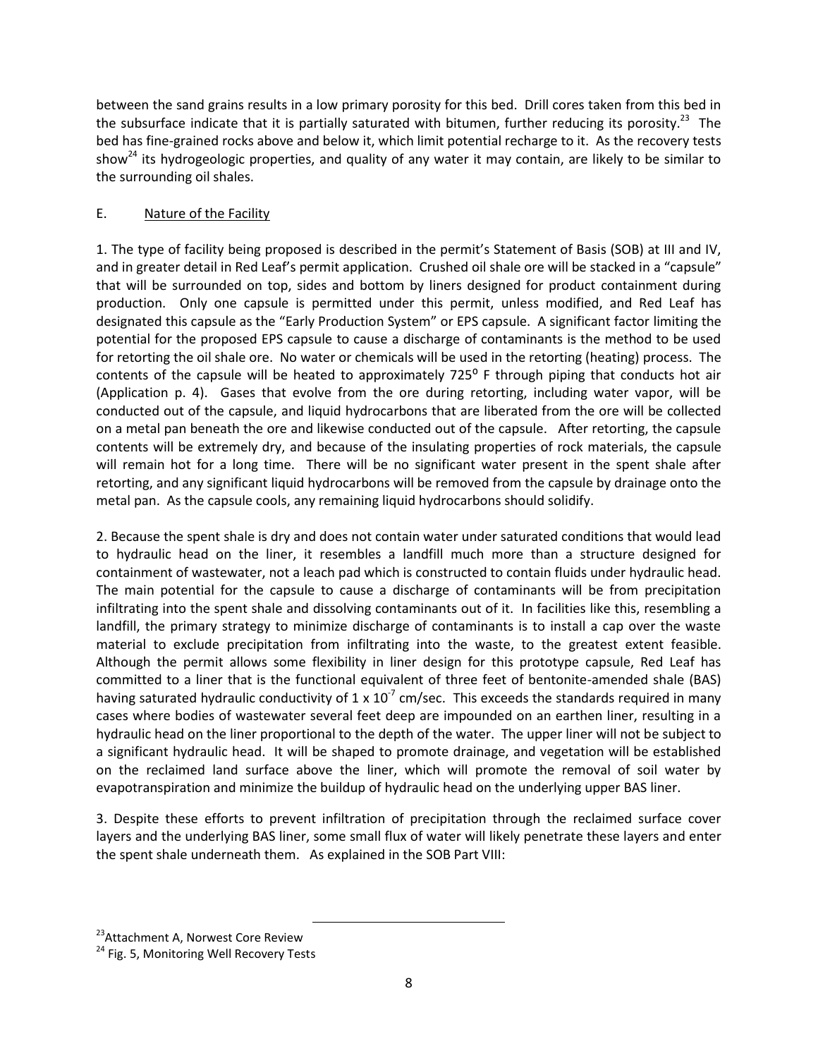between the sand grains results in a low primary porosity for this bed. Drill cores taken from this bed in the subsurface indicate that it is partially saturated with bitumen, further reducing its porosity.[23] The bed has fine-grained rocks above and below it, which limit potential recharge to it. As the recovery tests show[24] its hydrogeologic properties, and quality of any water it may contain, are likely to be similar to the surrounding oil shales.

## E. Nature of the Facility

1. The type of facility being proposed is described in the permit's Statement of Basis (SOB) at III and IV, and in greater detail in Red Leaf's permit application. Crushed oil shale ore will be stacked in a "capsule" that will be surrounded on top, sides and bottom by liners designed for product containment during production. Only one capsule is permitted under this permit, unless modified, and Red Leaf has designated this capsule as the "Early Production System" or EPS capsule. A significant factor limiting the potential for the proposed EPS capsule to cause a discharge of contaminants is the method to be used for retorting the oil shale ore. No water or chemicals will be used in the retorting (heating) process. The contents of the capsule will be heated to approximately 725° F through piping that conducts hot air (Application p. 4). Gases that evolve from the ore during retorting, including water vapor, will be conducted out of the capsule, and liquid hydrocarbons that are liberated from the ore will be collected on a metal pan beneath the ore and likewise conducted out of the capsule. After retorting, the capsule contents will be extremely dry, and because of the insulating properties of rock materials, the capsule will remain hot for a long time. There will be no significant water present in the spent shale after retorting, and any significant liquid hydrocarbons will be removed from the capsule by drainage onto the metal pan. As the capsule cools, any remaining liquid hydrocarbons should solidify.

2. Because the spent shale is dry and does not contain water under saturated conditions that would lead to hydraulic head on the liner, it resembles a landfill much more than a structure designed for containment of wastewater, not a leach pad which is constructed to contain fluids under hydraulic head. The main potential for the capsule to cause a discharge of contaminants will be from precipitation infiltrating into the spent shale and dissolving contaminants out of it. In facilities like this, resembling a landfill, the primary strategy to minimize discharge of contaminants is to install a cap over the waste material to exclude precipitation from infiltrating into the waste, to the greatest extent feasible. Although the permit allows some flexibility in liner design for this prototype capsule, Red Leaf has committed to a liner that is the functional equivalent of three feet of bentonite-amended shale (BAS) having saturated hydraulic conductivity of $1 \times 10^{-7}$ cm/sec. This exceeds the standards required in many cases where bodies of wastewater several feet deep are impounded on an earthen liner, resulting in a hydraulic head on the liner proportional to the depth of the water. The upper liner will not be subject to a significant hydraulic head. It will be shaped to promote drainage, and vegetation will be established on the reclaimed land surface above the liner, which will promote the removal of soil water by evapotranspiration and minimize the buildup of hydraulic head on the underlying upper BAS liner.

3. Despite these efforts to prevent infiltration of precipitation through the reclaimed surface cover layers and the underlying BAS liner, some small flux of water will likely penetrate these layers and enter the spent shale underneath them. As explained in the SOB Part VIII:

---

[23] Attachment A, Norwest Core Review

[24] Fig. 5, Monitoring Well Recovery Tests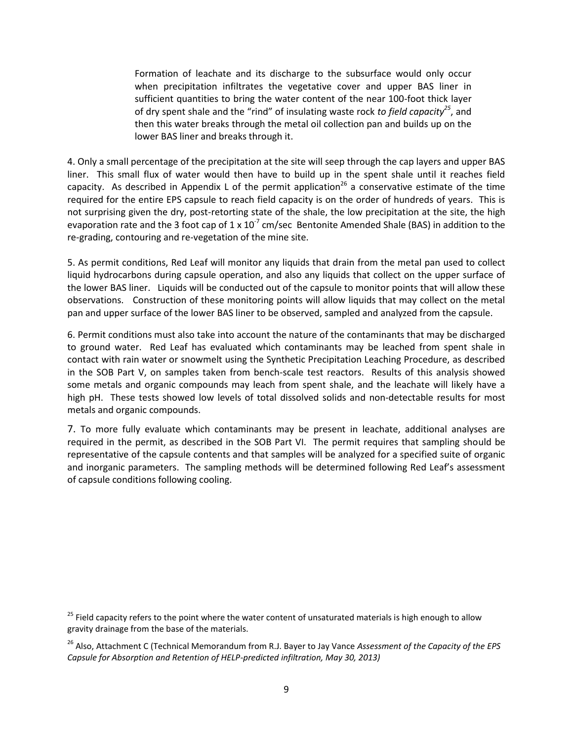> Formation of leachate and its discharge to the subsurface would only occur when precipitation infiltrates the vegetative cover and upper BAS liner in sufficient quantities to bring the water content of the near 100-foot thick layer of dry spent shale and the "rind" of insulating waste rock *to field capacity*[25], and then this water breaks through the metal oil collection pan and builds up on the lower BAS liner and breaks through it.

4. Only a small percentage of the precipitation at the site will seep through the cap layers and upper BAS liner. This small flux of water would then have to build up in the spent shale until it reaches field capacity. As described in Appendix L of the permit application[26] a conservative estimate of the time required for the entire EPS capsule to reach field capacity is on the order of hundreds of years. This is not surprising given the dry, post-retorting state of the shale, the low precipitation at the site, the high evaporation rate and the 3 foot cap of $1 \times 10^{-7}$ cm/sec Bentonite Amended Shale (BAS) in addition to the re-grading, contouring and re-vegetation of the mine site.

5. As permit conditions, Red Leaf will monitor any liquids that drain from the metal pan used to collect liquid hydrocarbons during capsule operation, and also any liquids that collect on the upper surface of the lower BAS liner. Liquids will be conducted out of the capsule to monitor points that will allow these observations. Construction of these monitoring points will allow liquids that may collect on the metal pan and upper surface of the lower BAS liner to be observed, sampled and analyzed from the capsule.

6. Permit conditions must also take into account the nature of the contaminants that may be discharged to ground water. Red Leaf has evaluated which contaminants may be leached from spent shale in contact with rain water or snowmelt using the Synthetic Precipitation Leaching Procedure, as described in the SOB Part V, on samples taken from bench-scale test reactors. Results of this analysis showed some metals and organic compounds may leach from spent shale, and the leachate will likely have a high pH. These tests showed low levels of total dissolved solids and non-detectable results for most metals and organic compounds.

7. To more fully evaluate which contaminants may be present in leachate, additional analyses are required in the permit, as described in the SOB Part VI. The permit requires that sampling should be representative of the capsule contents and that samples will be analyzed for a specified suite of organic and inorganic parameters. The sampling methods will be determined following Red Leaf's assessment of capsule conditions following cooling.

[25] Field capacity refers to the point where the water content of unsaturated materials is high enough to allow gravity drainage from the base of the materials.

[26] Also, Attachment C (Technical Memorandum from R.J. Bayer to Jay Vance *Assessment of the Capacity of the EPS Capsule for Absorption and Retention of HELP-predicted infiltration, May 30, 2013)*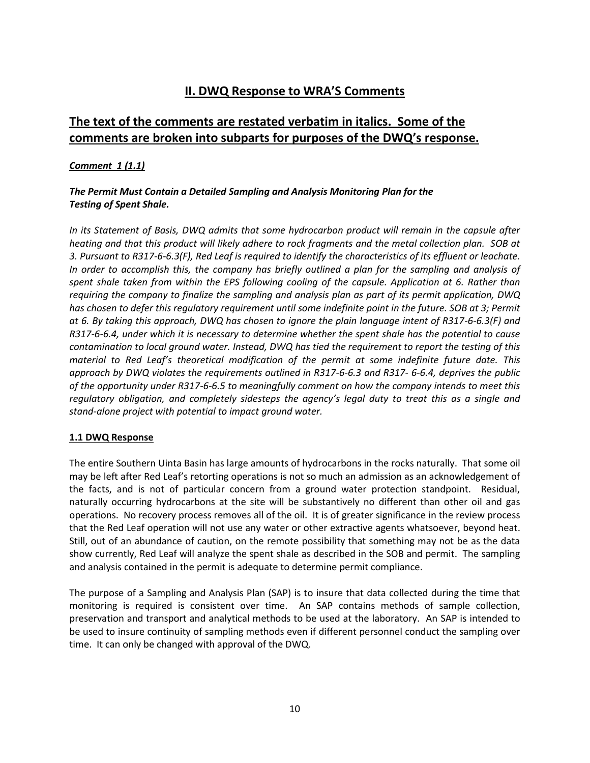## II. DWQ Response to WRA'S Comments

## The text of the comments are restated verbatim in italics. Some of the comments are broken into subparts for purposes of the DWQ's response.

***Comment 1 (1.1)***

***The Permit Must Contain a Detailed Sampling and Analysis Monitoring Plan for the Testing of Spent Shale.***

*In its Statement of Basis, DWQ admits that some hydrocarbon product will remain in the capsule after heating and that this product will likely adhere to rock fragments and the metal collection plan. SOB at 3. Pursuant to R317-6-6.3(F), Red Leaf is required to identify the characteristics of its effluent or leachate. In order to accomplish this, the company has briefly outlined a plan for the sampling and analysis of spent shale taken from within the EPS following cooling of the capsule. Application at 6. Rather than requiring the company to finalize the sampling and analysis plan as part of its permit application, DWQ has chosen to defer this regulatory requirement until some indefinite point in the future. SOB at 3; Permit at 6. By taking this approach, DWQ has chosen to ignore the plain language intent of R317-6-6.3(F) and R317-6-6.4, under which it is necessary to determine whether the spent shale has the potential to cause contamination to local ground water. Instead, DWQ has tied the requirement to report the testing of this material to Red Leaf's theoretical modification of the permit at some indefinite future date. This approach by DWQ violates the requirements outlined in R317-6-6.3 and R317- 6-6.4, deprives the public of the opportunity under R317-6-6.5 to meaningfully comment on how the company intends to meet this regulatory obligation, and completely sidesteps the agency's legal duty to treat this as a single and stand-alone project with potential to impact ground water.*

**1.1 DWQ Response**

The entire Southern Uinta Basin has large amounts of hydrocarbons in the rocks naturally. That some oil may be left after Red Leaf's retorting operations is not so much an admission as an acknowledgement of the facts, and is not of particular concern from a ground water protection standpoint. Residual, naturally occurring hydrocarbons at the site will be substantively no different than other oil and gas operations. No recovery process removes all of the oil. It is of greater significance in the review process that the Red Leaf operation will not use any water or other extractive agents whatsoever, beyond heat. Still, out of an abundance of caution, on the remote possibility that something may not be as the data show currently, Red Leaf will analyze the spent shale as described in the SOB and permit. The sampling and analysis contained in the permit is adequate to determine permit compliance.

The purpose of a Sampling and Analysis Plan (SAP) is to insure that data collected during the time that monitoring is required is consistent over time. An SAP contains methods of sample collection, preservation and transport and analytical methods to be used at the laboratory. An SAP is intended to be used to insure continuity of sampling methods even if different personnel conduct the sampling over time. It can only be changed with approval of the DWQ.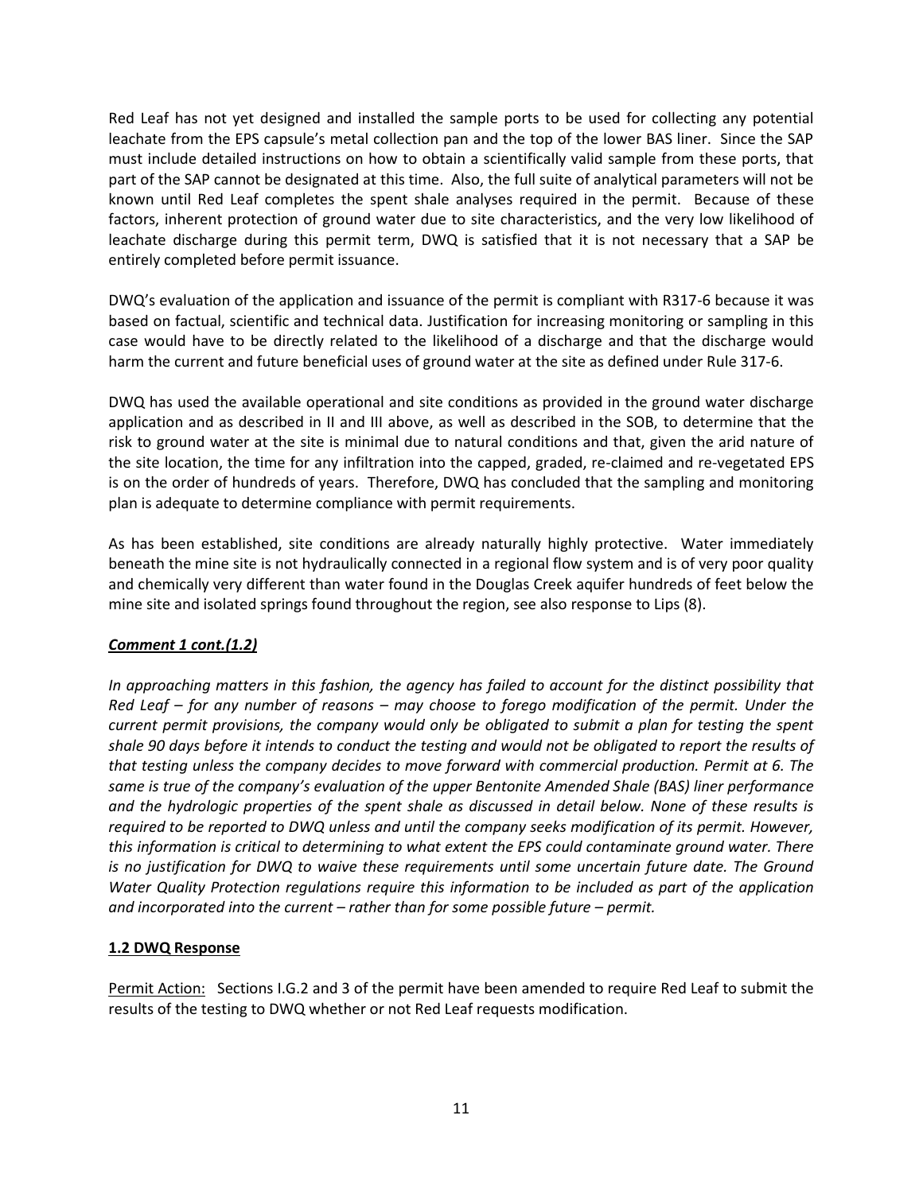Red Leaf has not yet designed and installed the sample ports to be used for collecting any potential leachate from the EPS capsule's metal collection pan and the top of the lower BAS liner. Since the SAP must include detailed instructions on how to obtain a scientifically valid sample from these ports, that part of the SAP cannot be designated at this time. Also, the full suite of analytical parameters will not be known until Red Leaf completes the spent shale analyses required in the permit. Because of these factors, inherent protection of ground water due to site characteristics, and the very low likelihood of leachate discharge during this permit term, DWQ is satisfied that it is not necessary that a SAP be entirely completed before permit issuance.

DWQ's evaluation of the application and issuance of the permit is compliant with R317-6 because it was based on factual, scientific and technical data. Justification for increasing monitoring or sampling in this case would have to be directly related to the likelihood of a discharge and that the discharge would harm the current and future beneficial uses of ground water at the site as defined under Rule 317-6.

DWQ has used the available operational and site conditions as provided in the ground water discharge application and as described in II and III above, as well as described in the SOB, to determine that the risk to ground water at the site is minimal due to natural conditions and that, given the arid nature of the site location, the time for any infiltration into the capped, graded, re-claimed and re-vegetated EPS is on the order of hundreds of years. Therefore, DWQ has concluded that the sampling and monitoring plan is adequate to determine compliance with permit requirements.

As has been established, site conditions are already naturally highly protective. Water immediately beneath the mine site is not hydraulically connected in a regional flow system and is of very poor quality and chemically very different than water found in the Douglas Creek aquifer hundreds of feet below the mine site and isolated springs found throughout the region, see also response to Lips (8).

***Comment 1 cont.(1.2)***

*In approaching matters in this fashion, the agency has failed to account for the distinct possibility that Red Leaf – for any number of reasons – may choose to forego modification of the permit. Under the current permit provisions, the company would only be obligated to submit a plan for testing the spent shale 90 days before it intends to conduct the testing and would not be obligated to report the results of that testing unless the company decides to move forward with commercial production. Permit at 6. The same is true of the company's evaluation of the upper Bentonite Amended Shale (BAS) liner performance and the hydrologic properties of the spent shale as discussed in detail below. None of these results is required to be reported to DWQ unless and until the company seeks modification of its permit. However, this information is critical to determining to what extent the EPS could contaminate ground water. There is no justification for DWQ to waive these requirements until some uncertain future date. The Ground Water Quality Protection regulations require this information to be included as part of the application and incorporated into the current – rather than for some possible future – permit.*

**1.2 DWQ Response**

Permit Action: Sections I.G.2 and 3 of the permit have been amended to require Red Leaf to submit the results of the testing to DWQ whether or not Red Leaf requests modification.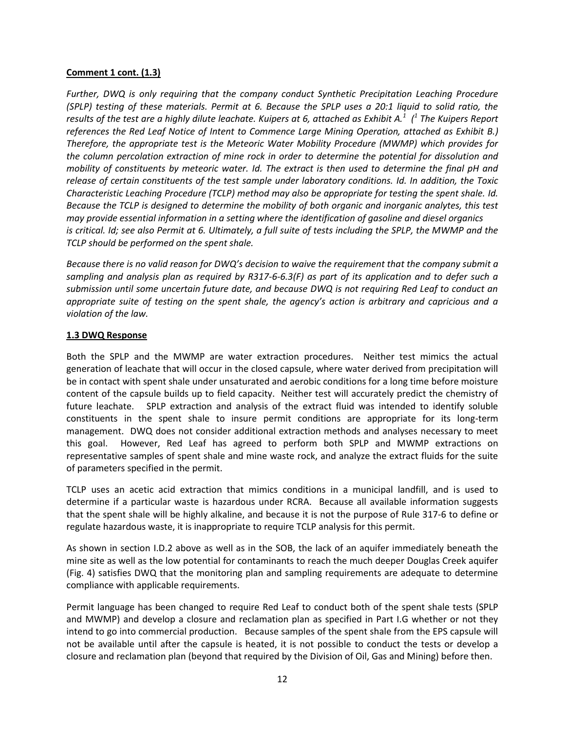**Comment 1 cont. (1.3)**

*Further, DWQ is only requiring that the company conduct Synthetic Precipitation Leaching Procedure (SPLP) testing of these materials. Permit at 6. Because the SPLP uses a 20:1 liquid to solid ratio, the results of the test are a highly dilute leachate. Kuipers at 6, attached as Exhibit A.[1] ([1] The Kuipers Report references the Red Leaf Notice of Intent to Commence Large Mining Operation, attached as Exhibit B.) Therefore, the appropriate test is the Meteoric Water Mobility Procedure (MWMP) which provides for the column percolation extraction of mine rock in order to determine the potential for dissolution and mobility of constituents by meteoric water. Id. The extract is then used to determine the final pH and release of certain constituents of the test sample under laboratory conditions. Id. In addition, the Toxic Characteristic Leaching Procedure (TCLP) method may also be appropriate for testing the spent shale. Id. Because the TCLP is designed to determine the mobility of both organic and inorganic analytes, this test may provide essential information in a setting where the identification of gasoline and diesel organics is critical. Id; see also Permit at 6. Ultimately, a full suite of tests including the SPLP, the MWMP and the TCLP should be performed on the spent shale.*

*Because there is no valid reason for DWQ's decision to waive the requirement that the company submit a sampling and analysis plan as required by R317-6-6.3(F) as part of its application and to defer such a submission until some uncertain future date, and because DWQ is not requiring Red Leaf to conduct an appropriate suite of testing on the spent shale, the agency's action is arbitrary and capricious and a violation of the law.*

**1.3 DWQ Response**

Both the SPLP and the MWMP are water extraction procedures. Neither test mimics the actual generation of leachate that will occur in the closed capsule, where water derived from precipitation will be in contact with spent shale under unsaturated and aerobic conditions for a long time before moisture content of the capsule builds up to field capacity. Neither test will accurately predict the chemistry of future leachate. SPLP extraction and analysis of the extract fluid was intended to identify soluble constituents in the spent shale to insure permit conditions are appropriate for its long-term management. DWQ does not consider additional extraction methods and analyses necessary to meet this goal. However, Red Leaf has agreed to perform both SPLP and MWMP extractions on representative samples of spent shale and mine waste rock, and analyze the extract fluids for the suite of parameters specified in the permit.

TCLP uses an acetic acid extraction that mimics conditions in a municipal landfill, and is used to determine if a particular waste is hazardous under RCRA. Because all available information suggests that the spent shale will be highly alkaline, and because it is not the purpose of Rule 317-6 to define or regulate hazardous waste, it is inappropriate to require TCLP analysis for this permit.

As shown in section I.D.2 above as well as in the SOB, the lack of an aquifer immediately beneath the mine site as well as the low potential for contaminants to reach the much deeper Douglas Creek aquifer (Fig. 4) satisfies DWQ that the monitoring plan and sampling requirements are adequate to determine compliance with applicable requirements.

Permit language has been changed to require Red Leaf to conduct both of the spent shale tests (SPLP and MWMP) and develop a closure and reclamation plan as specified in Part I.G whether or not they intend to go into commercial production. Because samples of the spent shale from the EPS capsule will not be available until after the capsule is heated, it is not possible to conduct the tests or develop a closure and reclamation plan (beyond that required by the Division of Oil, Gas and Mining) before then.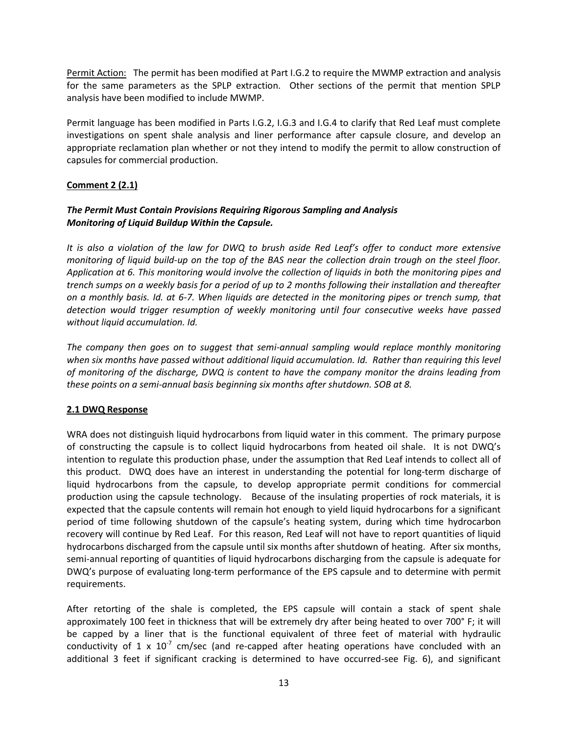<u>Permit Action:</u> The permit has been modified at Part I.G.2 to require the MWMP extraction and analysis for the same parameters as the SPLP extraction. Other sections of the permit that mention SPLP analysis have been modified to include MWMP.

Permit language has been modified in Parts I.G.2, I.G.3 and I.G.4 to clarify that Red Leaf must complete investigations on spent shale analysis and liner performance after capsule closure, and develop an appropriate reclamation plan whether or not they intend to modify the permit to allow construction of capsules for commercial production.

**<u>Comment 2 (2.1)</u>**

***The Permit Must Contain Provisions Requiring Rigorous Sampling and Analysis Monitoring of Liquid Buildup Within the Capsule.***

*It is also a violation of the law for DWQ to brush aside Red Leaf's offer to conduct more extensive monitoring of liquid build-up on the top of the BAS near the collection drain trough on the steel floor. Application at 6. This monitoring would involve the collection of liquids in both the monitoring pipes and trench sumps on a weekly basis for a period of up to 2 months following their installation and thereafter on a monthly basis. Id. at 6-7. When liquids are detected in the monitoring pipes or trench sump, that detection would trigger resumption of weekly monitoring until four consecutive weeks have passed without liquid accumulation. Id.*

*The company then goes on to suggest that semi-annual sampling would replace monthly monitoring when six months have passed without additional liquid accumulation. Id. Rather than requiring this level of monitoring of the discharge, DWQ is content to have the company monitor the drains leading from these points on a semi-annual basis beginning six months after shutdown. SOB at 8.*

**<u>2.1 DWQ Response</u>**

WRA does not distinguish liquid hydrocarbons from liquid water in this comment. The primary purpose of constructing the capsule is to collect liquid hydrocarbons from heated oil shale. It is not DWQ's intention to regulate this production phase, under the assumption that Red Leaf intends to collect all of this product. DWQ does have an interest in understanding the potential for long-term discharge of liquid hydrocarbons from the capsule, to develop appropriate permit conditions for commercial production using the capsule technology. Because of the insulating properties of rock materials, it is expected that the capsule contents will remain hot enough to yield liquid hydrocarbons for a significant period of time following shutdown of the capsule's heating system, during which time hydrocarbon recovery will continue by Red Leaf. For this reason, Red Leaf will not have to report quantities of liquid hydrocarbons discharged from the capsule until six months after shutdown of heating. After six months, semi-annual reporting of quantities of liquid hydrocarbons discharging from the capsule is adequate for DWQ's purpose of evaluating long-term performance of the EPS capsule and to determine with permit requirements.

After retorting of the shale is completed, the EPS capsule will contain a stack of spent shale approximately 100 feet in thickness that will be extremely dry after being heated to over 700° F; it will be capped by a liner that is the functional equivalent of three feet of material with hydraulic conductivity of $1 \times 10^{-7}$ cm/sec (and re-capped after heating operations have concluded with an additional 3 feet if significant cracking is determined to have occurred-see Fig. 6), and significant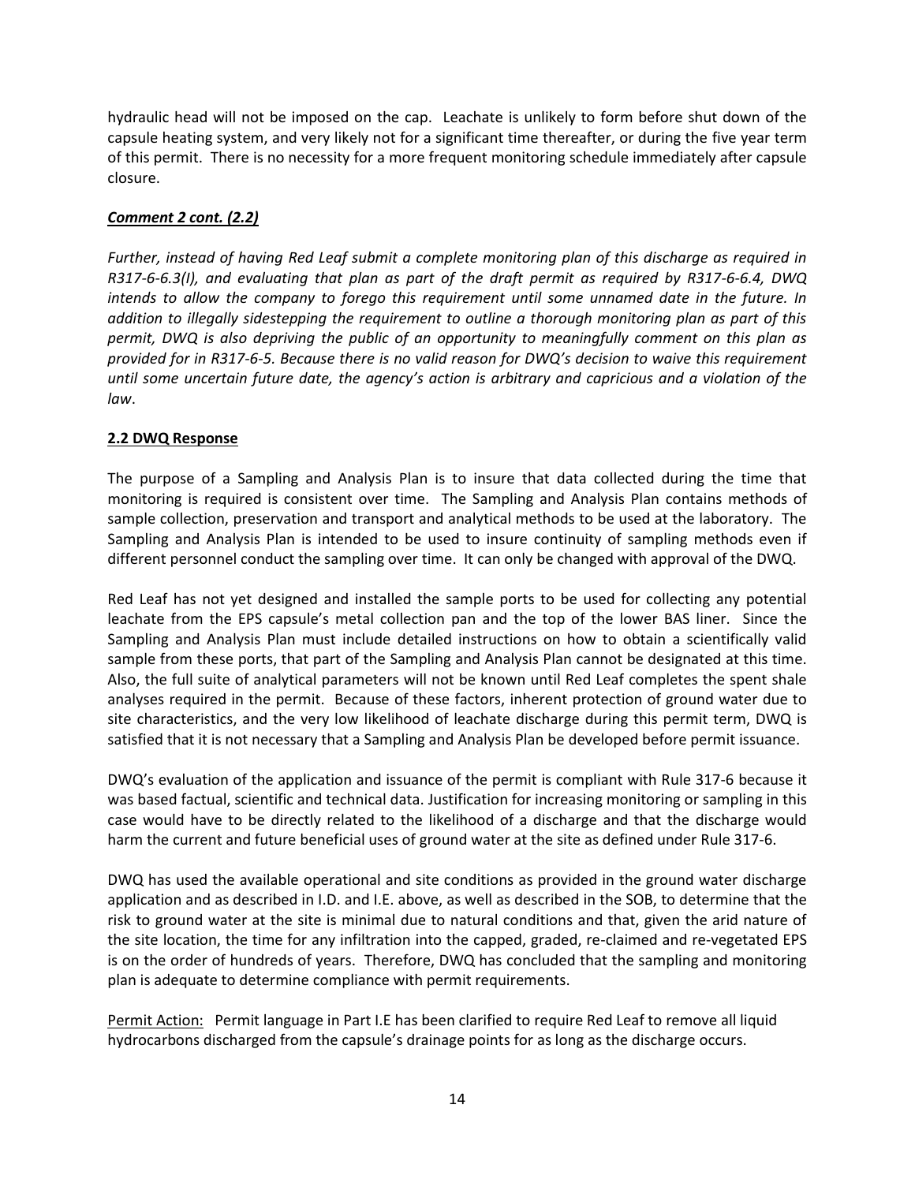hydraulic head will not be imposed on the cap. Leachate is unlikely to form before shut down of the capsule heating system, and very likely not for a significant time thereafter, or during the five year term of this permit. There is no necessity for a more frequent monitoring schedule immediately after capsule closure.

***Comment 2 cont. (2.2)***

*Further, instead of having Red Leaf submit a complete monitoring plan of this discharge as required in R317-6-6.3(I), and evaluating that plan as part of the draft permit as required by R317-6-6.4, DWQ intends to allow the company to forego this requirement until some unnamed date in the future. In addition to illegally sidestepping the requirement to outline a thorough monitoring plan as part of this permit, DWQ is also depriving the public of an opportunity to meaningfully comment on this plan as provided for in R317-6-5. Because there is no valid reason for DWQ's decision to waive this requirement until some uncertain future date, the agency's action is arbitrary and capricious and a violation of the law*.

**2.2 DWQ Response**

The purpose of a Sampling and Analysis Plan is to insure that data collected during the time that monitoring is required is consistent over time. The Sampling and Analysis Plan contains methods of sample collection, preservation and transport and analytical methods to be used at the laboratory. The Sampling and Analysis Plan is intended to be used to insure continuity of sampling methods even if different personnel conduct the sampling over time. It can only be changed with approval of the DWQ.

Red Leaf has not yet designed and installed the sample ports to be used for collecting any potential leachate from the EPS capsule's metal collection pan and the top of the lower BAS liner. Since the Sampling and Analysis Plan must include detailed instructions on how to obtain a scientifically valid sample from these ports, that part of the Sampling and Analysis Plan cannot be designated at this time. Also, the full suite of analytical parameters will not be known until Red Leaf completes the spent shale analyses required in the permit. Because of these factors, inherent protection of ground water due to site characteristics, and the very low likelihood of leachate discharge during this permit term, DWQ is satisfied that it is not necessary that a Sampling and Analysis Plan be developed before permit issuance.

DWQ's evaluation of the application and issuance of the permit is compliant with Rule 317-6 because it was based factual, scientific and technical data. Justification for increasing monitoring or sampling in this case would have to be directly related to the likelihood of a discharge and that the discharge would harm the current and future beneficial uses of ground water at the site as defined under Rule 317-6.

DWQ has used the available operational and site conditions as provided in the ground water discharge application and as described in I.D. and I.E. above, as well as described in the SOB, to determine that the risk to ground water at the site is minimal due to natural conditions and that, given the arid nature of the site location, the time for any infiltration into the capped, graded, re-claimed and re-vegetated EPS is on the order of hundreds of years. Therefore, DWQ has concluded that the sampling and monitoring plan is adequate to determine compliance with permit requirements.

Permit Action: Permit language in Part I.E has been clarified to require Red Leaf to remove all liquid hydrocarbons discharged from the capsule's drainage points for as long as the discharge occurs.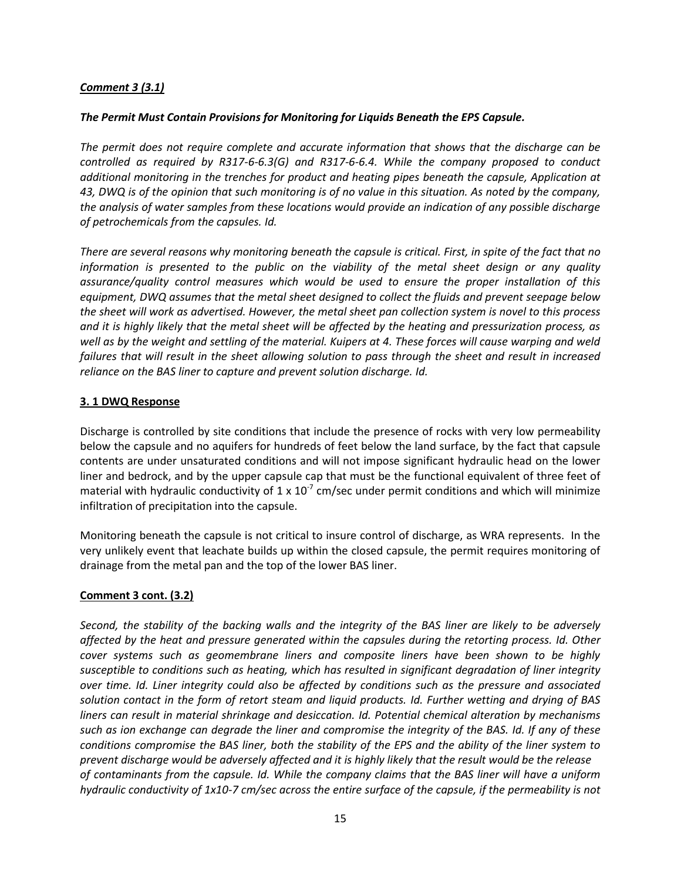***Comment 3 (3.1)***

***The Permit Must Contain Provisions for Monitoring for Liquids Beneath the EPS Capsule.***

*The permit does not require complete and accurate information that shows that the discharge can be controlled as required by R317-6-6.3(G) and R317-6-6.4. While the company proposed to conduct additional monitoring in the trenches for product and heating pipes beneath the capsule, Application at 43, DWQ is of the opinion that such monitoring is of no value in this situation. As noted by the company, the analysis of water samples from these locations would provide an indication of any possible discharge of petrochemicals from the capsules. Id.*

*There are several reasons why monitoring beneath the capsule is critical. First, in spite of the fact that no information is presented to the public on the viability of the metal sheet design or any quality assurance/quality control measures which would be used to ensure the proper installation of this equipment, DWQ assumes that the metal sheet designed to collect the fluids and prevent seepage below the sheet will work as advertised. However, the metal sheet pan collection system is novel to this process and it is highly likely that the metal sheet will be affected by the heating and pressurization process, as well as by the weight and settling of the material. Kuipers at 4. These forces will cause warping and weld failures that will result in the sheet allowing solution to pass through the sheet and result in increased reliance on the BAS liner to capture and prevent solution discharge. Id.*

**3. 1 DWQ Response**

Discharge is controlled by site conditions that include the presence of rocks with very low permeability below the capsule and no aquifers for hundreds of feet below the land surface, by the fact that capsule contents are under unsaturated conditions and will not impose significant hydraulic head on the lower liner and bedrock, and by the upper capsule cap that must be the functional equivalent of three feet of material with hydraulic conductivity of $1 \times 10^{-7}$ cm/sec under permit conditions and which will minimize infiltration of precipitation into the capsule.

Monitoring beneath the capsule is not critical to insure control of discharge, as WRA represents. In the very unlikely event that leachate builds up within the closed capsule, the permit requires monitoring of drainage from the metal pan and the top of the lower BAS liner.

**Comment 3 cont. (3.2)**

*Second, the stability of the backing walls and the integrity of the BAS liner are likely to be adversely affected by the heat and pressure generated within the capsules during the retorting process. Id. Other cover systems such as geomembrane liners and composite liners have been shown to be highly susceptible to conditions such as heating, which has resulted in significant degradation of liner integrity over time. Id. Liner integrity could also be affected by conditions such as the pressure and associated solution contact in the form of retort steam and liquid products. Id. Further wetting and drying of BAS liners can result in material shrinkage and desiccation. Id. Potential chemical alteration by mechanisms such as ion exchange can degrade the liner and compromise the integrity of the BAS. Id. If any of these conditions compromise the BAS liner, both the stability of the EPS and the ability of the liner system to prevent discharge would be adversely affected and it is highly likely that the result would be the release of contaminants from the capsule. Id. While the company claims that the BAS liner will have a uniform hydraulic conductivity of 1x10-7 cm/sec across the entire surface of the capsule, if the permeability is not*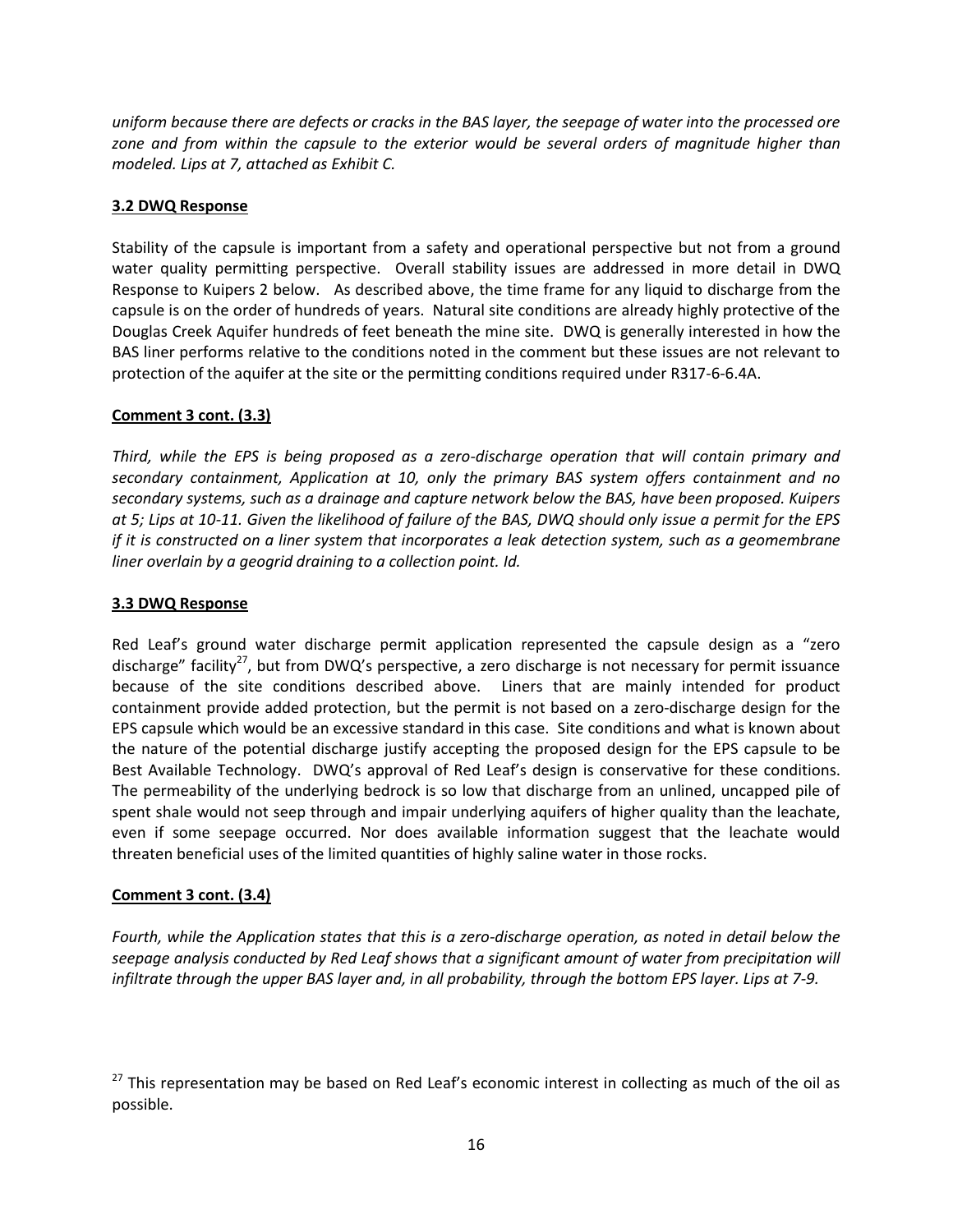*uniform because there are defects or cracks in the BAS layer, the seepage of water into the processed ore zone and from within the capsule to the exterior would be several orders of magnitude higher than modeled. Lips at 7, attached as Exhibit C.*

**3.2 DWQ Response**

Stability of the capsule is important from a safety and operational perspective but not from a ground water quality permitting perspective. Overall stability issues are addressed in more detail in DWQ Response to Kuipers 2 below. As described above, the time frame for any liquid to discharge from the capsule is on the order of hundreds of years. Natural site conditions are already highly protective of the Douglas Creek Aquifer hundreds of feet beneath the mine site. DWQ is generally interested in how the BAS liner performs relative to the conditions noted in the comment but these issues are not relevant to protection of the aquifer at the site or the permitting conditions required under R317-6-6.4A.

**Comment 3 cont. (3.3)**

*Third, while the EPS is being proposed as a zero-discharge operation that will contain primary and secondary containment, Application at 10, only the primary BAS system offers containment and no secondary systems, such as a drainage and capture network below the BAS, have been proposed. Kuipers at 5; Lips at 10-11. Given the likelihood of failure of the BAS, DWQ should only issue a permit for the EPS if it is constructed on a liner system that incorporates a leak detection system, such as a geomembrane liner overlain by a geogrid draining to a collection point. Id.*

**3.3 DWQ Response**

Red Leaf's ground water discharge permit application represented the capsule design as a "zero discharge" facility[27], but from DWQ's perspective, a zero discharge is not necessary for permit issuance because of the site conditions described above. Liners that are mainly intended for product containment provide added protection, but the permit is not based on a zero-discharge design for the EPS capsule which would be an excessive standard in this case. Site conditions and what is known about the nature of the potential discharge justify accepting the proposed design for the EPS capsule to be Best Available Technology. DWQ's approval of Red Leaf's design is conservative for these conditions. The permeability of the underlying bedrock is so low that discharge from an unlined, uncapped pile of spent shale would not seep through and impair underlying aquifers of higher quality than the leachate, even if some seepage occurred. Nor does available information suggest that the leachate would threaten beneficial uses of the limited quantities of highly saline water in those rocks.

**Comment 3 cont. (3.4)**

*Fourth, while the Application states that this is a zero-discharge operation, as noted in detail below the seepage analysis conducted by Red Leaf shows that a significant amount of water from precipitation will infiltrate through the upper BAS layer and, in all probability, through the bottom EPS layer. Lips at 7-9.*

---

[27] This representation may be based on Red Leaf's economic interest in collecting as much of the oil as possible.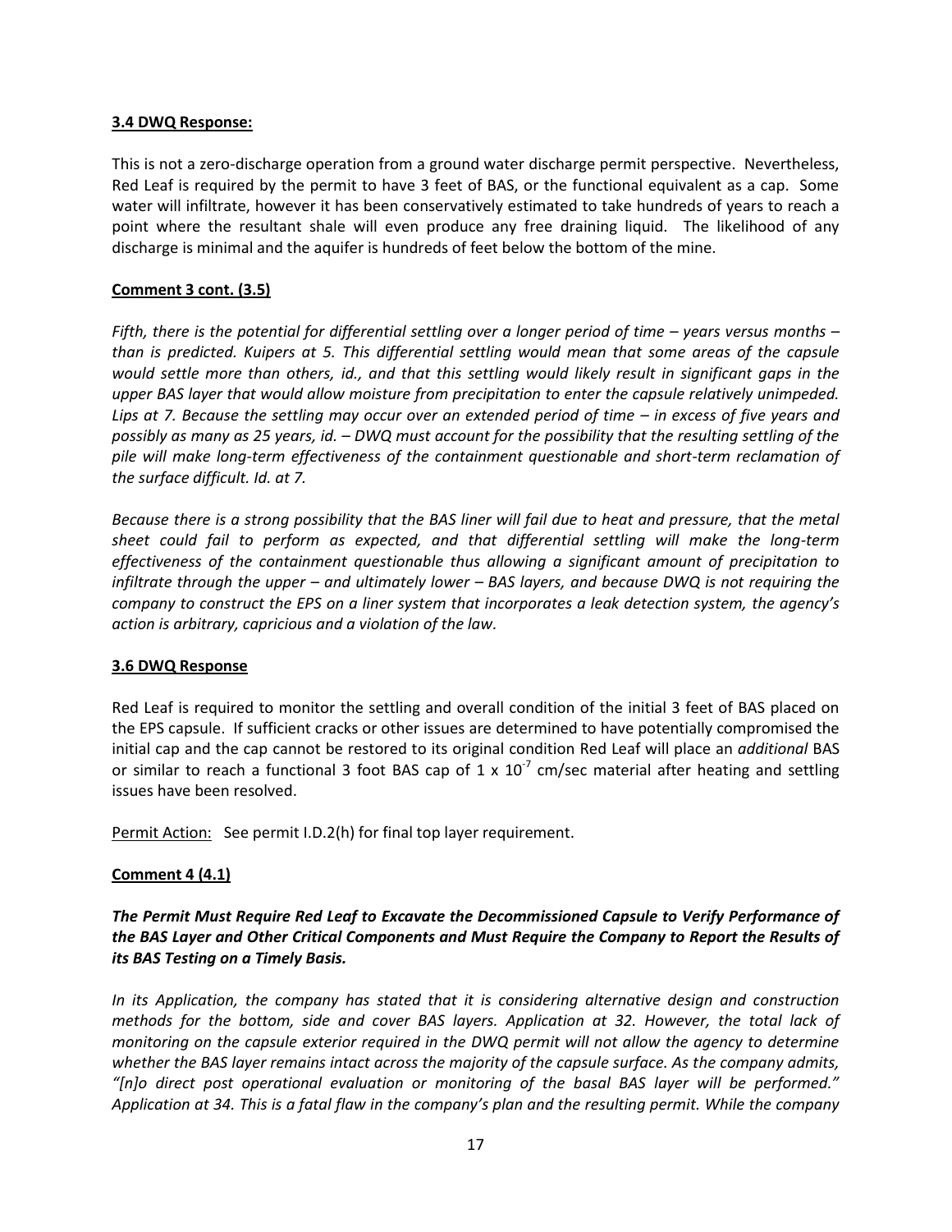**3.4 DWQ Response:**

This is not a zero-discharge operation from a ground water discharge permit perspective. Nevertheless, Red Leaf is required by the permit to have 3 feet of BAS, or the functional equivalent as a cap. Some water will infiltrate, however it has been conservatively estimated to take hundreds of years to reach a point where the resultant shale will even produce any free draining liquid. The likelihood of any discharge is minimal and the aquifer is hundreds of feet below the bottom of the mine.

**Comment 3 cont. (3.5)**

*Fifth, there is the potential for differential settling over a longer period of time – years versus months – than is predicted. Kuipers at 5. This differential settling would mean that some areas of the capsule would settle more than others, id., and that this settling would likely result in significant gaps in the upper BAS layer that would allow moisture from precipitation to enter the capsule relatively unimpeded. Lips at 7. Because the settling may occur over an extended period of time – in excess of five years and possibly as many as 25 years, id. – DWQ must account for the possibility that the resulting settling of the pile will make long-term effectiveness of the containment questionable and short-term reclamation of the surface difficult. Id. at 7.*

*Because there is a strong possibility that the BAS liner will fail due to heat and pressure, that the metal sheet could fail to perform as expected, and that differential settling will make the long-term effectiveness of the containment questionable thus allowing a significant amount of precipitation to infiltrate through the upper – and ultimately lower – BAS layers, and because DWQ is not requiring the company to construct the EPS on a liner system that incorporates a leak detection system, the agency's action is arbitrary, capricious and a violation of the law.*

**3.6 DWQ Response**

Red Leaf is required to monitor the settling and overall condition of the initial 3 feet of BAS placed on the EPS capsule. If sufficient cracks or other issues are determined to have potentially compromised the initial cap and the cap cannot be restored to its original condition Red Leaf will place an *additional* BAS or similar to reach a functional 3 foot BAS cap of $1 \times 10^{-7}$ cm/sec material after heating and settling issues have been resolved.

Permit Action: See permit I.D.2(h) for final top layer requirement.

**Comment 4 (4.1)**

***The Permit Must Require Red Leaf to Excavate the Decommissioned Capsule to Verify Performance of the BAS Layer and Other Critical Components and Must Require the Company to Report the Results of its BAS Testing on a Timely Basis.***

*In its Application, the company has stated that it is considering alternative design and construction methods for the bottom, side and cover BAS layers. Application at 32. However, the total lack of monitoring on the capsule exterior required in the DWQ permit will not allow the agency to determine whether the BAS layer remains intact across the majority of the capsule surface. As the company admits, "[n]o direct post operational evaluation or monitoring of the basal BAS layer will be performed." Application at 34. This is a fatal flaw in the company's plan and the resulting permit. While the company*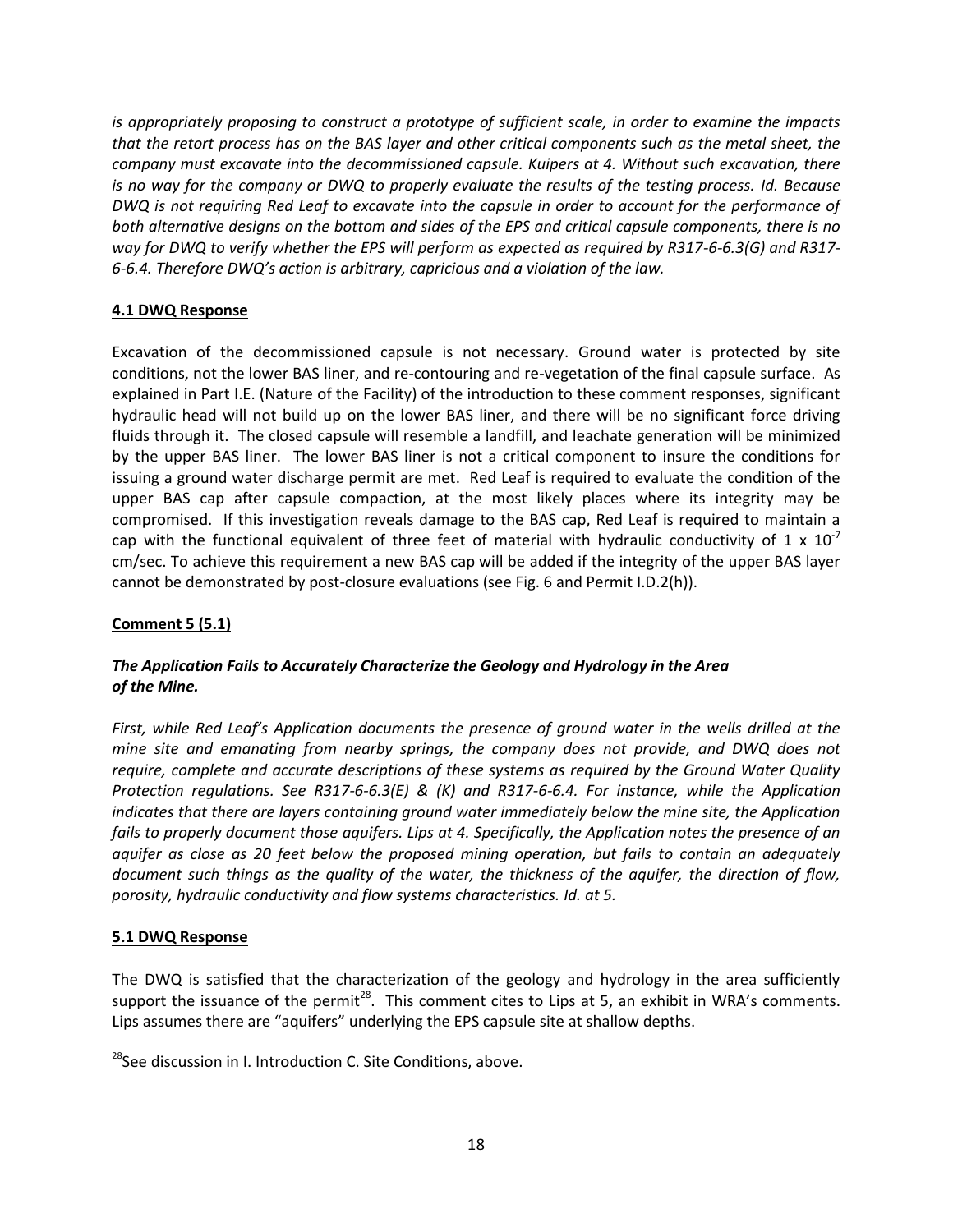*is appropriately proposing to construct a prototype of sufficient scale, in order to examine the impacts that the retort process has on the BAS layer and other critical components such as the metal sheet, the company must excavate into the decommissioned capsule. Kuipers at 4. Without such excavation, there is no way for the company or DWQ to properly evaluate the results of the testing process. Id. Because DWQ is not requiring Red Leaf to excavate into the capsule in order to account for the performance of both alternative designs on the bottom and sides of the EPS and critical capsule components, there is no way for DWQ to verify whether the EPS will perform as expected as required by R317-6-6.3(G) and R317-6-6.4. Therefore DWQ's action is arbitrary, capricious and a violation of the law.*

**4.1 DWQ Response**

Excavation of the decommissioned capsule is not necessary. Ground water is protected by site conditions, not the lower BAS liner, and re-contouring and re-vegetation of the final capsule surface. As explained in Part I.E. (Nature of the Facility) of the introduction to these comment responses, significant hydraulic head will not build up on the lower BAS liner, and there will be no significant force driving fluids through it. The closed capsule will resemble a landfill, and leachate generation will be minimized by the upper BAS liner. The lower BAS liner is not a critical component to insure the conditions for issuing a ground water discharge permit are met. Red Leaf is required to evaluate the condition of the upper BAS cap after capsule compaction, at the most likely places where its integrity may be compromised. If this investigation reveals damage to the BAS cap, Red Leaf is required to maintain a cap with the functional equivalent of three feet of material with hydraulic conductivity of $1 \times 10^{-7}$ cm/sec. To achieve this requirement a new BAS cap will be added if the integrity of the upper BAS layer cannot be demonstrated by post-closure evaluations (see Fig. 6 and Permit I.D.2(h)).

**Comment 5 (5.1)**

***The Application Fails to Accurately Characterize the Geology and Hydrology in the Area of the Mine.***

*First, while Red Leaf's Application documents the presence of ground water in the wells drilled at the mine site and emanating from nearby springs, the company does not provide, and DWQ does not require, complete and accurate descriptions of these systems as required by the Ground Water Quality Protection regulations. See R317-6-6.3(E) & (K) and R317-6-6.4. For instance, while the Application indicates that there are layers containing ground water immediately below the mine site, the Application fails to properly document those aquifers. Lips at 4. Specifically, the Application notes the presence of an aquifer as close as 20 feet below the proposed mining operation, but fails to contain an adequately document such things as the quality of the water, the thickness of the aquifer, the direction of flow, porosity, hydraulic conductivity and flow systems characteristics. Id. at 5.*

**5.1 DWQ Response**

The DWQ is satisfied that the characterization of the geology and hydrology in the area sufficiently support the issuance of the permit[28]. This comment cites to Lips at 5, an exhibit in WRA's comments. Lips assumes there are "aquifers" underlying the EPS capsule site at shallow depths.

[28]See discussion in I. Introduction C. Site Conditions, above.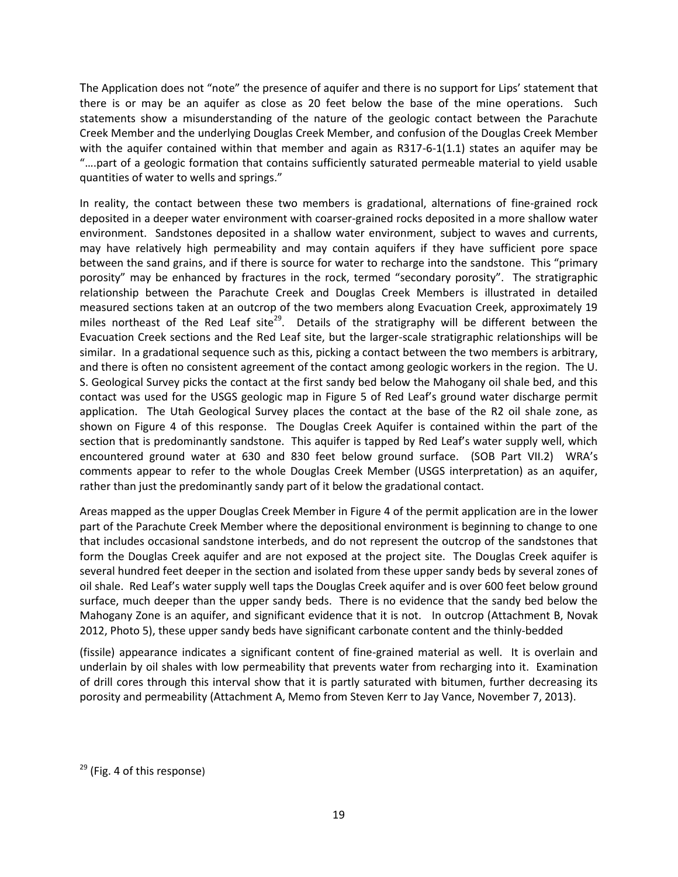The Application does not "note" the presence of aquifer and there is no support for Lips' statement that there is or may be an aquifer as close as 20 feet below the base of the mine operations. Such statements show a misunderstanding of the nature of the geologic contact between the Parachute Creek Member and the underlying Douglas Creek Member, and confusion of the Douglas Creek Member with the aquifer contained within that member and again as R317-6-1(1.1) states an aquifer may be "….part of a geologic formation that contains sufficiently saturated permeable material to yield usable quantities of water to wells and springs."

In reality, the contact between these two members is gradational, alternations of fine-grained rock deposited in a deeper water environment with coarser-grained rocks deposited in a more shallow water environment. Sandstones deposited in a shallow water environment, subject to waves and currents, may have relatively high permeability and may contain aquifers if they have sufficient pore space between the sand grains, and if there is source for water to recharge into the sandstone. This "primary porosity" may be enhanced by fractures in the rock, termed "secondary porosity". The stratigraphic relationship between the Parachute Creek and Douglas Creek Members is illustrated in detailed measured sections taken at an outcrop of the two members along Evacuation Creek, approximately 19 miles northeast of the Red Leaf site[29]. Details of the stratigraphy will be different between the Evacuation Creek sections and the Red Leaf site, but the larger-scale stratigraphic relationships will be similar. In a gradational sequence such as this, picking a contact between the two members is arbitrary, and there is often no consistent agreement of the contact among geologic workers in the region. The U. S. Geological Survey picks the contact at the first sandy bed below the Mahogany oil shale bed, and this contact was used for the USGS geologic map in Figure 5 of Red Leaf's ground water discharge permit application. The Utah Geological Survey places the contact at the base of the R2 oil shale zone, as shown on Figure 4 of this response. The Douglas Creek Aquifer is contained within the part of the section that is predominantly sandstone. This aquifer is tapped by Red Leaf's water supply well, which encountered ground water at 630 and 830 feet below ground surface. (SOB Part VII.2) WRA's comments appear to refer to the whole Douglas Creek Member (USGS interpretation) as an aquifer, rather than just the predominantly sandy part of it below the gradational contact.

Areas mapped as the upper Douglas Creek Member in Figure 4 of the permit application are in the lower part of the Parachute Creek Member where the depositional environment is beginning to change to one that includes occasional sandstone interbeds, and do not represent the outcrop of the sandstones that form the Douglas Creek aquifer and are not exposed at the project site. The Douglas Creek aquifer is several hundred feet deeper in the section and isolated from these upper sandy beds by several zones of oil shale. Red Leaf's water supply well taps the Douglas Creek aquifer and is over 600 feet below ground surface, much deeper than the upper sandy beds. There is no evidence that the sandy bed below the Mahogany Zone is an aquifer, and significant evidence that it is not. In outcrop (Attachment B, Novak 2012, Photo 5), these upper sandy beds have significant carbonate content and the thinly-bedded (fissile) appearance indicates a significant content of fine-grained material as well. It is overlain and underlain by oil shales with low permeability that prevents water from recharging into it. Examination of drill cores through this interval show that it is partly saturated with bitumen, further decreasing its porosity and permeability (Attachment A, Memo from Steven Kerr to Jay Vance, November 7, 2013).

[29] (Fig. 4 of this response)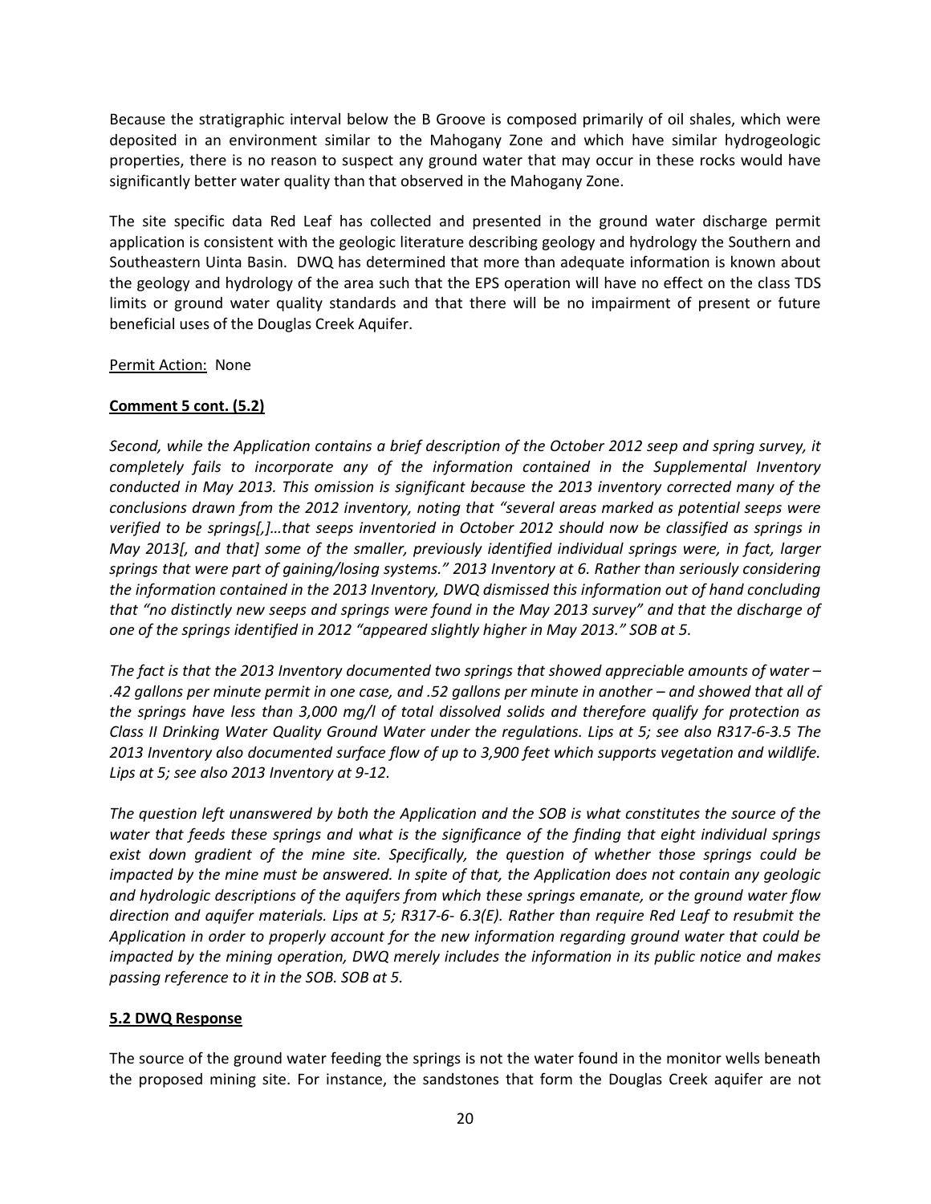Because the stratigraphic interval below the B Groove is composed primarily of oil shales, which were deposited in an environment similar to the Mahogany Zone and which have similar hydrogeologic properties, there is no reason to suspect any ground water that may occur in these rocks would have significantly better water quality than that observed in the Mahogany Zone.

The site specific data Red Leaf has collected and presented in the ground water discharge permit application is consistent with the geologic literature describing geology and hydrology the Southern and Southeastern Uinta Basin. DWQ has determined that more than adequate information is known about the geology and hydrology of the area such that the EPS operation will have no effect on the class TDS limits or ground water quality standards and that there will be no impairment of present or future beneficial uses of the Douglas Creek Aquifer.

Permit Action: None

**Comment 5 cont. (5.2)**

*Second, while the Application contains a brief description of the October 2012 seep and spring survey, it completely fails to incorporate any of the information contained in the Supplemental Inventory conducted in May 2013. This omission is significant because the 2013 inventory corrected many of the conclusions drawn from the 2012 inventory, noting that "several areas marked as potential seeps were verified to be springs[,]…that seeps inventoried in October 2012 should now be classified as springs in May 2013[, and that] some of the smaller, previously identified individual springs were, in fact, larger springs that were part of gaining/losing systems." 2013 Inventory at 6. Rather than seriously considering the information contained in the 2013 Inventory, DWQ dismissed this information out of hand concluding that "no distinctly new seeps and springs were found in the May 2013 survey" and that the discharge of one of the springs identified in 2012 "appeared slightly higher in May 2013." SOB at 5.*

*The fact is that the 2013 Inventory documented two springs that showed appreciable amounts of water – .42 gallons per minute permit in one case, and .52 gallons per minute in another – and showed that all of the springs have less than 3,000 mg/l of total dissolved solids and therefore qualify for protection as Class II Drinking Water Quality Ground Water under the regulations. Lips at 5; see also R317-6-3.5 The 2013 Inventory also documented surface flow of up to 3,900 feet which supports vegetation and wildlife. Lips at 5; see also 2013 Inventory at 9-12.*

*The question left unanswered by both the Application and the SOB is what constitutes the source of the water that feeds these springs and what is the significance of the finding that eight individual springs exist down gradient of the mine site. Specifically, the question of whether those springs could be impacted by the mine must be answered. In spite of that, the Application does not contain any geologic and hydrologic descriptions of the aquifers from which these springs emanate, or the ground water flow direction and aquifer materials. Lips at 5; R317-6- 6.3(E). Rather than require Red Leaf to resubmit the Application in order to properly account for the new information regarding ground water that could be impacted by the mining operation, DWQ merely includes the information in its public notice and makes passing reference to it in the SOB. SOB at 5.*

**5.2 DWQ Response**

The source of the ground water feeding the springs is not the water found in the monitor wells beneath the proposed mining site. For instance, the sandstones that form the Douglas Creek aquifer are not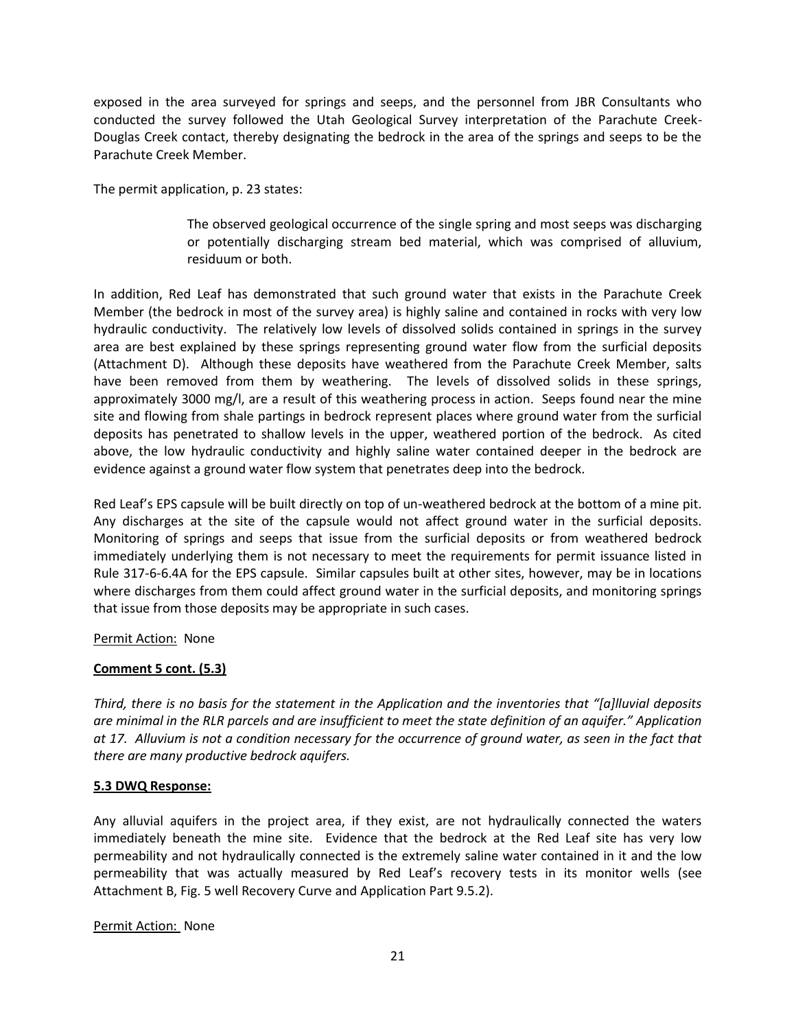exposed in the area surveyed for springs and seeps, and the personnel from JBR Consultants who conducted the survey followed the Utah Geological Survey interpretation of the Parachute Creek-Douglas Creek contact, thereby designating the bedrock in the area of the springs and seeps to be the Parachute Creek Member.

The permit application, p. 23 states:

> The observed geological occurrence of the single spring and most seeps was discharging or potentially discharging stream bed material, which was comprised of alluvium, residuum or both.

In addition, Red Leaf has demonstrated that such ground water that exists in the Parachute Creek Member (the bedrock in most of the survey area) is highly saline and contained in rocks with very low hydraulic conductivity. The relatively low levels of dissolved solids contained in springs in the survey area are best explained by these springs representing ground water flow from the surficial deposits (Attachment D). Although these deposits have weathered from the Parachute Creek Member, salts have been removed from them by weathering. The levels of dissolved solids in these springs, approximately 3000 mg/l, are a result of this weathering process in action. Seeps found near the mine site and flowing from shale partings in bedrock represent places where ground water from the surficial deposits has penetrated to shallow levels in the upper, weathered portion of the bedrock. As cited above, the low hydraulic conductivity and highly saline water contained deeper in the bedrock are evidence against a ground water flow system that penetrates deep into the bedrock.

Red Leaf's EPS capsule will be built directly on top of un-weathered bedrock at the bottom of a mine pit. Any discharges at the site of the capsule would not affect ground water in the surficial deposits. Monitoring of springs and seeps that issue from the surficial deposits or from weathered bedrock immediately underlying them is not necessary to meet the requirements for permit issuance listed in Rule 317-6-6.4A for the EPS capsule. Similar capsules built at other sites, however, may be in locations where discharges from them could affect ground water in the surficial deposits, and monitoring springs that issue from those deposits may be appropriate in such cases.

Permit Action: None

**Comment 5 cont. (5.3)**

*Third, there is no basis for the statement in the Application and the inventories that "[a]lluvial deposits are minimal in the RLR parcels and are insufficient to meet the state definition of an aquifer." Application at 17. Alluvium is not a condition necessary for the occurrence of ground water, as seen in the fact that there are many productive bedrock aquifers.*

**5.3 DWQ Response:**

Any alluvial aquifers in the project area, if they exist, are not hydraulically connected the waters immediately beneath the mine site. Evidence that the bedrock at the Red Leaf site has very low permeability and not hydraulically connected is the extremely saline water contained in it and the low permeability that was actually measured by Red Leaf's recovery tests in its monitor wells (see Attachment B, Fig. 5 well Recovery Curve and Application Part 9.5.2).

Permit Action: None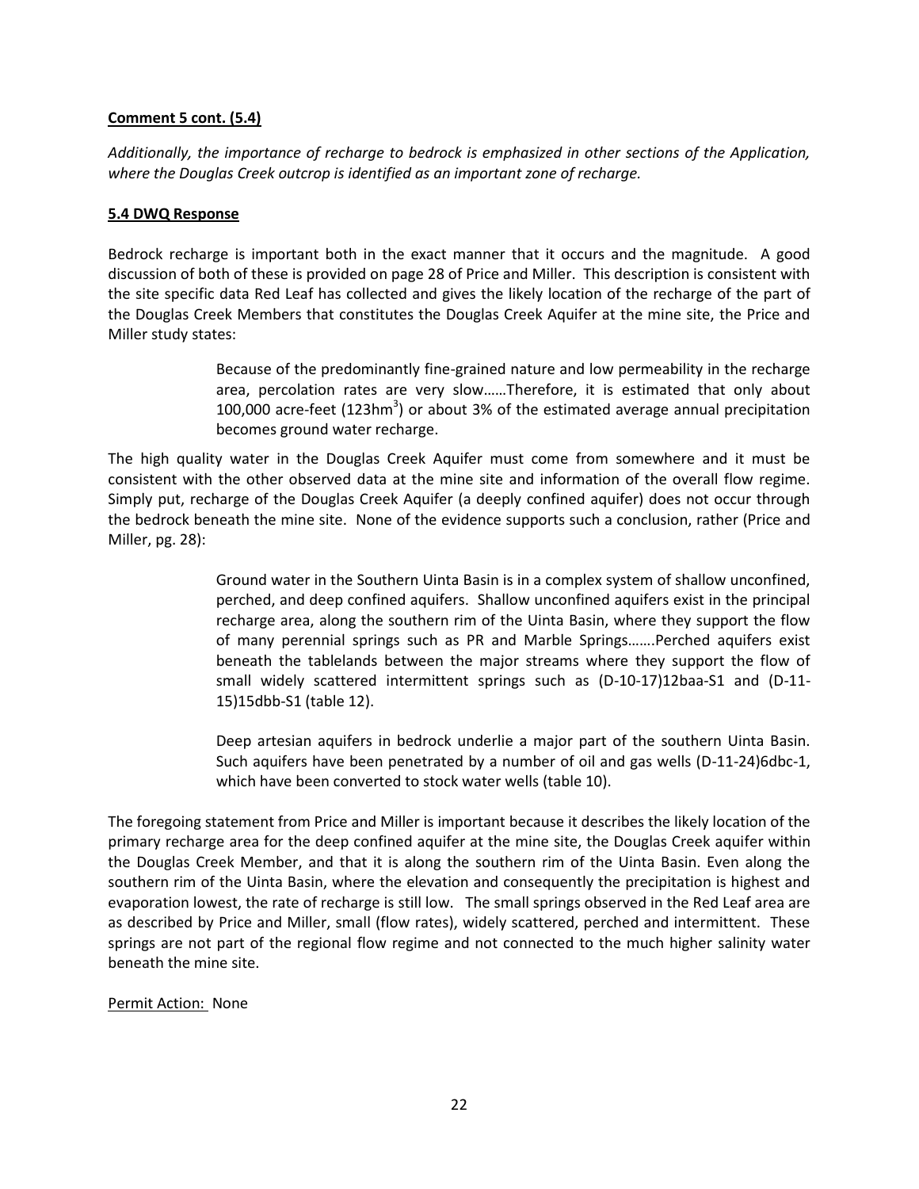**Comment 5 cont. (5.4)**

*Additionally, the importance of recharge to bedrock is emphasized in other sections of the Application, where the Douglas Creek outcrop is identified as an important zone of recharge.*

**5.4 DWQ Response**

Bedrock recharge is important both in the exact manner that it occurs and the magnitude. A good discussion of both of these is provided on page 28 of Price and Miller. This description is consistent with the site specific data Red Leaf has collected and gives the likely location of the recharge of the part of the Douglas Creek Members that constitutes the Douglas Creek Aquifer at the mine site, the Price and Miller study states:

> Because of the predominantly fine-grained nature and low permeability in the recharge area, percolation rates are very slow……Therefore, it is estimated that only about 100,000 acre-feet (123hm$^3$) or about 3% of the estimated average annual precipitation becomes ground water recharge.

The high quality water in the Douglas Creek Aquifer must come from somewhere and it must be consistent with the other observed data at the mine site and information of the overall flow regime. Simply put, recharge of the Douglas Creek Aquifer (a deeply confined aquifer) does not occur through the bedrock beneath the mine site. None of the evidence supports such a conclusion, rather (Price and Miller, pg. 28):

> Ground water in the Southern Uinta Basin is in a complex system of shallow unconfined, perched, and deep confined aquifers. Shallow unconfined aquifers exist in the principal recharge area, along the southern rim of the Uinta Basin, where they support the flow of many perennial springs such as PR and Marble Springs…….Perched aquifers exist beneath the tablelands between the major streams where they support the flow of small widely scattered intermittent springs such as (D-10-17)12baa-S1 and (D-11-15)15dbb-S1 (table 12).
>
> Deep artesian aquifers in bedrock underlie a major part of the southern Uinta Basin. Such aquifers have been penetrated by a number of oil and gas wells (D-11-24)6dbc-1, which have been converted to stock water wells (table 10).

The foregoing statement from Price and Miller is important because it describes the likely location of the primary recharge area for the deep confined aquifer at the mine site, the Douglas Creek aquifer within the Douglas Creek Member, and that it is along the southern rim of the Uinta Basin. Even along the southern rim of the Uinta Basin, where the elevation and consequently the precipitation is highest and evaporation lowest, the rate of recharge is still low. The small springs observed in the Red Leaf area are as described by Price and Miller, small (flow rates), widely scattered, perched and intermittent. These springs are not part of the regional flow regime and not connected to the much higher salinity water beneath the mine site.

Permit Action: None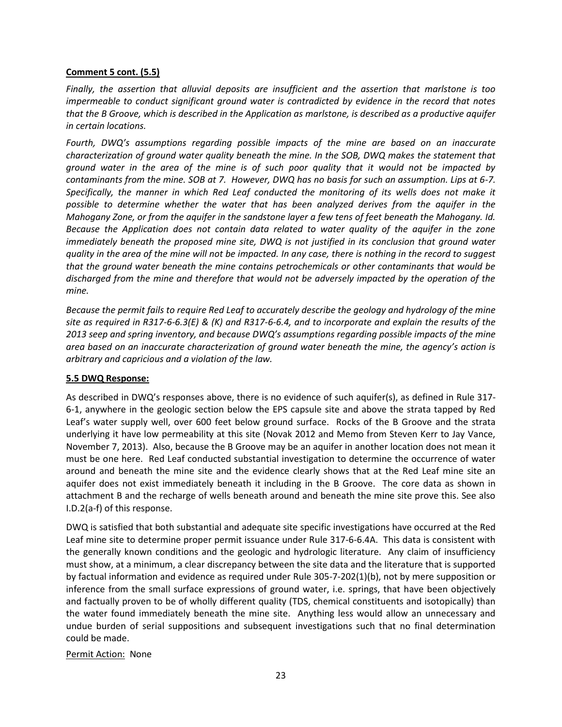**Comment 5 cont. (5.5)**

*Finally, the assertion that alluvial deposits are insufficient and the assertion that marlstone is too impermeable to conduct significant ground water is contradicted by evidence in the record that notes that the B Groove, which is described in the Application as marlstone, is described as a productive aquifer in certain locations.*

*Fourth, DWQ's assumptions regarding possible impacts of the mine are based on an inaccurate characterization of ground water quality beneath the mine. In the SOB, DWQ makes the statement that ground water in the area of the mine is of such poor quality that it would not be impacted by contaminants from the mine. SOB at 7. However, DWQ has no basis for such an assumption. Lips at 6-7. Specifically, the manner in which Red Leaf conducted the monitoring of its wells does not make it possible to determine whether the water that has been analyzed derives from the aquifer in the Mahogany Zone, or from the aquifer in the sandstone layer a few tens of feet beneath the Mahogany. Id. Because the Application does not contain data related to water quality of the aquifer in the zone immediately beneath the proposed mine site, DWQ is not justified in its conclusion that ground water quality in the area of the mine will not be impacted. In any case, there is nothing in the record to suggest that the ground water beneath the mine contains petrochemicals or other contaminants that would be discharged from the mine and therefore that would not be adversely impacted by the operation of the mine.*

*Because the permit fails to require Red Leaf to accurately describe the geology and hydrology of the mine site as required in R317-6-6.3(E) & (K) and R317-6-6.4, and to incorporate and explain the results of the 2013 seep and spring inventory, and because DWQ's assumptions regarding possible impacts of the mine area based on an inaccurate characterization of ground water beneath the mine, the agency's action is arbitrary and capricious and a violation of the law.*

**5.5 DWQ Response:**

As described in DWQ's responses above, there is no evidence of such aquifer(s), as defined in Rule 317-6-1, anywhere in the geologic section below the EPS capsule site and above the strata tapped by Red Leaf's water supply well, over 600 feet below ground surface. Rocks of the B Groove and the strata underlying it have low permeability at this site (Novak 2012 and Memo from Steven Kerr to Jay Vance, November 7, 2013). Also, because the B Groove may be an aquifer in another location does not mean it must be one here. Red Leaf conducted substantial investigation to determine the occurrence of water around and beneath the mine site and the evidence clearly shows that at the Red Leaf mine site an aquifer does not exist immediately beneath it including in the B Groove. The core data as shown in attachment B and the recharge of wells beneath around and beneath the mine site prove this. See also I.D.2(a-f) of this response.

DWQ is satisfied that both substantial and adequate site specific investigations have occurred at the Red Leaf mine site to determine proper permit issuance under Rule 317-6-6.4A. This data is consistent with the generally known conditions and the geologic and hydrologic literature. Any claim of insufficiency must show, at a minimum, a clear discrepancy between the site data and the literature that is supported by factual information and evidence as required under Rule 305-7-202(1)(b), not by mere supposition or inference from the small surface expressions of ground water, i.e. springs, that have been objectively and factually proven to be of wholly different quality (TDS, chemical constituents and isotopically) than the water found immediately beneath the mine site. Anything less would allow an unnecessary and undue burden of serial suppositions and subsequent investigations such that no final determination could be made.

Permit Action: None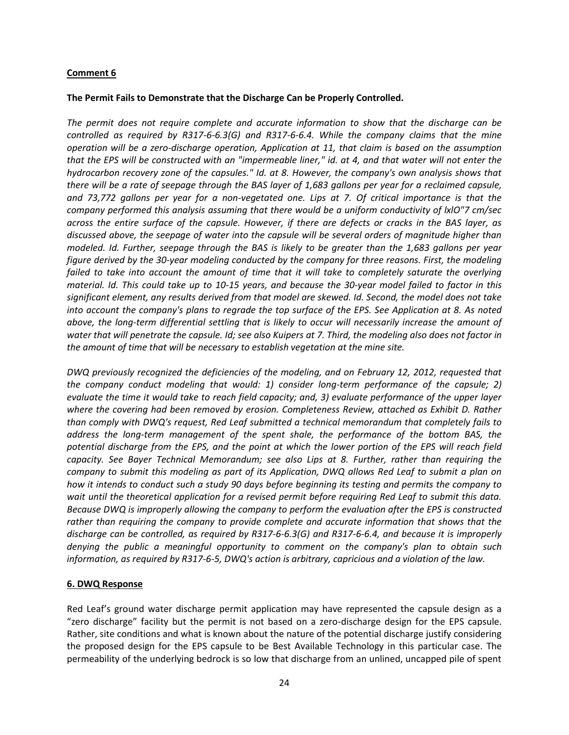**Comment 6**

**The Permit Fails to Demonstrate that the Discharge Can be Properly Controlled.**

*The permit does not require complete and accurate information to show that the discharge can be controlled as required by R317-6-6.3(G) and R317-6-6.4. While the company claims that the mine operation will be a zero-discharge operation, Application at 11, that claim is based on the assumption that the EPS will be constructed with an "impermeable liner," id. at 4, and that water will not enter the hydrocarbon recovery zone of the capsules." Id. at 8. However, the company's own analysis shows that there will be a rate of seepage through the BAS layer of 1,683 gallons per year for a reclaimed capsule, and 73,772 gallons per year for a non-vegetated one. Lips at 7. Of critical importance is that the company performed this analysis assuming that there would be a uniform conductivity of lxlO"7 cm/sec across the entire surface of the capsule. However, if there are defects or cracks in the BAS layer, as discussed above, the seepage of water into the capsule will be several orders of magnitude higher than modeled. Id. Further, seepage through the BAS is likely to be greater than the 1,683 gallons per year figure derived by the 30-year modeling conducted by the company for three reasons. First, the modeling failed to take into account the amount of time that it will take to completely saturate the overlying material. Id. This could take up to 10-15 years, and because the 30-year model failed to factor in this significant element, any results derived from that model are skewed. Id. Second, the model does not take into account the company's plans to regrade the top surface of the EPS. See Application at 8. As noted above, the long-term differential settling that is likely to occur will necessarily increase the amount of water that will penetrate the capsule. Id; see also Kuipers at 7. Third, the modeling also does not factor in the amount of time that will be necessary to establish vegetation at the mine site.*

*DWQ previously recognized the deficiencies of the modeling, and on February 12, 2012, requested that the company conduct modeling that would: 1) consider long-term performance of the capsule; 2) evaluate the time it would take to reach field capacity; and, 3) evaluate performance of the upper layer where the covering had been removed by erosion. Completeness Review, attached as Exhibit D. Rather than comply with DWQ's request, Red Leaf submitted a technical memorandum that completely fails to address the long-term management of the spent shale, the performance of the bottom BAS, the potential discharge from the EPS, and the point at which the lower portion of the EPS will reach field capacity. See Bayer Technical Memorandum; see also Lips at 8. Further, rather than requiring the company to submit this modeling as part of its Application, DWQ allows Red Leaf to submit a plan on how it intends to conduct such a study 90 days before beginning its testing and permits the company to wait until the theoretical application for a revised permit before requiring Red Leaf to submit this data. Because DWQ is improperly allowing the company to perform the evaluation after the EPS is constructed rather than requiring the company to provide complete and accurate information that shows that the discharge can be controlled, as required by R317-6-6.3(G) and R317-6-6.4, and because it is improperly denying the public a meaningful opportunity to comment on the company's plan to obtain such information, as required by R317-6-5, DWQ's action is arbitrary, capricious and a violation of the law.*

**6. DWQ Response**

Red Leaf's ground water discharge permit application may have represented the capsule design as a "zero discharge" facility but the permit is not based on a zero-discharge design for the EPS capsule. Rather, site conditions and what is known about the nature of the potential discharge justify considering the proposed design for the EPS capsule to be Best Available Technology in this particular case. The permeability of the underlying bedrock is so low that discharge from an unlined, uncapped pile of spent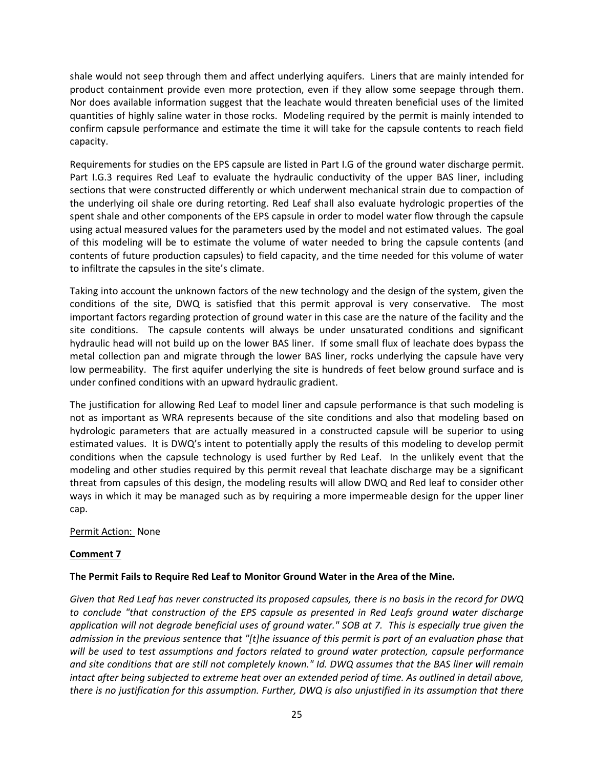shale would not seep through them and affect underlying aquifers. Liners that are mainly intended for product containment provide even more protection, even if they allow some seepage through them. Nor does available information suggest that the leachate would threaten beneficial uses of the limited quantities of highly saline water in those rocks. Modeling required by the permit is mainly intended to confirm capsule performance and estimate the time it will take for the capsule contents to reach field capacity.

Requirements for studies on the EPS capsule are listed in Part I.G of the ground water discharge permit. Part I.G.3 requires Red Leaf to evaluate the hydraulic conductivity of the upper BAS liner, including sections that were constructed differently or which underwent mechanical strain due to compaction of the underlying oil shale ore during retorting. Red Leaf shall also evaluate hydrologic properties of the spent shale and other components of the EPS capsule in order to model water flow through the capsule using actual measured values for the parameters used by the model and not estimated values. The goal of this modeling will be to estimate the volume of water needed to bring the capsule contents (and contents of future production capsules) to field capacity, and the time needed for this volume of water to infiltrate the capsules in the site's climate.

Taking into account the unknown factors of the new technology and the design of the system, given the conditions of the site, DWQ is satisfied that this permit approval is very conservative. The most important factors regarding protection of ground water in this case are the nature of the facility and the site conditions. The capsule contents will always be under unsaturated conditions and significant hydraulic head will not build up on the lower BAS liner. If some small flux of leachate does bypass the metal collection pan and migrate through the lower BAS liner, rocks underlying the capsule have very low permeability. The first aquifer underlying the site is hundreds of feet below ground surface and is under confined conditions with an upward hydraulic gradient.

The justification for allowing Red Leaf to model liner and capsule performance is that such modeling is not as important as WRA represents because of the site conditions and also that modeling based on hydrologic parameters that are actually measured in a constructed capsule will be superior to using estimated values. It is DWQ's intent to potentially apply the results of this modeling to develop permit conditions when the capsule technology is used further by Red Leaf. In the unlikely event that the modeling and other studies required by this permit reveal that leachate discharge may be a significant threat from capsules of this design, the modeling results will allow DWQ and Red leaf to consider other ways in which it may be managed such as by requiring a more impermeable design for the upper liner cap.

Permit Action: None

**Comment 7**

**The Permit Fails to Require Red Leaf to Monitor Ground Water in the Area of the Mine.**

*Given that Red Leaf has never constructed its proposed capsules, there is no basis in the record for DWQ to conclude "that construction of the EPS capsule as presented in Red Leafs ground water discharge application will not degrade beneficial uses of ground water." SOB at 7. This is especially true given the admission in the previous sentence that "[t]he issuance of this permit is part of an evaluation phase that will be used to test assumptions and factors related to ground water protection, capsule performance and site conditions that are still not completely known." Id. DWQ assumes that the BAS liner will remain intact after being subjected to extreme heat over an extended period of time. As outlined in detail above, there is no justification for this assumption. Further, DWQ is also unjustified in its assumption that there*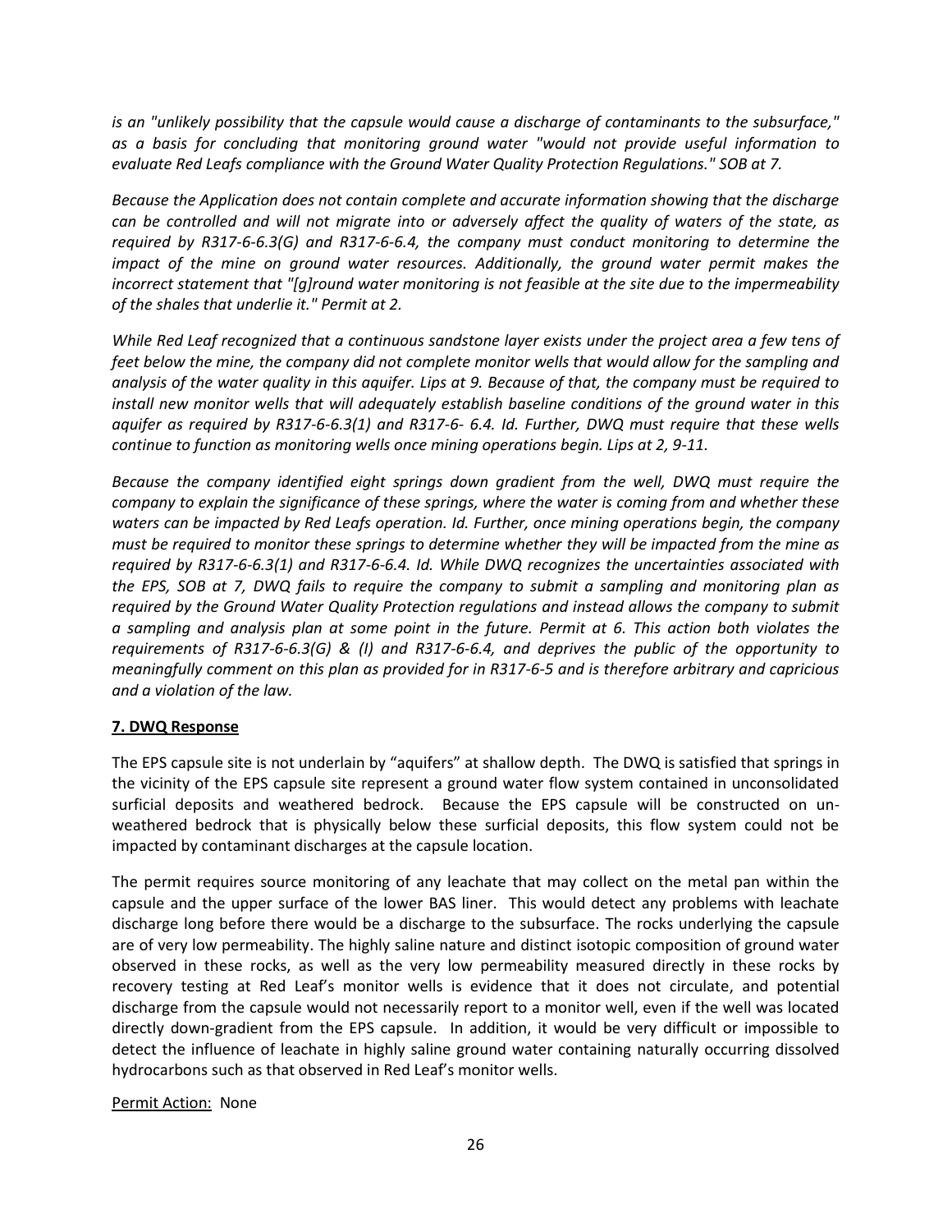*is an "unlikely possibility that the capsule would cause a discharge of contaminants to the subsurface," as a basis for concluding that monitoring ground water "would not provide useful information to evaluate Red Leafs compliance with the Ground Water Quality Protection Regulations." SOB at 7.*

*Because the Application does not contain complete and accurate information showing that the discharge can be controlled and will not migrate into or adversely affect the quality of waters of the state, as required by R317-6-6.3(G) and R317-6-6.4, the company must conduct monitoring to determine the impact of the mine on ground water resources. Additionally, the ground water permit makes the incorrect statement that "[g]round water monitoring is not feasible at the site due to the impermeability of the shales that underlie it." Permit at 2.*

*While Red Leaf recognized that a continuous sandstone layer exists under the project area a few tens of feet below the mine, the company did not complete monitor wells that would allow for the sampling and analysis of the water quality in this aquifer. Lips at 9. Because of that, the company must be required to install new monitor wells that will adequately establish baseline conditions of the ground water in this aquifer as required by R317-6-6.3(1) and R317-6- 6.4. Id. Further, DWQ must require that these wells continue to function as monitoring wells once mining operations begin. Lips at 2, 9-11.*

*Because the company identified eight springs down gradient from the well, DWQ must require the company to explain the significance of these springs, where the water is coming from and whether these waters can be impacted by Red Leafs operation. Id. Further, once mining operations begin, the company must be required to monitor these springs to determine whether they will be impacted from the mine as required by R317-6-6.3(1) and R317-6-6.4. Id. While DWQ recognizes the uncertainties associated with the EPS, SOB at 7, DWQ fails to require the company to submit a sampling and monitoring plan as required by the Ground Water Quality Protection regulations and instead allows the company to submit a sampling and analysis plan at some point in the future. Permit at 6. This action both violates the requirements of R317-6-6.3(G) & (I) and R317-6-6.4, and deprives the public of the opportunity to meaningfully comment on this plan as provided for in R317-6-5 and is therefore arbitrary and capricious and a violation of the law.*

**7. DWQ Response**

The EPS capsule site is not underlain by "aquifers" at shallow depth. The DWQ is satisfied that springs in the vicinity of the EPS capsule site represent a ground water flow system contained in unconsolidated surficial deposits and weathered bedrock. Because the EPS capsule will be constructed on un-weathered bedrock that is physically below these surficial deposits, this flow system could not be impacted by contaminant discharges at the capsule location.

The permit requires source monitoring of any leachate that may collect on the metal pan within the capsule and the upper surface of the lower BAS liner. This would detect any problems with leachate discharge long before there would be a discharge to the subsurface. The rocks underlying the capsule are of very low permeability. The highly saline nature and distinct isotopic composition of ground water observed in these rocks, as well as the very low permeability measured directly in these rocks by recovery testing at Red Leaf's monitor wells is evidence that it does not circulate, and potential discharge from the capsule would not necessarily report to a monitor well, even if the well was located directly down-gradient from the EPS capsule. In addition, it would be very difficult or impossible to detect the influence of leachate in highly saline ground water containing naturally occurring dissolved hydrocarbons such as that observed in Red Leaf's monitor wells.

Permit Action: None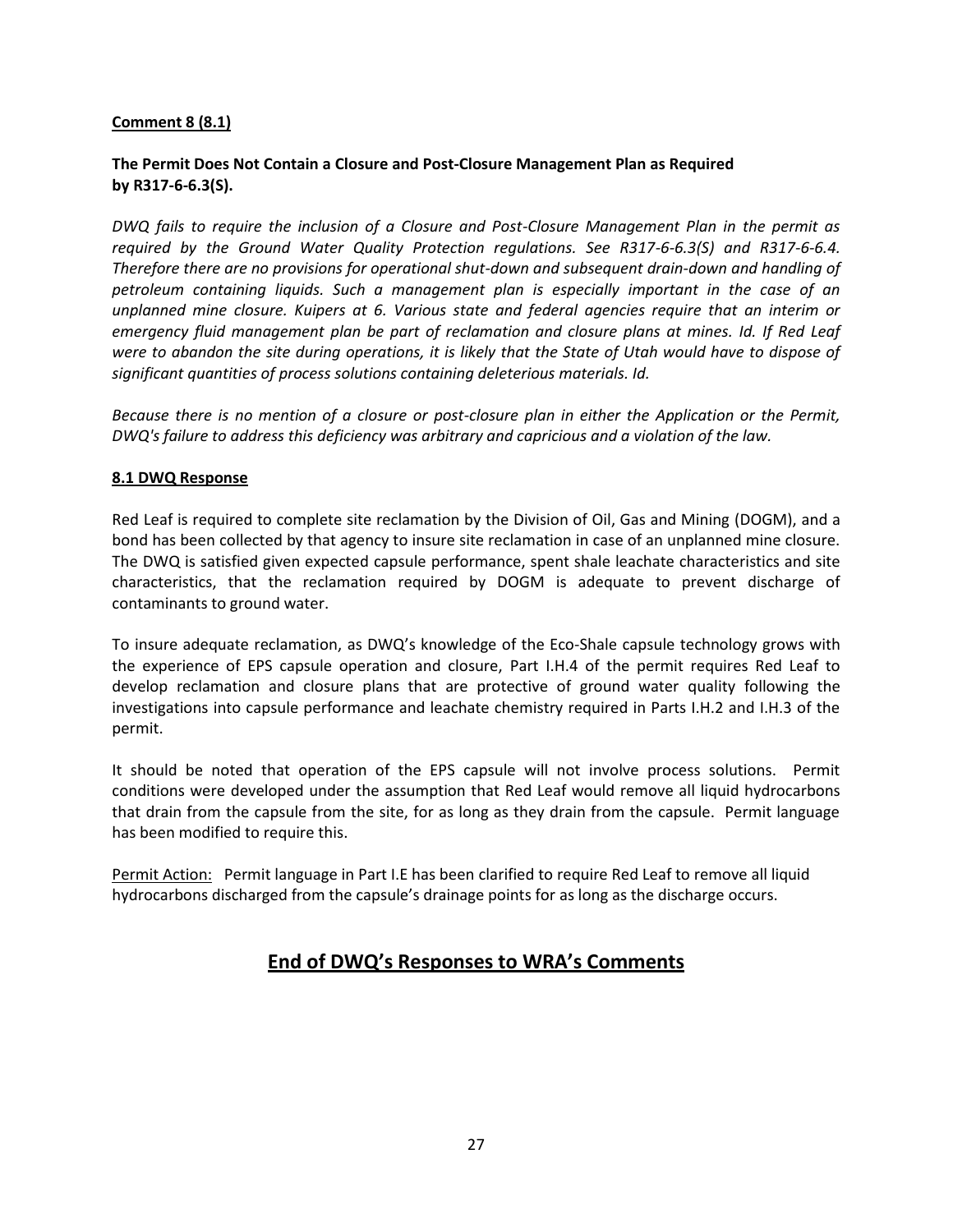**Comment 8 (8.1)**

**The Permit Does Not Contain a Closure and Post-Closure Management Plan as Required by R317-6-6.3(S).**

*DWQ fails to require the inclusion of a Closure and Post-Closure Management Plan in the permit as required by the Ground Water Quality Protection regulations. See R317-6-6.3(S) and R317-6-6.4. Therefore there are no provisions for operational shut-down and subsequent drain-down and handling of petroleum containing liquids. Such a management plan is especially important in the case of an unplanned mine closure. Kuipers at 6. Various state and federal agencies require that an interim or emergency fluid management plan be part of reclamation and closure plans at mines. Id. If Red Leaf were to abandon the site during operations, it is likely that the State of Utah would have to dispose of significant quantities of process solutions containing deleterious materials. Id.*

*Because there is no mention of a closure or post-closure plan in either the Application or the Permit, DWQ's failure to address this deficiency was arbitrary and capricious and a violation of the law.*

**8.1 DWQ Response**

Red Leaf is required to complete site reclamation by the Division of Oil, Gas and Mining (DOGM), and a bond has been collected by that agency to insure site reclamation in case of an unplanned mine closure. The DWQ is satisfied given expected capsule performance, spent shale leachate characteristics and site characteristics, that the reclamation required by DOGM is adequate to prevent discharge of contaminants to ground water.

To insure adequate reclamation, as DWQ's knowledge of the Eco-Shale capsule technology grows with the experience of EPS capsule operation and closure, Part I.H.4 of the permit requires Red Leaf to develop reclamation and closure plans that are protective of ground water quality following the investigations into capsule performance and leachate chemistry required in Parts I.H.2 and I.H.3 of the permit.

It should be noted that operation of the EPS capsule will not involve process solutions. Permit conditions were developed under the assumption that Red Leaf would remove all liquid hydrocarbons that drain from the capsule from the site, for as long as they drain from the capsule. Permit language has been modified to require this.

Permit Action: Permit language in Part I.E has been clarified to require Red Leaf to remove all liquid hydrocarbons discharged from the capsule's drainage points for as long as the discharge occurs.

## End of DWQ's Responses to WRA's Comments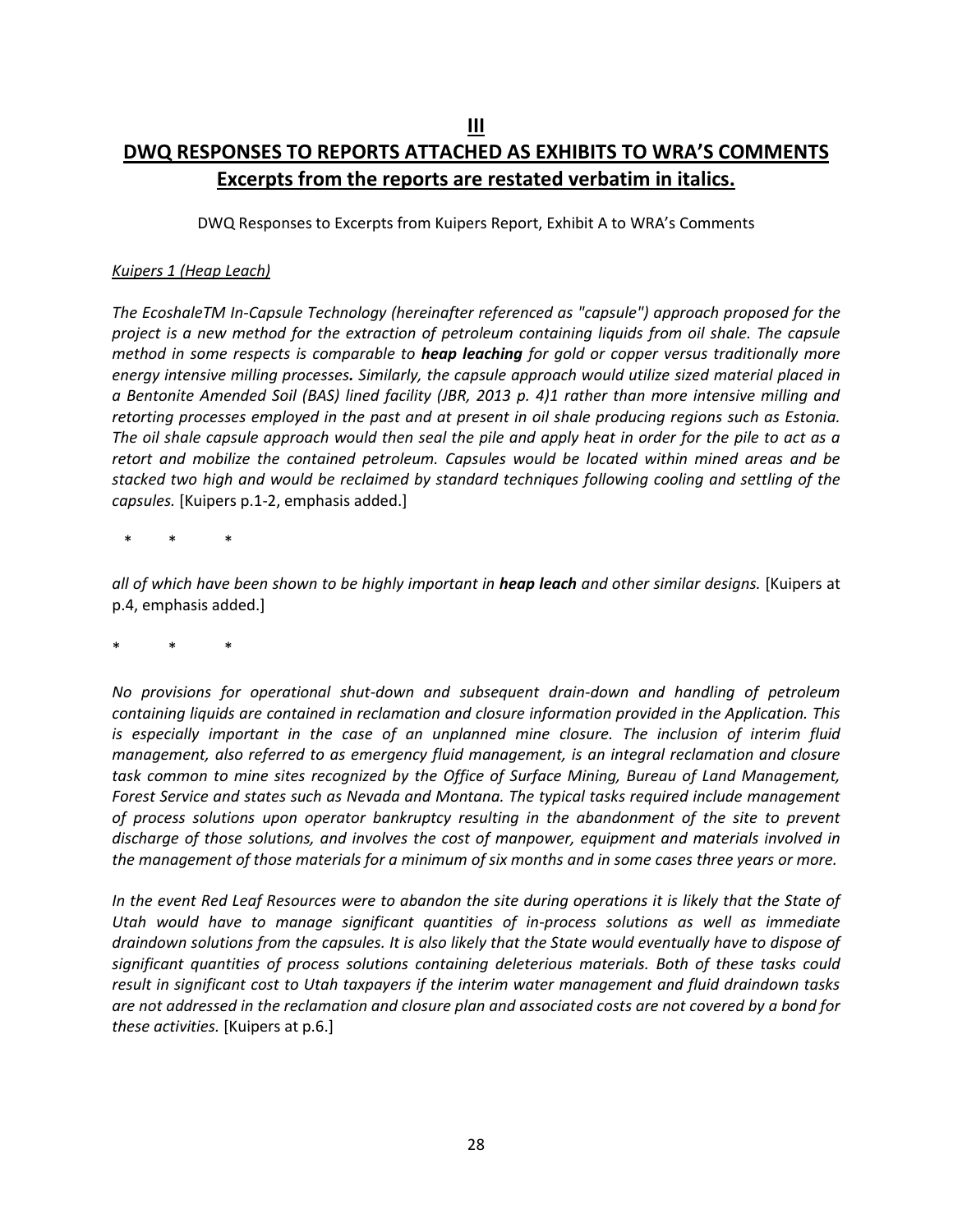# III

# DWQ RESPONSES TO REPORTS ATTACHED AS EXHIBITS TO WRA'S COMMENTS

## Excerpts from the reports are restated verbatim in italics.

DWQ Responses to Excerpts from Kuipers Report, Exhibit A to WRA's Comments

*Kuipers 1 (Heap Leach)*

*The EcoshaleTM In-Capsule Technology (hereinafter referenced as "capsule") approach proposed for the project is a new method for the extraction of petroleum containing liquids from oil shale. The capsule method in some respects is comparable to **heap leaching** for gold or copper versus traditionally more energy intensive milling processes**.** Similarly, the capsule approach would utilize sized material placed in a Bentonite Amended Soil (BAS) lined facility (JBR, 2013 p. 4)1 rather than more intensive milling and retorting processes employed in the past and at present in oil shale producing regions such as Estonia. The oil shale capsule approach would then seal the pile and apply heat in order for the pile to act as a retort and mobilize the contained petroleum. Capsules would be located within mined areas and be stacked two high and would be reclaimed by standard techniques following cooling and settling of the capsules.* [Kuipers p.1-2, emphasis added.]

\* \* \*

*all of which have been shown to be highly important in **heap leach** and other similar designs.* [Kuipers at p.4, emphasis added.]

\* \* \*

*No provisions for operational shut-down and subsequent drain-down and handling of petroleum containing liquids are contained in reclamation and closure information provided in the Application. This is especially important in the case of an unplanned mine closure. The inclusion of interim fluid management, also referred to as emergency fluid management, is an integral reclamation and closure task common to mine sites recognized by the Office of Surface Mining, Bureau of Land Management, Forest Service and states such as Nevada and Montana. The typical tasks required include management of process solutions upon operator bankruptcy resulting in the abandonment of the site to prevent discharge of those solutions, and involves the cost of manpower, equipment and materials involved in the management of those materials for a minimum of six months and in some cases three years or more.*

*In the event Red Leaf Resources were to abandon the site during operations it is likely that the State of Utah would have to manage significant quantities of in-process solutions as well as immediate draindown solutions from the capsules. It is also likely that the State would eventually have to dispose of significant quantities of process solutions containing deleterious materials. Both of these tasks could result in significant cost to Utah taxpayers if the interim water management and fluid draindown tasks are not addressed in the reclamation and closure plan and associated costs are not covered by a bond for these activities.* [Kuipers at p.6.]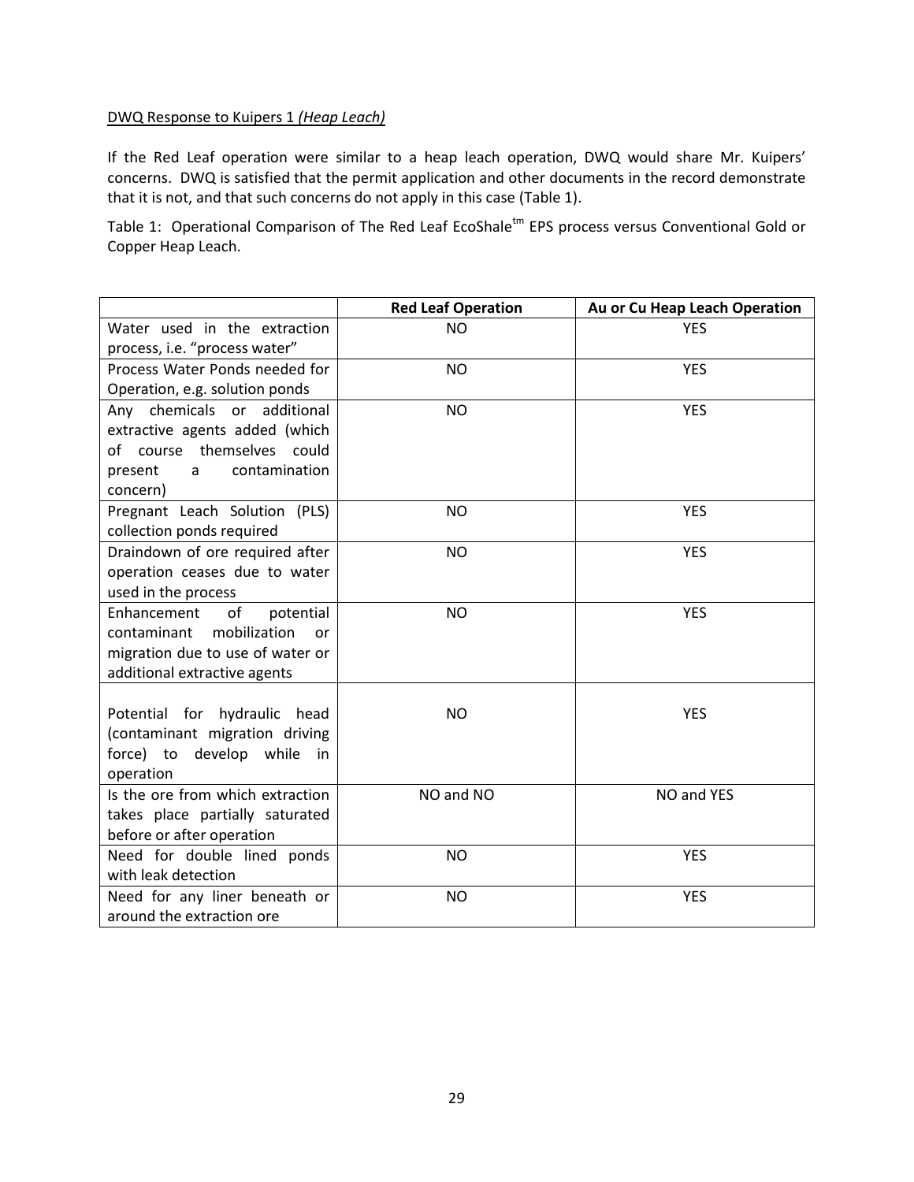DWQ Response to Kuipers 1 *(Heap Leach)*

If the Red Leaf operation were similar to a heap leach operation, DWQ would share Mr. Kuipers' concerns. DWQ is satisfied that the permit application and other documents in the record demonstrate that it is not, and that such concerns do not apply in this case (Table 1).

Table 1: Operational Comparison of The Red Leaf EcoShale[tm] EPS process versus Conventional Gold or Copper Heap Leach.

| | **Red Leaf Operation** | **Au or Cu Heap Leach Operation** |
|---|---|---|
| Water used in the extraction process, i.e. "process water" | NO | YES |
| Process Water Ponds needed for Operation, e.g. solution ponds | NO | YES |
| Any chemicals or additional extractive agents added (which of course themselves could present a contamination concern) | NO | YES |
| Pregnant Leach Solution (PLS) collection ponds required | NO | YES |
| Draindown of ore required after operation ceases due to water used in the process | NO | YES |
| Enhancement of potential contaminant mobilization or migration due to use of water or additional extractive agents | NO | YES |
| Potential for hydraulic head (contaminant migration driving force) to develop while in operation | NO | YES |
| Is the ore from which extraction takes place partially saturated before or after operation | NO and NO | NO and YES |
| Need for double lined ponds with leak detection | NO | YES |
| Need for any liner beneath or around the extraction ore | NO | YES |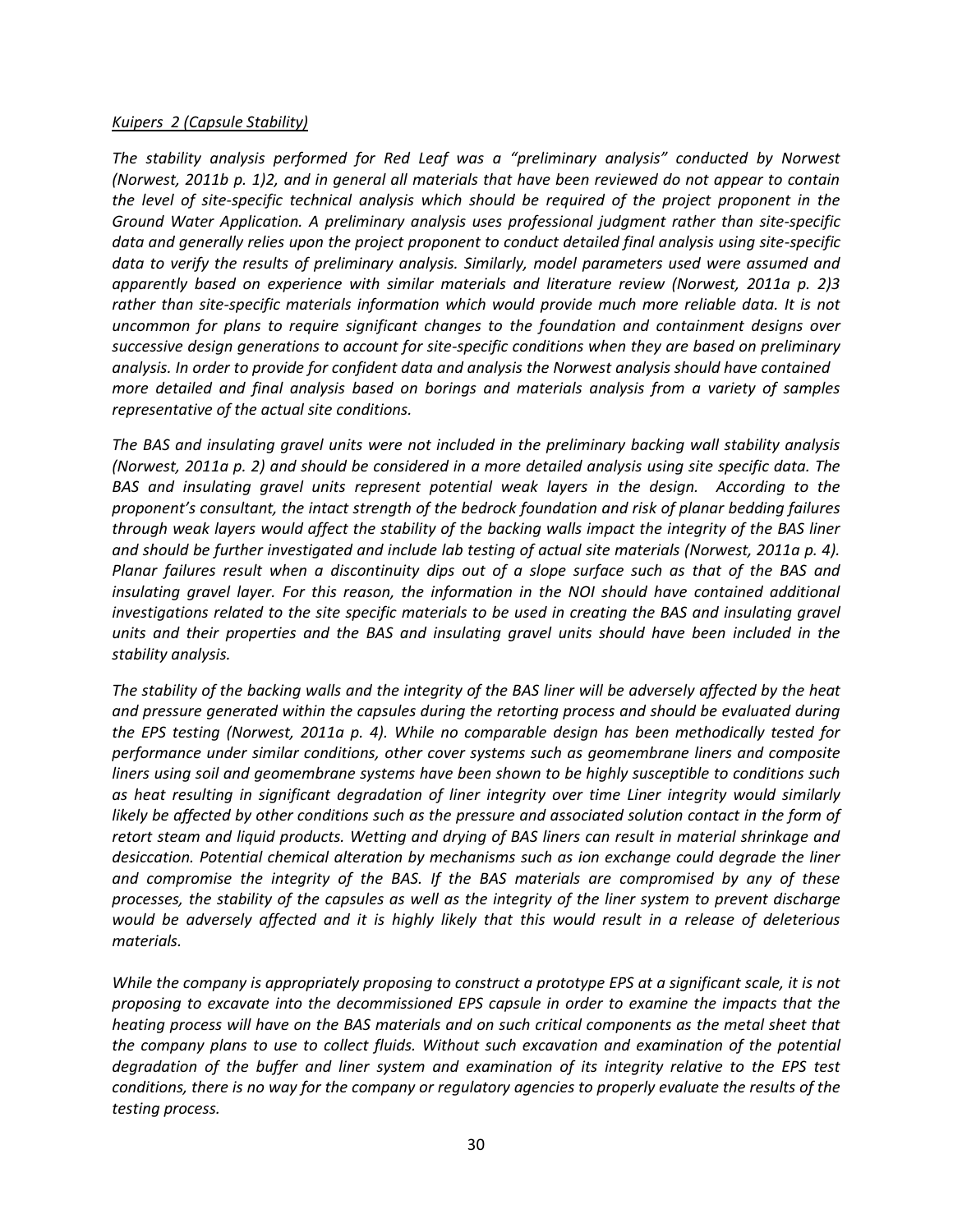*<u>Kuipers 2 (Capsule Stability)</u>*

*The stability analysis performed for Red Leaf was a "preliminary analysis" conducted by Norwest (Norwest, 2011b p. 1)2, and in general all materials that have been reviewed do not appear to contain the level of site-specific technical analysis which should be required of the project proponent in the Ground Water Application. A preliminary analysis uses professional judgment rather than site-specific data and generally relies upon the project proponent to conduct detailed final analysis using site-specific data to verify the results of preliminary analysis. Similarly, model parameters used were assumed and apparently based on experience with similar materials and literature review (Norwest, 2011a p. 2)3 rather than site-specific materials information which would provide much more reliable data. It is not uncommon for plans to require significant changes to the foundation and containment designs over successive design generations to account for site-specific conditions when they are based on preliminary analysis. In order to provide for confident data and analysis the Norwest analysis should have contained more detailed and final analysis based on borings and materials analysis from a variety of samples representative of the actual site conditions.*

*The BAS and insulating gravel units were not included in the preliminary backing wall stability analysis (Norwest, 2011a p. 2) and should be considered in a more detailed analysis using site specific data. The BAS and insulating gravel units represent potential weak layers in the design. According to the proponent's consultant, the intact strength of the bedrock foundation and risk of planar bedding failures through weak layers would affect the stability of the backing walls impact the integrity of the BAS liner and should be further investigated and include lab testing of actual site materials (Norwest, 2011a p. 4). Planar failures result when a discontinuity dips out of a slope surface such as that of the BAS and insulating gravel layer. For this reason, the information in the NOI should have contained additional investigations related to the site specific materials to be used in creating the BAS and insulating gravel units and their properties and the BAS and insulating gravel units should have been included in the stability analysis.*

*The stability of the backing walls and the integrity of the BAS liner will be adversely affected by the heat and pressure generated within the capsules during the retorting process and should be evaluated during the EPS testing (Norwest, 2011a p. 4). While no comparable design has been methodically tested for performance under similar conditions, other cover systems such as geomembrane liners and composite liners using soil and geomembrane systems have been shown to be highly susceptible to conditions such as heat resulting in significant degradation of liner integrity over time Liner integrity would similarly likely be affected by other conditions such as the pressure and associated solution contact in the form of retort steam and liquid products. Wetting and drying of BAS liners can result in material shrinkage and desiccation. Potential chemical alteration by mechanisms such as ion exchange could degrade the liner and compromise the integrity of the BAS. If the BAS materials are compromised by any of these processes, the stability of the capsules as well as the integrity of the liner system to prevent discharge would be adversely affected and it is highly likely that this would result in a release of deleterious materials.*

*While the company is appropriately proposing to construct a prototype EPS at a significant scale, it is not proposing to excavate into the decommissioned EPS capsule in order to examine the impacts that the heating process will have on the BAS materials and on such critical components as the metal sheet that the company plans to use to collect fluids. Without such excavation and examination of the potential degradation of the buffer and liner system and examination of its integrity relative to the EPS test conditions, there is no way for the company or regulatory agencies to properly evaluate the results of the testing process.*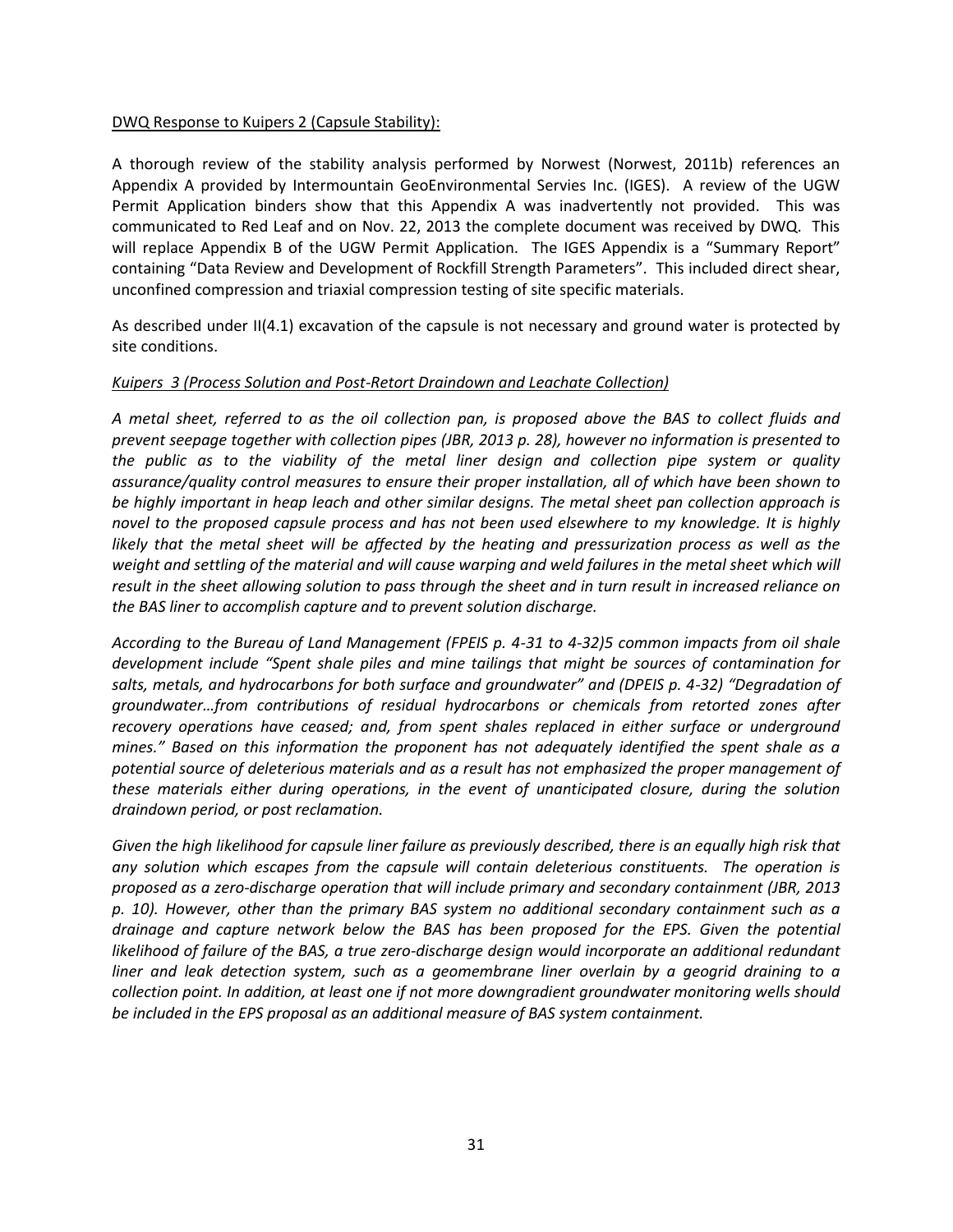DWQ Response to Kuipers 2 (Capsule Stability):

A thorough review of the stability analysis performed by Norwest (Norwest, 2011b) references an Appendix A provided by Intermountain GeoEnvironmental Servies Inc. (IGES). A review of the UGW Permit Application binders show that this Appendix A was inadvertently not provided. This was communicated to Red Leaf and on Nov. 22, 2013 the complete document was received by DWQ. This will replace Appendix B of the UGW Permit Application. The IGES Appendix is a "Summary Report" containing "Data Review and Development of Rockfill Strength Parameters". This included direct shear, unconfined compression and triaxial compression testing of site specific materials.

As described under II(4.1) excavation of the capsule is not necessary and ground water is protected by site conditions.

*Kuipers 3 (Process Solution and Post-Retort Draindown and Leachate Collection)*

*A metal sheet, referred to as the oil collection pan, is proposed above the BAS to collect fluids and prevent seepage together with collection pipes (JBR, 2013 p. 28), however no information is presented to the public as to the viability of the metal liner design and collection pipe system or quality assurance/quality control measures to ensure their proper installation, all of which have been shown to be highly important in heap leach and other similar designs. The metal sheet pan collection approach is novel to the proposed capsule process and has not been used elsewhere to my knowledge. It is highly likely that the metal sheet will be affected by the heating and pressurization process as well as the weight and settling of the material and will cause warping and weld failures in the metal sheet which will result in the sheet allowing solution to pass through the sheet and in turn result in increased reliance on the BAS liner to accomplish capture and to prevent solution discharge.*

*According to the Bureau of Land Management (FPEIS p. 4-31 to 4-32)5 common impacts from oil shale development include "Spent shale piles and mine tailings that might be sources of contamination for salts, metals, and hydrocarbons for both surface and groundwater" and (DPEIS p. 4-32) "Degradation of groundwater…from contributions of residual hydrocarbons or chemicals from retorted zones after recovery operations have ceased; and, from spent shales replaced in either surface or underground mines." Based on this information the proponent has not adequately identified the spent shale as a potential source of deleterious materials and as a result has not emphasized the proper management of these materials either during operations, in the event of unanticipated closure, during the solution draindown period, or post reclamation.*

*Given the high likelihood for capsule liner failure as previously described, there is an equally high risk that any solution which escapes from the capsule will contain deleterious constituents. The operation is proposed as a zero-discharge operation that will include primary and secondary containment (JBR, 2013 p. 10). However, other than the primary BAS system no additional secondary containment such as a drainage and capture network below the BAS has been proposed for the EPS. Given the potential likelihood of failure of the BAS, a true zero-discharge design would incorporate an additional redundant liner and leak detection system, such as a geomembrane liner overlain by a geogrid draining to a collection point. In addition, at least one if not more downgradient groundwater monitoring wells should be included in the EPS proposal as an additional measure of BAS system containment.*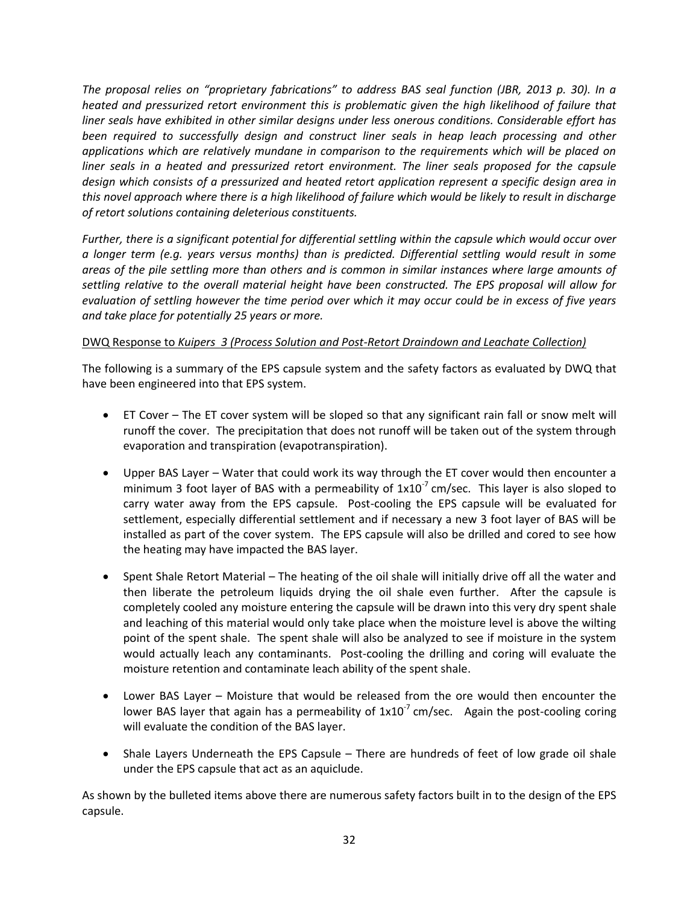*The proposal relies on "proprietary fabrications" to address BAS seal function (JBR, 2013 p. 30). In a heated and pressurized retort environment this is problematic given the high likelihood of failure that liner seals have exhibited in other similar designs under less onerous conditions. Considerable effort has been required to successfully design and construct liner seals in heap leach processing and other applications which are relatively mundane in comparison to the requirements which will be placed on liner seals in a heated and pressurized retort environment. The liner seals proposed for the capsule design which consists of a pressurized and heated retort application represent a specific design area in this novel approach where there is a high likelihood of failure which would be likely to result in discharge of retort solutions containing deleterious constituents.*

*Further, there is a significant potential for differential settling within the capsule which would occur over a longer term (e.g. years versus months) than is predicted. Differential settling would result in some areas of the pile settling more than others and is common in similar instances where large amounts of settling relative to the overall material height have been constructed. The EPS proposal will allow for evaluation of settling however the time period over which it may occur could be in excess of five years and take place for potentially 25 years or more.*

DWQ Response to *Kuipers 3 (Process Solution and Post-Retort Draindown and Leachate Collection)*

The following is a summary of the EPS capsule system and the safety factors as evaluated by DWQ that have been engineered into that EPS system.

- ET Cover – The ET cover system will be sloped so that any significant rain fall or snow melt will runoff the cover. The precipitation that does not runoff will be taken out of the system through evaporation and transpiration (evapotranspiration).
- Upper BAS Layer – Water that could work its way through the ET cover would then encounter a minimum 3 foot layer of BAS with a permeability of $1x10^{-7}$ cm/sec. This layer is also sloped to carry water away from the EPS capsule. Post-cooling the EPS capsule will be evaluated for settlement, especially differential settlement and if necessary a new 3 foot layer of BAS will be installed as part of the cover system. The EPS capsule will also be drilled and cored to see how the heating may have impacted the BAS layer.
- Spent Shale Retort Material – The heating of the oil shale will initially drive off all the water and then liberate the petroleum liquids drying the oil shale even further. After the capsule is completely cooled any moisture entering the capsule will be drawn into this very dry spent shale and leaching of this material would only take place when the moisture level is above the wilting point of the spent shale. The spent shale will also be analyzed to see if moisture in the system would actually leach any contaminants. Post-cooling the drilling and coring will evaluate the moisture retention and contaminate leach ability of the spent shale.
- Lower BAS Layer – Moisture that would be released from the ore would then encounter the lower BAS layer that again has a permeability of $1x10^{-7}$ cm/sec. Again the post-cooling coring will evaluate the condition of the BAS layer.
- Shale Layers Underneath the EPS Capsule – There are hundreds of feet of low grade oil shale under the EPS capsule that act as an aquiclude.

As shown by the bulleted items above there are numerous safety factors built in to the design of the EPS capsule.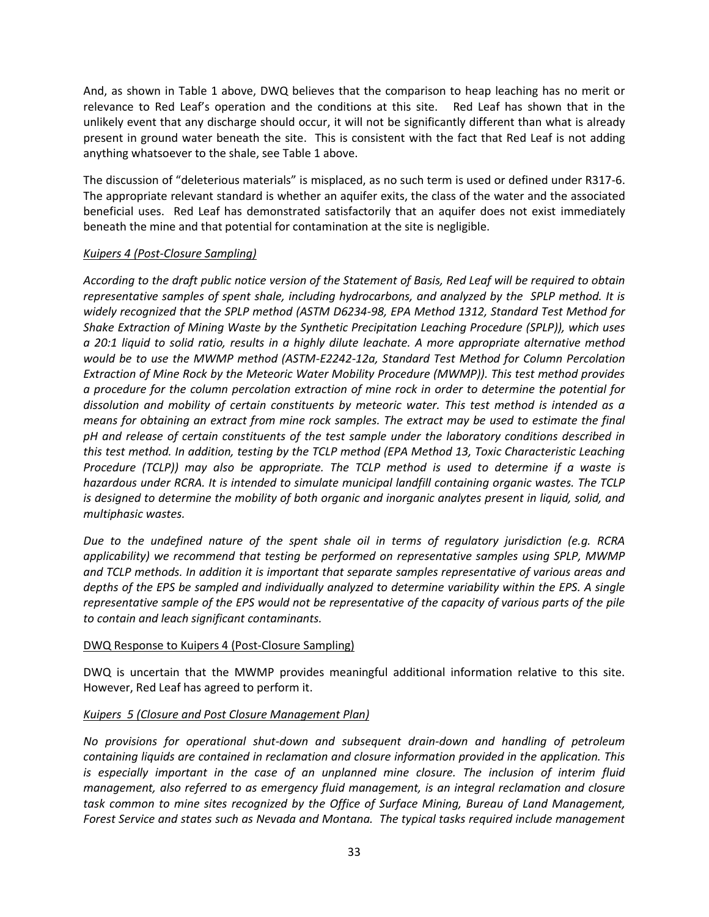And, as shown in Table 1 above, DWQ believes that the comparison to heap leaching has no merit or relevance to Red Leaf's operation and the conditions at this site. Red Leaf has shown that in the unlikely event that any discharge should occur, it will not be significantly different than what is already present in ground water beneath the site. This is consistent with the fact that Red Leaf is not adding anything whatsoever to the shale, see Table 1 above.

The discussion of "deleterious materials" is misplaced, as no such term is used or defined under R317-6. The appropriate relevant standard is whether an aquifer exits, the class of the water and the associated beneficial uses. Red Leaf has demonstrated satisfactorily that an aquifer does not exist immediately beneath the mine and that potential for contamination at the site is negligible.

*Kuipers 4 (Post-Closure Sampling)*

*According to the draft public notice version of the Statement of Basis, Red Leaf will be required to obtain representative samples of spent shale, including hydrocarbons, and analyzed by the SPLP method. It is widely recognized that the SPLP method (ASTM D6234-98, EPA Method 1312, Standard Test Method for Shake Extraction of Mining Waste by the Synthetic Precipitation Leaching Procedure (SPLP)), which uses a 20:1 liquid to solid ratio, results in a highly dilute leachate. A more appropriate alternative method would be to use the MWMP method (ASTM-E2242-12a, Standard Test Method for Column Percolation Extraction of Mine Rock by the Meteoric Water Mobility Procedure (MWMP)). This test method provides a procedure for the column percolation extraction of mine rock in order to determine the potential for dissolution and mobility of certain constituents by meteoric water. This test method is intended as a means for obtaining an extract from mine rock samples. The extract may be used to estimate the final pH and release of certain constituents of the test sample under the laboratory conditions described in this test method. In addition, testing by the TCLP method (EPA Method 13, Toxic Characteristic Leaching Procedure (TCLP)) may also be appropriate. The TCLP method is used to determine if a waste is hazardous under RCRA. It is intended to simulate municipal landfill containing organic wastes. The TCLP is designed to determine the mobility of both organic and inorganic analytes present in liquid, solid, and multiphasic wastes.*

*Due to the undefined nature of the spent shale oil in terms of regulatory jurisdiction (e.g. RCRA applicability) we recommend that testing be performed on representative samples using SPLP, MWMP and TCLP methods. In addition it is important that separate samples representative of various areas and depths of the EPS be sampled and individually analyzed to determine variability within the EPS. A single representative sample of the EPS would not be representative of the capacity of various parts of the pile to contain and leach significant contaminants.*

DWQ Response to Kuipers 4 (Post-Closure Sampling)

DWQ is uncertain that the MWMP provides meaningful additional information relative to this site. However, Red Leaf has agreed to perform it.

*Kuipers 5 (Closure and Post Closure Management Plan)*

*No provisions for operational shut-down and subsequent drain-down and handling of petroleum containing liquids are contained in reclamation and closure information provided in the application. This is especially important in the case of an unplanned mine closure. The inclusion of interim fluid management, also referred to as emergency fluid management, is an integral reclamation and closure task common to mine sites recognized by the Office of Surface Mining, Bureau of Land Management, Forest Service and states such as Nevada and Montana. The typical tasks required include management*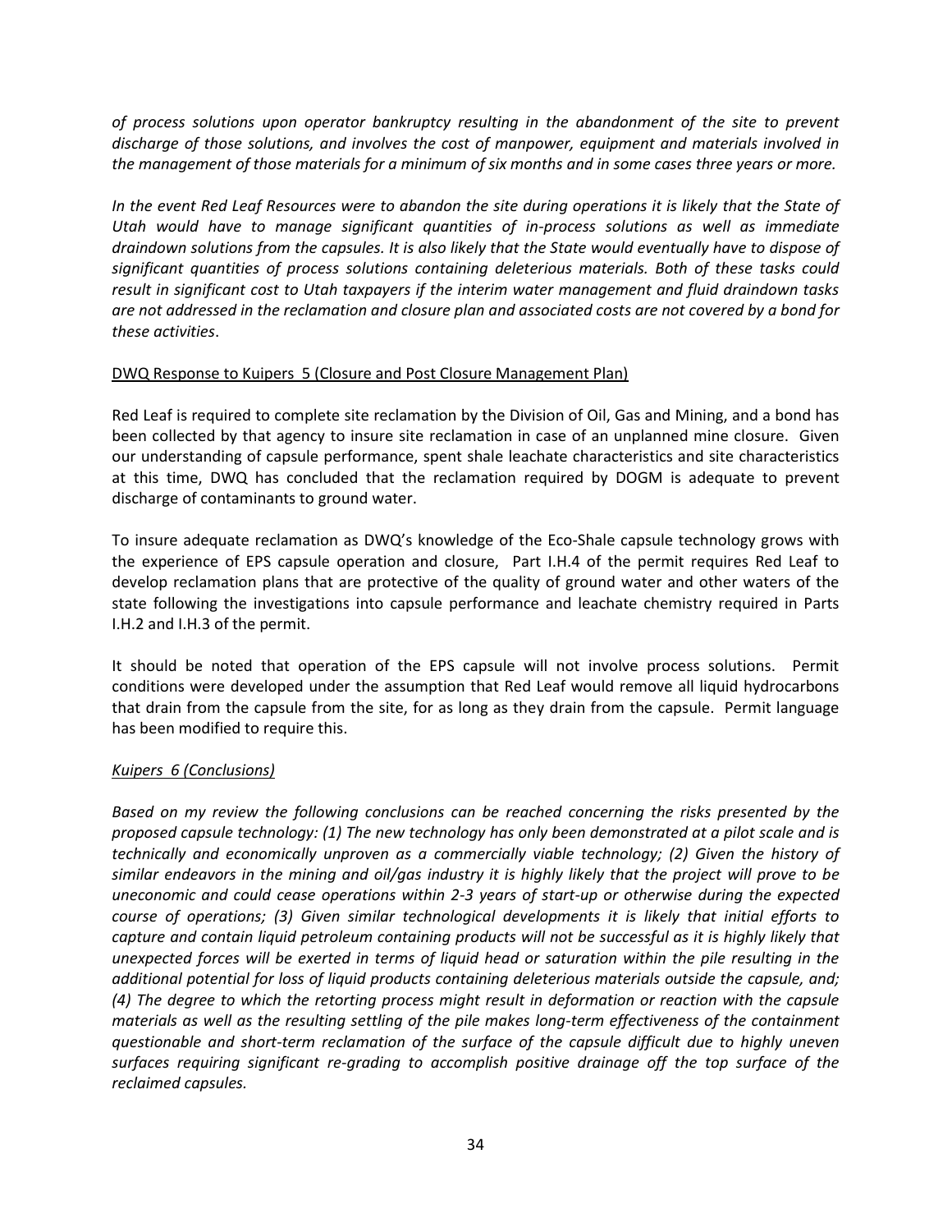*of process solutions upon operator bankruptcy resulting in the abandonment of the site to prevent discharge of those solutions, and involves the cost of manpower, equipment and materials involved in the management of those materials for a minimum of six months and in some cases three years or more.*

*In the event Red Leaf Resources were to abandon the site during operations it is likely that the State of Utah would have to manage significant quantities of in-process solutions as well as immediate draindown solutions from the capsules. It is also likely that the State would eventually have to dispose of significant quantities of process solutions containing deleterious materials. Both of these tasks could result in significant cost to Utah taxpayers if the interim water management and fluid draindown tasks are not addressed in the reclamation and closure plan and associated costs are not covered by a bond for these activities*.

DWQ Response to Kuipers 5 (Closure and Post Closure Management Plan)

Red Leaf is required to complete site reclamation by the Division of Oil, Gas and Mining, and a bond has been collected by that agency to insure site reclamation in case of an unplanned mine closure. Given our understanding of capsule performance, spent shale leachate characteristics and site characteristics at this time, DWQ has concluded that the reclamation required by DOGM is adequate to prevent discharge of contaminants to ground water.

To insure adequate reclamation as DWQ's knowledge of the Eco-Shale capsule technology grows with the experience of EPS capsule operation and closure, Part I.H.4 of the permit requires Red Leaf to develop reclamation plans that are protective of the quality of ground water and other waters of the state following the investigations into capsule performance and leachate chemistry required in Parts I.H.2 and I.H.3 of the permit.

It should be noted that operation of the EPS capsule will not involve process solutions. Permit conditions were developed under the assumption that Red Leaf would remove all liquid hydrocarbons that drain from the capsule from the site, for as long as they drain from the capsule. Permit language has been modified to require this.

*Kuipers 6 (Conclusions)*

*Based on my review the following conclusions can be reached concerning the risks presented by the proposed capsule technology: (1) The new technology has only been demonstrated at a pilot scale and is technically and economically unproven as a commercially viable technology; (2) Given the history of similar endeavors in the mining and oil/gas industry it is highly likely that the project will prove to be uneconomic and could cease operations within 2-3 years of start-up or otherwise during the expected course of operations; (3) Given similar technological developments it is likely that initial efforts to capture and contain liquid petroleum containing products will not be successful as it is highly likely that unexpected forces will be exerted in terms of liquid head or saturation within the pile resulting in the additional potential for loss of liquid products containing deleterious materials outside the capsule, and; (4) The degree to which the retorting process might result in deformation or reaction with the capsule materials as well as the resulting settling of the pile makes long-term effectiveness of the containment questionable and short-term reclamation of the surface of the capsule difficult due to highly uneven surfaces requiring significant re-grading to accomplish positive drainage off the top surface of the reclaimed capsules.*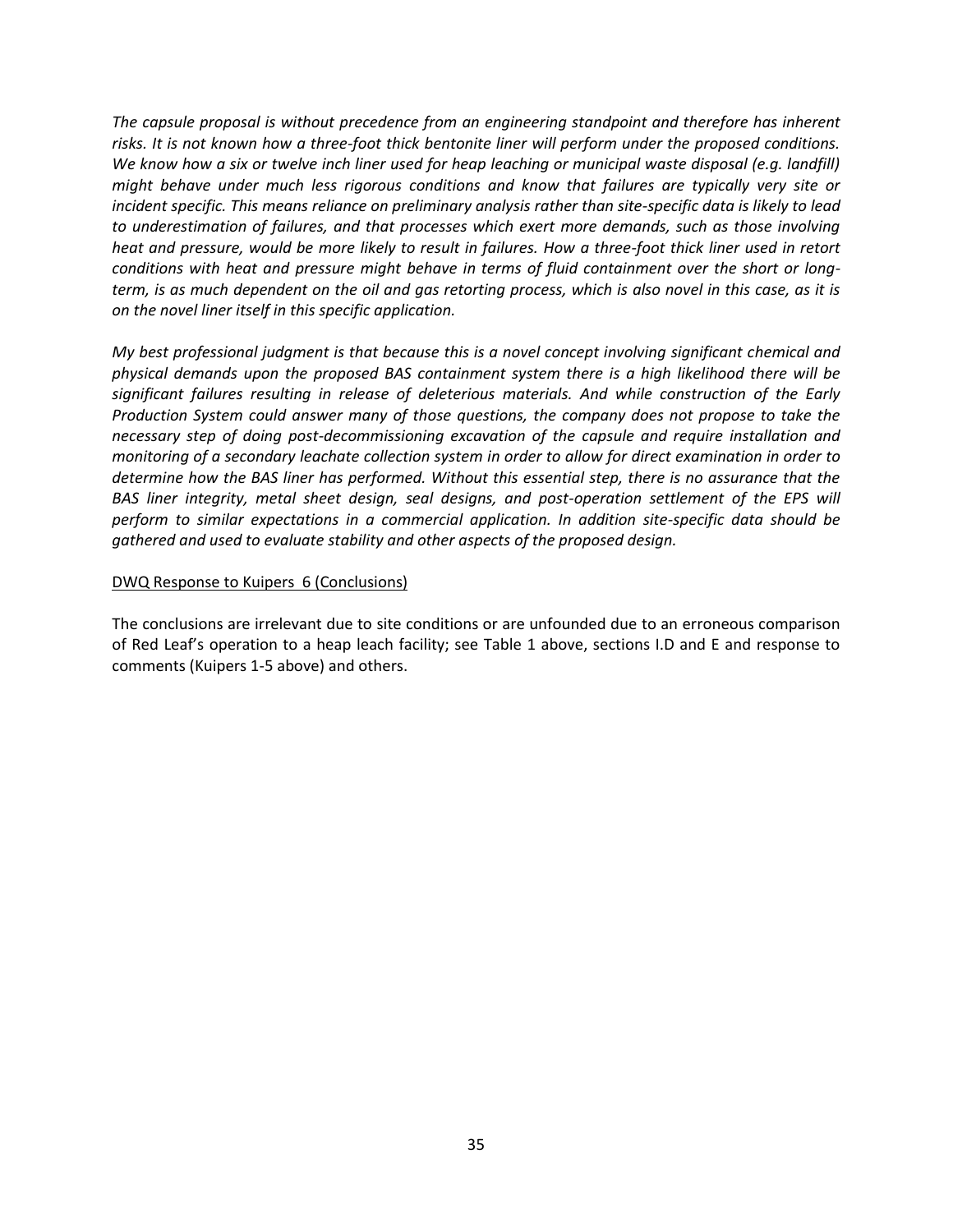*The capsule proposal is without precedence from an engineering standpoint and therefore has inherent risks. It is not known how a three-foot thick bentonite liner will perform under the proposed conditions. We know how a six or twelve inch liner used for heap leaching or municipal waste disposal (e.g. landfill) might behave under much less rigorous conditions and know that failures are typically very site or incident specific. This means reliance on preliminary analysis rather than site-specific data is likely to lead to underestimation of failures, and that processes which exert more demands, such as those involving heat and pressure, would be more likely to result in failures. How a three-foot thick liner used in retort conditions with heat and pressure might behave in terms of fluid containment over the short or long-term, is as much dependent on the oil and gas retorting process, which is also novel in this case, as it is on the novel liner itself in this specific application.*

*My best professional judgment is that because this is a novel concept involving significant chemical and physical demands upon the proposed BAS containment system there is a high likelihood there will be significant failures resulting in release of deleterious materials. And while construction of the Early Production System could answer many of those questions, the company does not propose to take the necessary step of doing post-decommissioning excavation of the capsule and require installation and monitoring of a secondary leachate collection system in order to allow for direct examination in order to determine how the BAS liner has performed. Without this essential step, there is no assurance that the BAS liner integrity, metal sheet design, seal designs, and post-operation settlement of the EPS will perform to similar expectations in a commercial application. In addition site-specific data should be gathered and used to evaluate stability and other aspects of the proposed design.*

<u>DWQ Response to Kuipers 6 (Conclusions)</u>

The conclusions are irrelevant due to site conditions or are unfounded due to an erroneous comparison of Red Leaf's operation to a heap leach facility; see Table 1 above, sections I.D and E and response to comments (Kuipers 1-5 above) and others.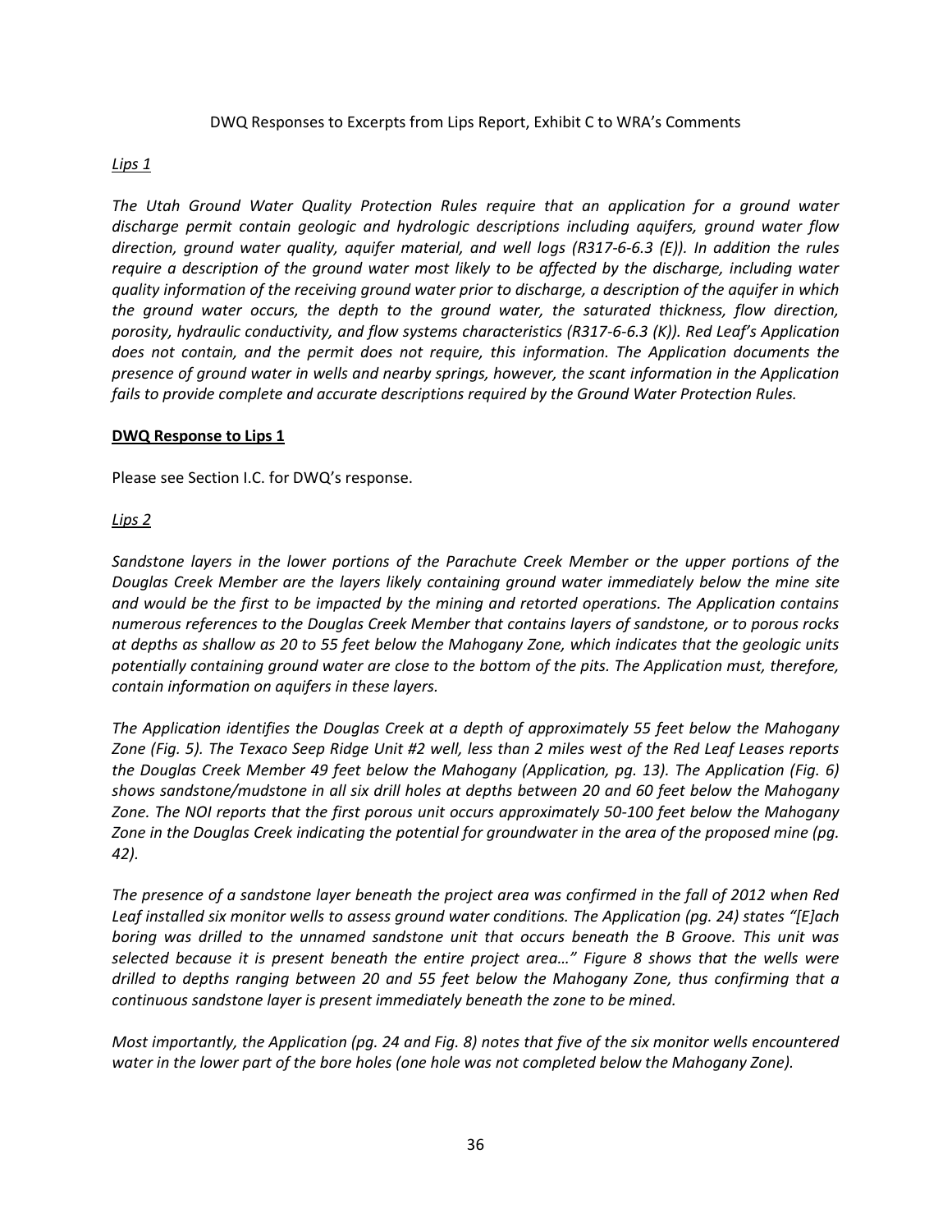DWQ Responses to Excerpts from Lips Report, Exhibit C to WRA's Comments

*Lips 1*

*The Utah Ground Water Quality Protection Rules require that an application for a ground water discharge permit contain geologic and hydrologic descriptions including aquifers, ground water flow direction, ground water quality, aquifer material, and well logs (R317-6-6.3 (E)). In addition the rules require a description of the ground water most likely to be affected by the discharge, including water quality information of the receiving ground water prior to discharge, a description of the aquifer in which the ground water occurs, the depth to the ground water, the saturated thickness, flow direction, porosity, hydraulic conductivity, and flow systems characteristics (R317-6-6.3 (K)). Red Leaf's Application does not contain, and the permit does not require, this information. The Application documents the presence of ground water in wells and nearby springs, however, the scant information in the Application fails to provide complete and accurate descriptions required by the Ground Water Protection Rules.*

**DWQ Response to Lips 1**

Please see Section I.C. for DWQ's response.

*Lips 2*

*Sandstone layers in the lower portions of the Parachute Creek Member or the upper portions of the Douglas Creek Member are the layers likely containing ground water immediately below the mine site and would be the first to be impacted by the mining and retorted operations. The Application contains numerous references to the Douglas Creek Member that contains layers of sandstone, or to porous rocks at depths as shallow as 20 to 55 feet below the Mahogany Zone, which indicates that the geologic units potentially containing ground water are close to the bottom of the pits. The Application must, therefore, contain information on aquifers in these layers.*

*The Application identifies the Douglas Creek at a depth of approximately 55 feet below the Mahogany Zone (Fig. 5). The Texaco Seep Ridge Unit #2 well, less than 2 miles west of the Red Leaf Leases reports the Douglas Creek Member 49 feet below the Mahogany (Application, pg. 13). The Application (Fig. 6) shows sandstone/mudstone in all six drill holes at depths between 20 and 60 feet below the Mahogany Zone. The NOI reports that the first porous unit occurs approximately 50-100 feet below the Mahogany Zone in the Douglas Creek indicating the potential for groundwater in the area of the proposed mine (pg. 42).*

*The presence of a sandstone layer beneath the project area was confirmed in the fall of 2012 when Red Leaf installed six monitor wells to assess ground water conditions. The Application (pg. 24) states "[E]ach boring was drilled to the unnamed sandstone unit that occurs beneath the B Groove. This unit was selected because it is present beneath the entire project area…" Figure 8 shows that the wells were drilled to depths ranging between 20 and 55 feet below the Mahogany Zone, thus confirming that a continuous sandstone layer is present immediately beneath the zone to be mined.*

*Most importantly, the Application (pg. 24 and Fig. 8) notes that five of the six monitor wells encountered water in the lower part of the bore holes (one hole was not completed below the Mahogany Zone).*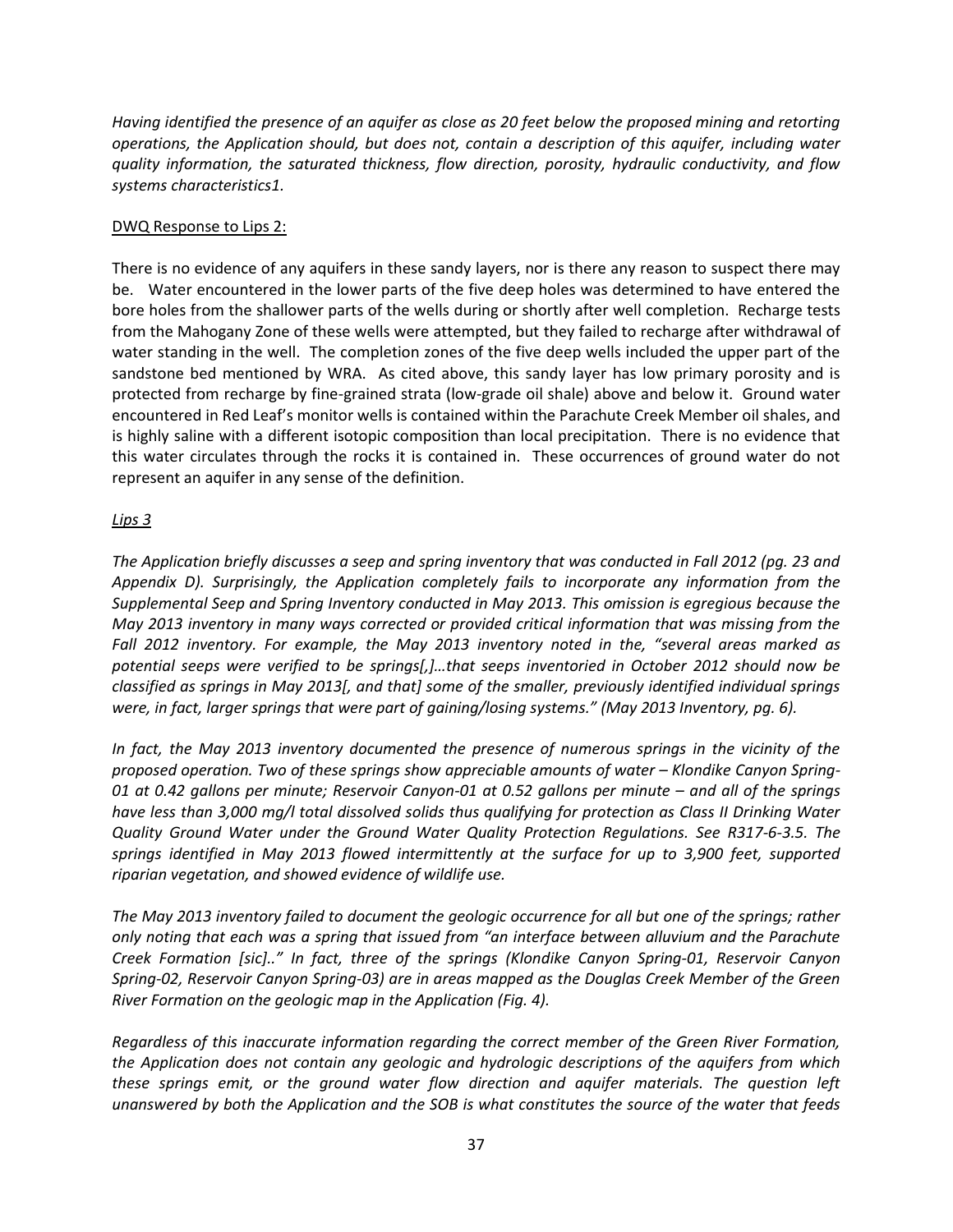*Having identified the presence of an aquifer as close as 20 feet below the proposed mining and retorting operations, the Application should, but does not, contain a description of this aquifer, including water quality information, the saturated thickness, flow direction, porosity, hydraulic conductivity, and flow systems characteristics1.*

<u>DWQ Response to Lips 2:</u>

There is no evidence of any aquifers in these sandy layers, nor is there any reason to suspect there may be. Water encountered in the lower parts of the five deep holes was determined to have entered the bore holes from the shallower parts of the wells during or shortly after well completion. Recharge tests from the Mahogany Zone of these wells were attempted, but they failed to recharge after withdrawal of water standing in the well. The completion zones of the five deep wells included the upper part of the sandstone bed mentioned by WRA. As cited above, this sandy layer has low primary porosity and is protected from recharge by fine-grained strata (low-grade oil shale) above and below it. Ground water encountered in Red Leaf's monitor wells is contained within the Parachute Creek Member oil shales, and is highly saline with a different isotopic composition than local precipitation. There is no evidence that this water circulates through the rocks it is contained in. These occurrences of ground water do not represent an aquifer in any sense of the definition.

*<u>Lips 3</u>*

*The Application briefly discusses a seep and spring inventory that was conducted in Fall 2012 (pg. 23 and Appendix D). Surprisingly, the Application completely fails to incorporate any information from the Supplemental Seep and Spring Inventory conducted in May 2013. This omission is egregious because the May 2013 inventory in many ways corrected or provided critical information that was missing from the Fall 2012 inventory. For example, the May 2013 inventory noted in the, "several areas marked as potential seeps were verified to be springs[,]…that seeps inventoried in October 2012 should now be classified as springs in May 2013[, and that] some of the smaller, previously identified individual springs were, in fact, larger springs that were part of gaining/losing systems." (May 2013 Inventory, pg. 6).*

*In fact, the May 2013 inventory documented the presence of numerous springs in the vicinity of the proposed operation. Two of these springs show appreciable amounts of water – Klondike Canyon Spring-01 at 0.42 gallons per minute; Reservoir Canyon-01 at 0.52 gallons per minute – and all of the springs have less than 3,000 mg/l total dissolved solids thus qualifying for protection as Class II Drinking Water Quality Ground Water under the Ground Water Quality Protection Regulations. See R317-6-3.5. The springs identified in May 2013 flowed intermittently at the surface for up to 3,900 feet, supported riparian vegetation, and showed evidence of wildlife use.*

*The May 2013 inventory failed to document the geologic occurrence for all but one of the springs; rather only noting that each was a spring that issued from "an interface between alluvium and the Parachute Creek Formation [sic].." In fact, three of the springs (Klondike Canyon Spring-01, Reservoir Canyon Spring-02, Reservoir Canyon Spring-03) are in areas mapped as the Douglas Creek Member of the Green River Formation on the geologic map in the Application (Fig. 4).*

*Regardless of this inaccurate information regarding the correct member of the Green River Formation, the Application does not contain any geologic and hydrologic descriptions of the aquifers from which these springs emit, or the ground water flow direction and aquifer materials. The question left unanswered by both the Application and the SOB is what constitutes the source of the water that feeds*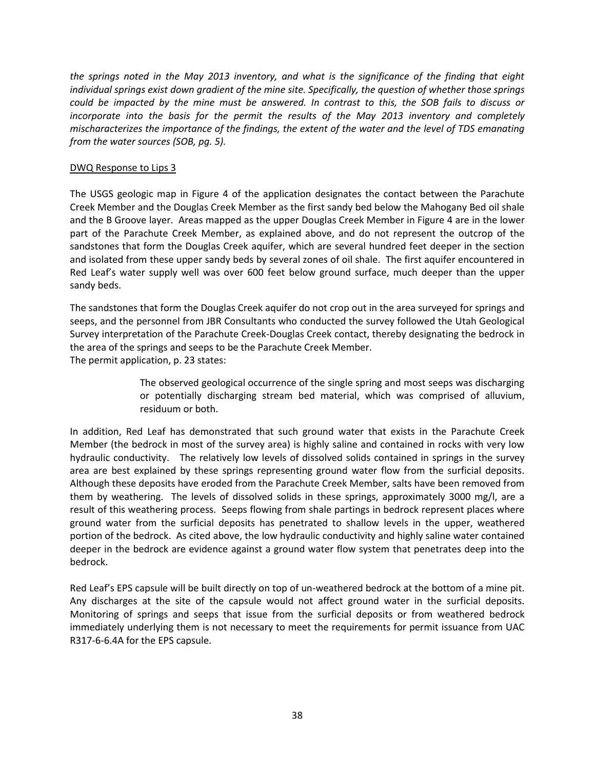*the springs noted in the May 2013 inventory, and what is the significance of the finding that eight individual springs exist down gradient of the mine site. Specifically, the question of whether those springs could be impacted by the mine must be answered. In contrast to this, the SOB fails to discuss or incorporate into the basis for the permit the results of the May 2013 inventory and completely mischaracterizes the importance of the findings, the extent of the water and the level of TDS emanating from the water sources (SOB, pg. 5).*

<u>DWQ Response to Lips 3</u>

The USGS geologic map in Figure 4 of the application designates the contact between the Parachute Creek Member and the Douglas Creek Member as the first sandy bed below the Mahogany Bed oil shale and the B Groove layer. Areas mapped as the upper Douglas Creek Member in Figure 4 are in the lower part of the Parachute Creek Member, as explained above, and do not represent the outcrop of the sandstones that form the Douglas Creek aquifer, which are several hundred feet deeper in the section and isolated from these upper sandy beds by several zones of oil shale. The first aquifer encountered in Red Leaf's water supply well was over 600 feet below ground surface, much deeper than the upper sandy beds.

The sandstones that form the Douglas Creek aquifer do not crop out in the area surveyed for springs and seeps, and the personnel from JBR Consultants who conducted the survey followed the Utah Geological Survey interpretation of the Parachute Creek-Douglas Creek contact, thereby designating the bedrock in the area of the springs and seeps to be the Parachute Creek Member.
The permit application, p. 23 states:

> The observed geological occurrence of the single spring and most seeps was discharging or potentially discharging stream bed material, which was comprised of alluvium, residuum or both.

In addition, Red Leaf has demonstrated that such ground water that exists in the Parachute Creek Member (the bedrock in most of the survey area) is highly saline and contained in rocks with very low hydraulic conductivity. The relatively low levels of dissolved solids contained in springs in the survey area are best explained by these springs representing ground water flow from the surficial deposits. Although these deposits have eroded from the Parachute Creek Member, salts have been removed from them by weathering. The levels of dissolved solids in these springs, approximately 3000 mg/l, are a result of this weathering process. Seeps flowing from shale partings in bedrock represent places where ground water from the surficial deposits has penetrated to shallow levels in the upper, weathered portion of the bedrock. As cited above, the low hydraulic conductivity and highly saline water contained deeper in the bedrock are evidence against a ground water flow system that penetrates deep into the bedrock.

Red Leaf's EPS capsule will be built directly on top of un-weathered bedrock at the bottom of a mine pit. Any discharges at the site of the capsule would not affect ground water in the surficial deposits. Monitoring of springs and seeps that issue from the surficial deposits or from weathered bedrock immediately underlying them is not necessary to meet the requirements for permit issuance from UAC R317-6-6.4A for the EPS capsule.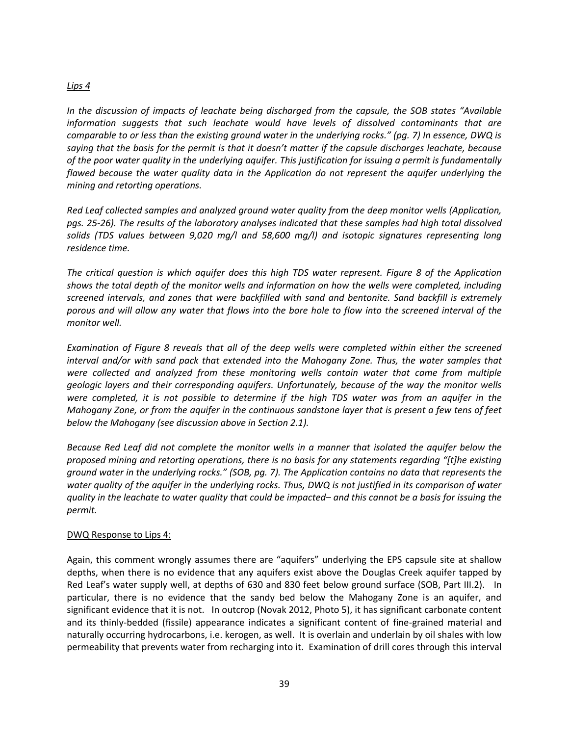*Lips 4*

*In the discussion of impacts of leachate being discharged from the capsule, the SOB states "Available information suggests that such leachate would have levels of dissolved contaminants that are comparable to or less than the existing ground water in the underlying rocks." (pg. 7) In essence, DWQ is saying that the basis for the permit is that it doesn't matter if the capsule discharges leachate, because of the poor water quality in the underlying aquifer. This justification for issuing a permit is fundamentally flawed because the water quality data in the Application do not represent the aquifer underlying the mining and retorting operations.*

*Red Leaf collected samples and analyzed ground water quality from the deep monitor wells (Application, pgs. 25-26). The results of the laboratory analyses indicated that these samples had high total dissolved solids (TDS values between 9,020 mg/l and 58,600 mg/l) and isotopic signatures representing long residence time.*

*The critical question is which aquifer does this high TDS water represent. Figure 8 of the Application shows the total depth of the monitor wells and information on how the wells were completed, including screened intervals, and zones that were backfilled with sand and bentonite. Sand backfill is extremely porous and will allow any water that flows into the bore hole to flow into the screened interval of the monitor well.*

*Examination of Figure 8 reveals that all of the deep wells were completed within either the screened interval and/or with sand pack that extended into the Mahogany Zone. Thus, the water samples that were collected and analyzed from these monitoring wells contain water that came from multiple geologic layers and their corresponding aquifers. Unfortunately, because of the way the monitor wells were completed, it is not possible to determine if the high TDS water was from an aquifer in the Mahogany Zone, or from the aquifer in the continuous sandstone layer that is present a few tens of feet below the Mahogany (see discussion above in Section 2.1).*

*Because Red Leaf did not complete the monitor wells in a manner that isolated the aquifer below the proposed mining and retorting operations, there is no basis for any statements regarding "[t]he existing ground water in the underlying rocks." (SOB, pg. 7). The Application contains no data that represents the water quality of the aquifer in the underlying rocks. Thus, DWQ is not justified in its comparison of water quality in the leachate to water quality that could be impacted– and this cannot be a basis for issuing the permit.*

DWQ Response to Lips 4:

Again, this comment wrongly assumes there are "aquifers" underlying the EPS capsule site at shallow depths, when there is no evidence that any aquifers exist above the Douglas Creek aquifer tapped by Red Leaf's water supply well, at depths of 630 and 830 feet below ground surface (SOB, Part III.2). In particular, there is no evidence that the sandy bed below the Mahogany Zone is an aquifer, and significant evidence that it is not. In outcrop (Novak 2012, Photo 5), it has significant carbonate content and its thinly-bedded (fissile) appearance indicates a significant content of fine-grained material and naturally occurring hydrocarbons, i.e. kerogen, as well. It is overlain and underlain by oil shales with low permeability that prevents water from recharging into it. Examination of drill cores through this interval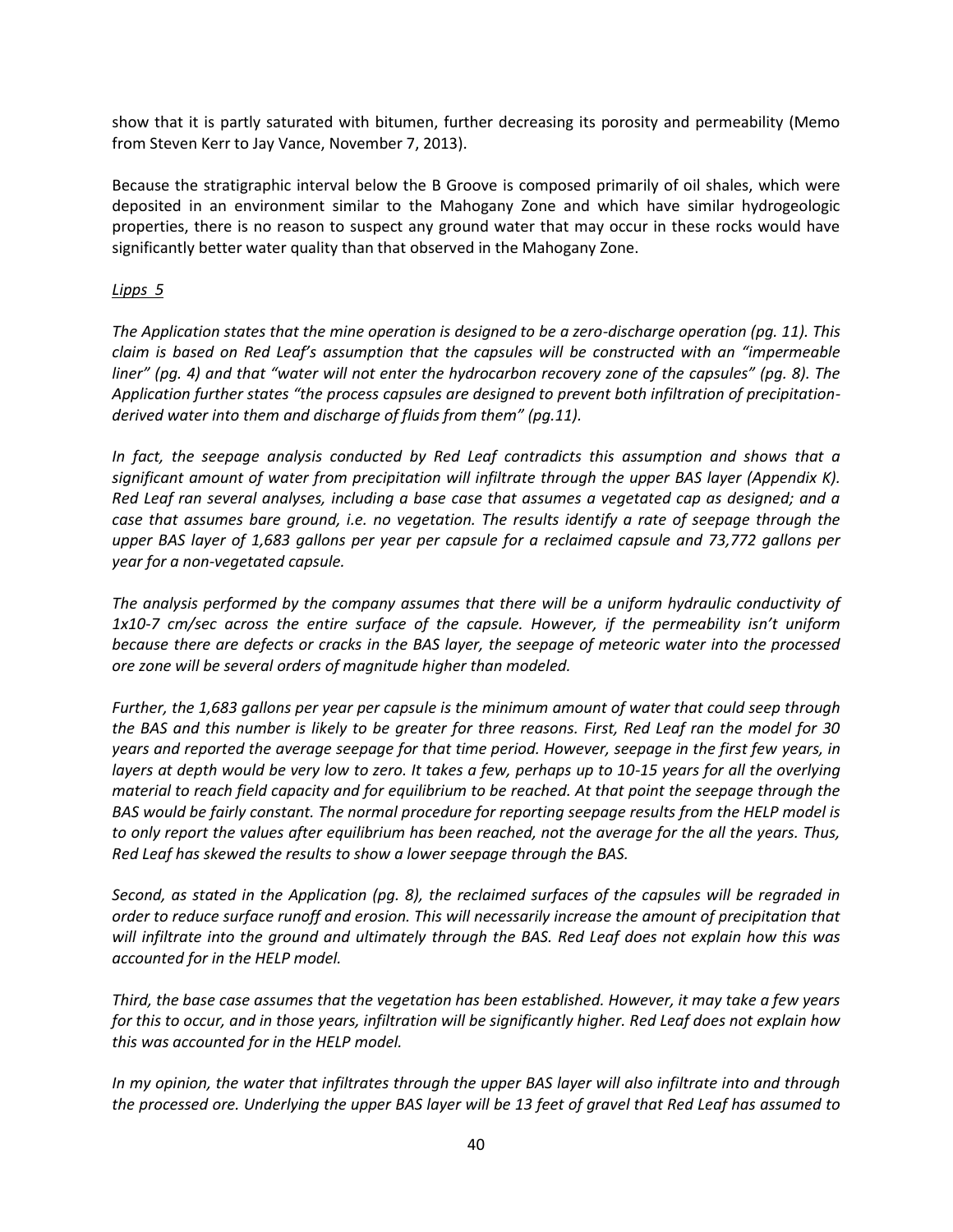show that it is partly saturated with bitumen, further decreasing its porosity and permeability (Memo from Steven Kerr to Jay Vance, November 7, 2013).

Because the stratigraphic interval below the B Groove is composed primarily of oil shales, which were deposited in an environment similar to the Mahogany Zone and which have similar hydrogeologic properties, there is no reason to suspect any ground water that may occur in these rocks would have significantly better water quality than that observed in the Mahogany Zone.

*Lipps 5*

*The Application states that the mine operation is designed to be a zero-discharge operation (pg. 11). This claim is based on Red Leaf's assumption that the capsules will be constructed with an "impermeable liner" (pg. 4) and that "water will not enter the hydrocarbon recovery zone of the capsules" (pg. 8). The Application further states "the process capsules are designed to prevent both infiltration of precipitation-derived water into them and discharge of fluids from them" (pg.11).*

*In fact, the seepage analysis conducted by Red Leaf contradicts this assumption and shows that a significant amount of water from precipitation will infiltrate through the upper BAS layer (Appendix K). Red Leaf ran several analyses, including a base case that assumes a vegetated cap as designed; and a case that assumes bare ground, i.e. no vegetation. The results identify a rate of seepage through the upper BAS layer of 1,683 gallons per year per capsule for a reclaimed capsule and 73,772 gallons per year for a non-vegetated capsule.*

*The analysis performed by the company assumes that there will be a uniform hydraulic conductivity of 1x10-7 cm/sec across the entire surface of the capsule. However, if the permeability isn't uniform because there are defects or cracks in the BAS layer, the seepage of meteoric water into the processed ore zone will be several orders of magnitude higher than modeled.*

*Further, the 1,683 gallons per year per capsule is the minimum amount of water that could seep through the BAS and this number is likely to be greater for three reasons. First, Red Leaf ran the model for 30 years and reported the average seepage for that time period. However, seepage in the first few years, in layers at depth would be very low to zero. It takes a few, perhaps up to 10-15 years for all the overlying material to reach field capacity and for equilibrium to be reached. At that point the seepage through the BAS would be fairly constant. The normal procedure for reporting seepage results from the HELP model is to only report the values after equilibrium has been reached, not the average for the all the years. Thus, Red Leaf has skewed the results to show a lower seepage through the BAS.*

*Second, as stated in the Application (pg. 8), the reclaimed surfaces of the capsules will be regraded in order to reduce surface runoff and erosion. This will necessarily increase the amount of precipitation that will infiltrate into the ground and ultimately through the BAS. Red Leaf does not explain how this was accounted for in the HELP model.*

*Third, the base case assumes that the vegetation has been established. However, it may take a few years for this to occur, and in those years, infiltration will be significantly higher. Red Leaf does not explain how this was accounted for in the HELP model.*

*In my opinion, the water that infiltrates through the upper BAS layer will also infiltrate into and through the processed ore. Underlying the upper BAS layer will be 13 feet of gravel that Red Leaf has assumed to*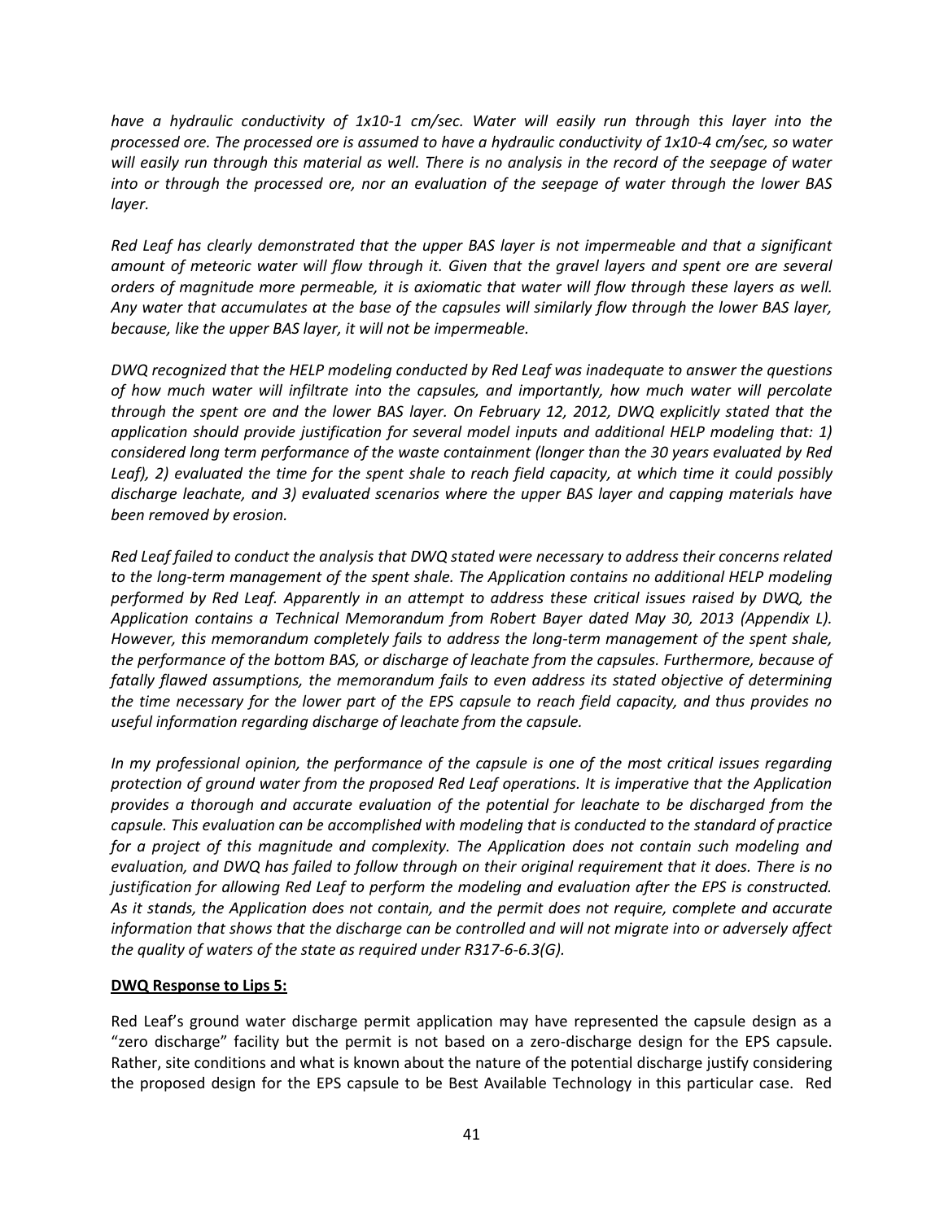*have a hydraulic conductivity of 1x10-1 cm/sec. Water will easily run through this layer into the processed ore. The processed ore is assumed to have a hydraulic conductivity of 1x10-4 cm/sec, so water will easily run through this material as well. There is no analysis in the record of the seepage of water into or through the processed ore, nor an evaluation of the seepage of water through the lower BAS layer.*

*Red Leaf has clearly demonstrated that the upper BAS layer is not impermeable and that a significant amount of meteoric water will flow through it. Given that the gravel layers and spent ore are several orders of magnitude more permeable, it is axiomatic that water will flow through these layers as well. Any water that accumulates at the base of the capsules will similarly flow through the lower BAS layer, because, like the upper BAS layer, it will not be impermeable.*

*DWQ recognized that the HELP modeling conducted by Red Leaf was inadequate to answer the questions of how much water will infiltrate into the capsules, and importantly, how much water will percolate through the spent ore and the lower BAS layer. On February 12, 2012, DWQ explicitly stated that the application should provide justification for several model inputs and additional HELP modeling that: 1) considered long term performance of the waste containment (longer than the 30 years evaluated by Red Leaf), 2) evaluated the time for the spent shale to reach field capacity, at which time it could possibly discharge leachate, and 3) evaluated scenarios where the upper BAS layer and capping materials have been removed by erosion.*

*Red Leaf failed to conduct the analysis that DWQ stated were necessary to address their concerns related to the long-term management of the spent shale. The Application contains no additional HELP modeling performed by Red Leaf. Apparently in an attempt to address these critical issues raised by DWQ, the Application contains a Technical Memorandum from Robert Bayer dated May 30, 2013 (Appendix L). However, this memorandum completely fails to address the long-term management of the spent shale, the performance of the bottom BAS, or discharge of leachate from the capsules. Furthermore, because of fatally flawed assumptions, the memorandum fails to even address its stated objective of determining the time necessary for the lower part of the EPS capsule to reach field capacity, and thus provides no useful information regarding discharge of leachate from the capsule.*

*In my professional opinion, the performance of the capsule is one of the most critical issues regarding protection of ground water from the proposed Red Leaf operations. It is imperative that the Application provides a thorough and accurate evaluation of the potential for leachate to be discharged from the capsule. This evaluation can be accomplished with modeling that is conducted to the standard of practice for a project of this magnitude and complexity. The Application does not contain such modeling and evaluation, and DWQ has failed to follow through on their original requirement that it does. There is no justification for allowing Red Leaf to perform the modeling and evaluation after the EPS is constructed. As it stands, the Application does not contain, and the permit does not require, complete and accurate information that shows that the discharge can be controlled and will not migrate into or adversely affect the quality of waters of the state as required under R317-6-6.3(G).*

**DWQ Response to Lips 5:**

Red Leaf's ground water discharge permit application may have represented the capsule design as a "zero discharge" facility but the permit is not based on a zero-discharge design for the EPS capsule. Rather, site conditions and what is known about the nature of the potential discharge justify considering the proposed design for the EPS capsule to be Best Available Technology in this particular case. Red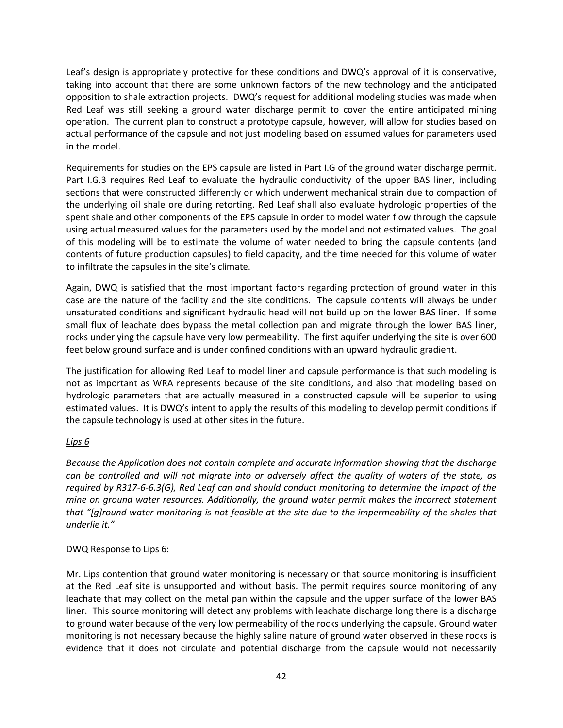Leaf's design is appropriately protective for these conditions and DWQ's approval of it is conservative, taking into account that there are some unknown factors of the new technology and the anticipated opposition to shale extraction projects. DWQ's request for additional modeling studies was made when Red Leaf was still seeking a ground water discharge permit to cover the entire anticipated mining operation. The current plan to construct a prototype capsule, however, will allow for studies based on actual performance of the capsule and not just modeling based on assumed values for parameters used in the model.

Requirements for studies on the EPS capsule are listed in Part I.G of the ground water discharge permit. Part I.G.3 requires Red Leaf to evaluate the hydraulic conductivity of the upper BAS liner, including sections that were constructed differently or which underwent mechanical strain due to compaction of the underlying oil shale ore during retorting. Red Leaf shall also evaluate hydrologic properties of the spent shale and other components of the EPS capsule in order to model water flow through the capsule using actual measured values for the parameters used by the model and not estimated values. The goal of this modeling will be to estimate the volume of water needed to bring the capsule contents (and contents of future production capsules) to field capacity, and the time needed for this volume of water to infiltrate the capsules in the site's climate.

Again, DWQ is satisfied that the most important factors regarding protection of ground water in this case are the nature of the facility and the site conditions. The capsule contents will always be under unsaturated conditions and significant hydraulic head will not build up on the lower BAS liner. If some small flux of leachate does bypass the metal collection pan and migrate through the lower BAS liner, rocks underlying the capsule have very low permeability. The first aquifer underlying the site is over 600 feet below ground surface and is under confined conditions with an upward hydraulic gradient.

The justification for allowing Red Leaf to model liner and capsule performance is that such modeling is not as important as WRA represents because of the site conditions, and also that modeling based on hydrologic parameters that are actually measured in a constructed capsule will be superior to using estimated values. It is DWQ's intent to apply the results of this modeling to develop permit conditions if the capsule technology is used at other sites in the future.

*Lips 6*

*Because the Application does not contain complete and accurate information showing that the discharge can be controlled and will not migrate into or adversely affect the quality of waters of the state, as required by R317-6-6.3(G), Red Leaf can and should conduct monitoring to determine the impact of the mine on ground water resources. Additionally, the ground water permit makes the incorrect statement that "[g]round water monitoring is not feasible at the site due to the impermeability of the shales that underlie it."*

DWQ Response to Lips 6:

Mr. Lips contention that ground water monitoring is necessary or that source monitoring is insufficient at the Red Leaf site is unsupported and without basis. The permit requires source monitoring of any leachate that may collect on the metal pan within the capsule and the upper surface of the lower BAS liner. This source monitoring will detect any problems with leachate discharge long there is a discharge to ground water because of the very low permeability of the rocks underlying the capsule. Ground water monitoring is not necessary because the highly saline nature of ground water observed in these rocks is evidence that it does not circulate and potential discharge from the capsule would not necessarily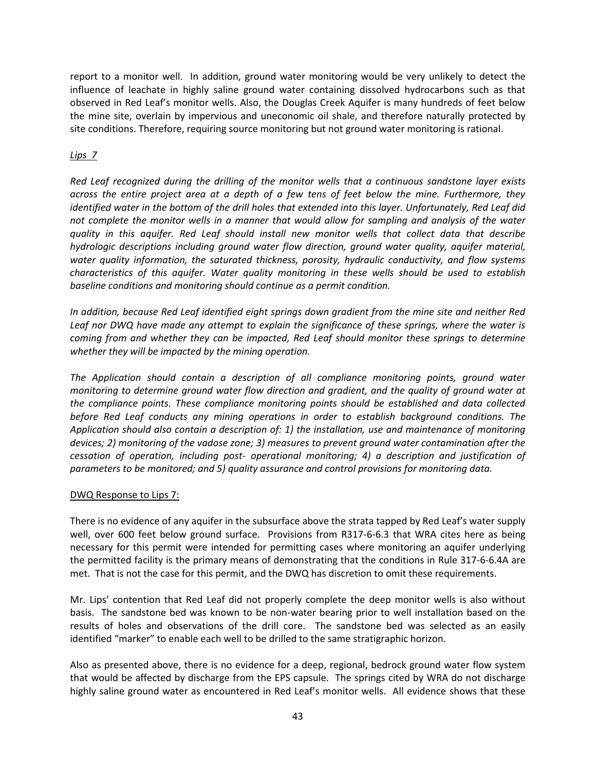report to a monitor well. In addition, ground water monitoring would be very unlikely to detect the influence of leachate in highly saline ground water containing dissolved hydrocarbons such as that observed in Red Leaf's monitor wells. Also, the Douglas Creek Aquifer is many hundreds of feet below the mine site, overlain by impervious and uneconomic oil shale, and therefore naturally protected by site conditions. Therefore, requiring source monitoring but not ground water monitoring is rational.

*Lips 7*

*Red Leaf recognized during the drilling of the monitor wells that a continuous sandstone layer exists across the entire project area at a depth of a few tens of feet below the mine. Furthermore, they identified water in the bottom of the drill holes that extended into this layer. Unfortunately, Red Leaf did not complete the monitor wells in a manner that would allow for sampling and analysis of the water quality in this aquifer. Red Leaf should install new monitor wells that collect data that describe hydrologic descriptions including ground water flow direction, ground water quality, aquifer material, water quality information, the saturated thickness, porosity, hydraulic conductivity, and flow systems characteristics of this aquifer. Water quality monitoring in these wells should be used to establish baseline conditions and monitoring should continue as a permit condition.*

*In addition, because Red Leaf identified eight springs down gradient from the mine site and neither Red Leaf nor DWQ have made any attempt to explain the significance of these springs, where the water is coming from and whether they can be impacted, Red Leaf should monitor these springs to determine whether they will be impacted by the mining operation.*

*The Application should contain a description of all compliance monitoring points, ground water monitoring to determine ground water flow direction and gradient, and the quality of ground water at the compliance points. These compliance monitoring points should be established and data collected before Red Leaf conducts any mining operations in order to establish background conditions. The Application should also contain a description of: 1) the installation, use and maintenance of monitoring devices; 2) monitoring of the vadose zone; 3) measures to prevent ground water contamination after the cessation of operation, including post- operational monitoring; 4) a description and justification of parameters to be monitored; and 5) quality assurance and control provisions for monitoring data.*

DWQ Response to Lips 7:

There is no evidence of any aquifer in the subsurface above the strata tapped by Red Leaf's water supply well, over 600 feet below ground surface. Provisions from R317-6-6.3 that WRA cites here as being necessary for this permit were intended for permitting cases where monitoring an aquifer underlying the permitted facility is the primary means of demonstrating that the conditions in Rule 317-6-6.4A are met. That is not the case for this permit, and the DWQ has discretion to omit these requirements.

Mr. Lips' contention that Red Leaf did not properly complete the deep monitor wells is also without basis. The sandstone bed was known to be non-water bearing prior to well installation based on the results of holes and observations of the drill core. The sandstone bed was selected as an easily identified "marker" to enable each well to be drilled to the same stratigraphic horizon.

Also as presented above, there is no evidence for a deep, regional, bedrock ground water flow system that would be affected by discharge from the EPS capsule. The springs cited by WRA do not discharge highly saline ground water as encountered in Red Leaf's monitor wells. All evidence shows that these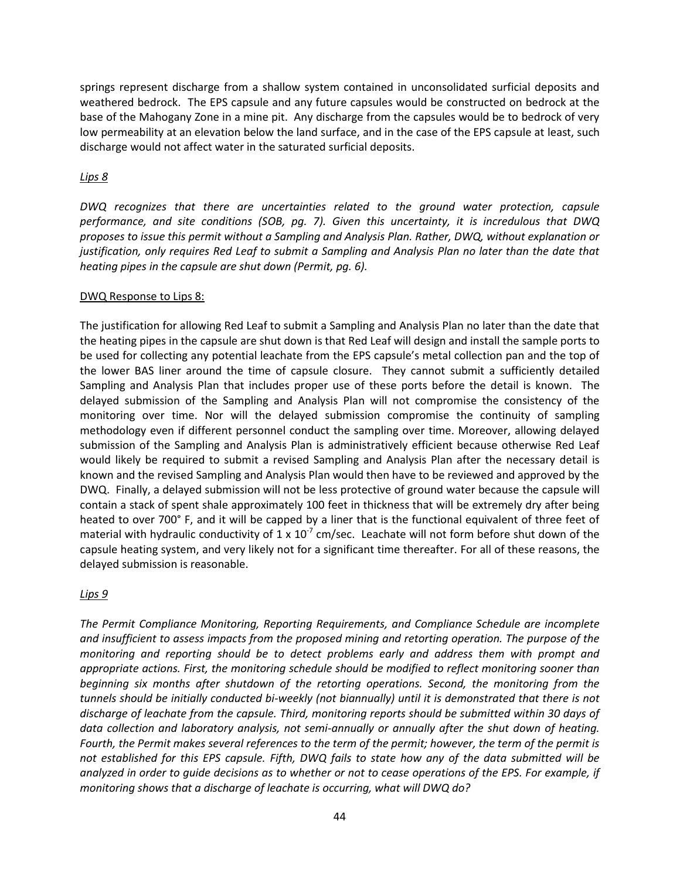springs represent discharge from a shallow system contained in unconsolidated surficial deposits and weathered bedrock. The EPS capsule and any future capsules would be constructed on bedrock at the base of the Mahogany Zone in a mine pit. Any discharge from the capsules would be to bedrock of very low permeability at an elevation below the land surface, and in the case of the EPS capsule at least, such discharge would not affect water in the saturated surficial deposits.

*Lips 8*

*DWQ recognizes that there are uncertainties related to the ground water protection, capsule performance, and site conditions (SOB, pg. 7). Given this uncertainty, it is incredulous that DWQ proposes to issue this permit without a Sampling and Analysis Plan. Rather, DWQ, without explanation or justification, only requires Red Leaf to submit a Sampling and Analysis Plan no later than the date that heating pipes in the capsule are shut down (Permit, pg. 6).*

DWQ Response to Lips 8:

The justification for allowing Red Leaf to submit a Sampling and Analysis Plan no later than the date that the heating pipes in the capsule are shut down is that Red Leaf will design and install the sample ports to be used for collecting any potential leachate from the EPS capsule's metal collection pan and the top of the lower BAS liner around the time of capsule closure. They cannot submit a sufficiently detailed Sampling and Analysis Plan that includes proper use of these ports before the detail is known. The delayed submission of the Sampling and Analysis Plan will not compromise the consistency of the monitoring over time. Nor will the delayed submission compromise the continuity of sampling methodology even if different personnel conduct the sampling over time. Moreover, allowing delayed submission of the Sampling and Analysis Plan is administratively efficient because otherwise Red Leaf would likely be required to submit a revised Sampling and Analysis Plan after the necessary detail is known and the revised Sampling and Analysis Plan would then have to be reviewed and approved by the DWQ. Finally, a delayed submission will not be less protective of ground water because the capsule will contain a stack of spent shale approximately 100 feet in thickness that will be extremely dry after being heated to over 700° F, and it will be capped by a liner that is the functional equivalent of three feet of material with hydraulic conductivity of $1 \times 10^{-7}$ cm/sec. Leachate will not form before shut down of the capsule heating system, and very likely not for a significant time thereafter. For all of these reasons, the delayed submission is reasonable.

*Lips 9*

*The Permit Compliance Monitoring, Reporting Requirements, and Compliance Schedule are incomplete and insufficient to assess impacts from the proposed mining and retorting operation. The purpose of the monitoring and reporting should be to detect problems early and address them with prompt and appropriate actions. First, the monitoring schedule should be modified to reflect monitoring sooner than beginning six months after shutdown of the retorting operations. Second, the monitoring from the tunnels should be initially conducted bi-weekly (not biannually) until it is demonstrated that there is not discharge of leachate from the capsule. Third, monitoring reports should be submitted within 30 days of data collection and laboratory analysis, not semi-annually or annually after the shut down of heating. Fourth, the Permit makes several references to the term of the permit; however, the term of the permit is not established for this EPS capsule. Fifth, DWQ fails to state how any of the data submitted will be analyzed in order to guide decisions as to whether or not to cease operations of the EPS. For example, if monitoring shows that a discharge of leachate is occurring, what will DWQ do?*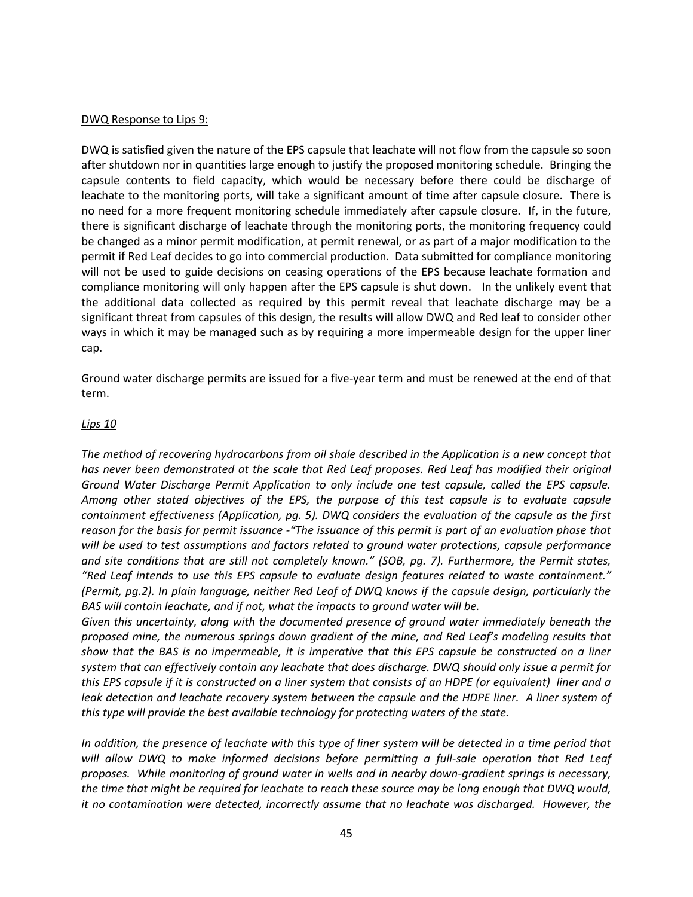DWQ Response to Lips 9:

DWQ is satisfied given the nature of the EPS capsule that leachate will not flow from the capsule so soon after shutdown nor in quantities large enough to justify the proposed monitoring schedule. Bringing the capsule contents to field capacity, which would be necessary before there could be discharge of leachate to the monitoring ports, will take a significant amount of time after capsule closure. There is no need for a more frequent monitoring schedule immediately after capsule closure. If, in the future, there is significant discharge of leachate through the monitoring ports, the monitoring frequency could be changed as a minor permit modification, at permit renewal, or as part of a major modification to the permit if Red Leaf decides to go into commercial production. Data submitted for compliance monitoring will not be used to guide decisions on ceasing operations of the EPS because leachate formation and compliance monitoring will only happen after the EPS capsule is shut down. In the unlikely event that the additional data collected as required by this permit reveal that leachate discharge may be a significant threat from capsules of this design, the results will allow DWQ and Red leaf to consider other ways in which it may be managed such as by requiring a more impermeable design for the upper liner cap.

Ground water discharge permits are issued for a five-year term and must be renewed at the end of that term.

*Lips 10*

*The method of recovering hydrocarbons from oil shale described in the Application is a new concept that has never been demonstrated at the scale that Red Leaf proposes. Red Leaf has modified their original Ground Water Discharge Permit Application to only include one test capsule, called the EPS capsule. Among other stated objectives of the EPS, the purpose of this test capsule is to evaluate capsule containment effectiveness (Application, pg. 5). DWQ considers the evaluation of the capsule as the first reason for the basis for permit issuance -"The issuance of this permit is part of an evaluation phase that will be used to test assumptions and factors related to ground water protections, capsule performance and site conditions that are still not completely known." (SOB, pg. 7). Furthermore, the Permit states, "Red Leaf intends to use this EPS capsule to evaluate design features related to waste containment." (Permit, pg.2). In plain language, neither Red Leaf of DWQ knows if the capsule design, particularly the BAS will contain leachate, and if not, what the impacts to ground water will be.*

*Given this uncertainty, along with the documented presence of ground water immediately beneath the proposed mine, the numerous springs down gradient of the mine, and Red Leaf's modeling results that show that the BAS is no impermeable, it is imperative that this EPS capsule be constructed on a liner system that can effectively contain any leachate that does discharge. DWQ should only issue a permit for this EPS capsule if it is constructed on a liner system that consists of an HDPE (or equivalent) liner and a leak detection and leachate recovery system between the capsule and the HDPE liner. A liner system of this type will provide the best available technology for protecting waters of the state.*

*In addition, the presence of leachate with this type of liner system will be detected in a time period that will allow DWQ to make informed decisions before permitting a full-sale operation that Red Leaf proposes. While monitoring of ground water in wells and in nearby down-gradient springs is necessary, the time that might be required for leachate to reach these source may be long enough that DWQ would, it no contamination were detected, incorrectly assume that no leachate was discharged. However, the*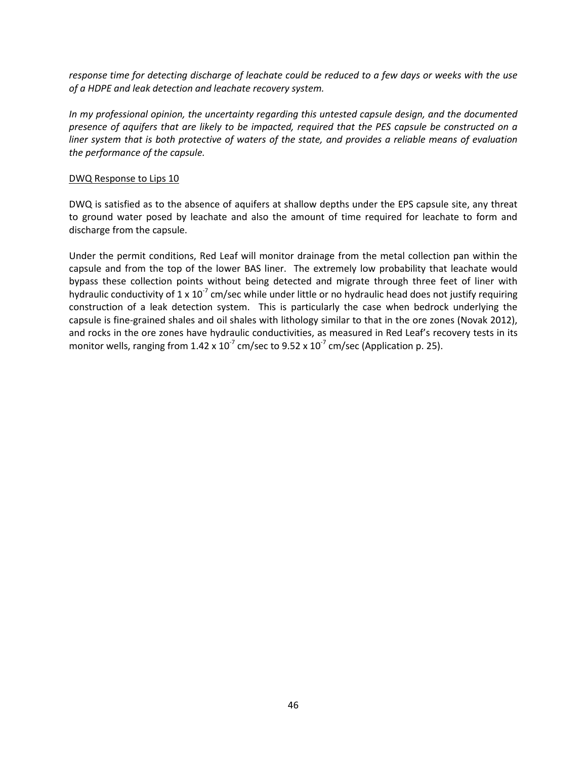*response time for detecting discharge of leachate could be reduced to a few days or weeks with the use of a HDPE and leak detection and leachate recovery system.*

*In my professional opinion, the uncertainty regarding this untested capsule design, and the documented presence of aquifers that are likely to be impacted, required that the PES capsule be constructed on a liner system that is both protective of waters of the state, and provides a reliable means of evaluation the performance of the capsule.*

<u>DWQ Response to Lips 10</u>

DWQ is satisfied as to the absence of aquifers at shallow depths under the EPS capsule site, any threat to ground water posed by leachate and also the amount of time required for leachate to form and discharge from the capsule.

Under the permit conditions, Red Leaf will monitor drainage from the metal collection pan within the capsule and from the top of the lower BAS liner. The extremely low probability that leachate would bypass these collection points without being detected and migrate through three feet of liner with hydraulic conductivity of $1 \times 10^{-7}$ cm/sec while under little or no hydraulic head does not justify requiring construction of a leak detection system. This is particularly the case when bedrock underlying the capsule is fine-grained shales and oil shales with lithology similar to that in the ore zones (Novak 2012), and rocks in the ore zones have hydraulic conductivities, as measured in Red Leaf's recovery tests in its monitor wells, ranging from $1.42 \times 10^{-7}$ cm/sec to $9.52 \times 10^{-7}$ cm/sec (Application p. 25).